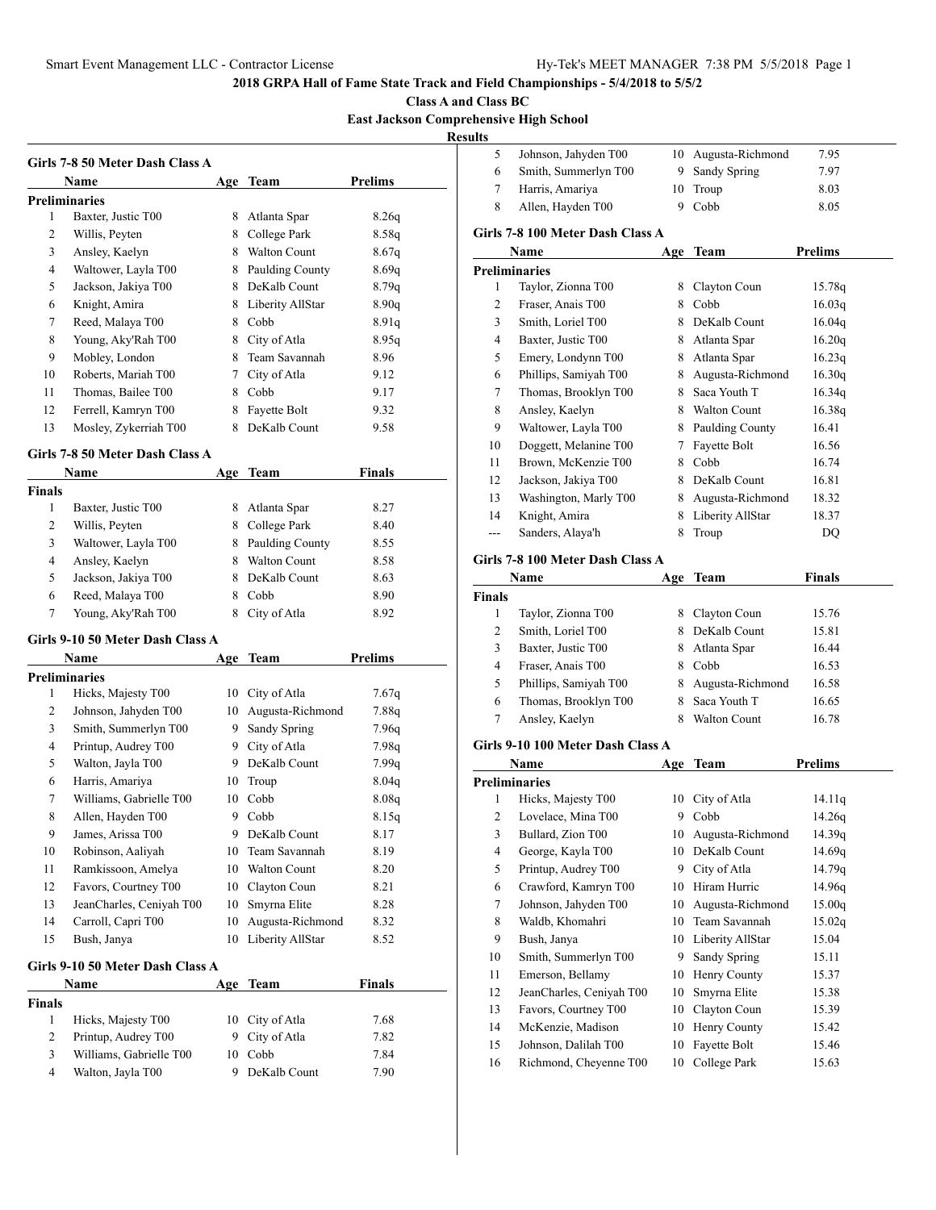**2018 GRPA Hall of Fame State Track and Field Championships - 5/4/2018 to 5/5/2**

**Class A and Class BC**

**East Jackson Comprehensive High School**

**Results**

### Girls 7-8 50 Meter Dash Class A

| | Name | Age | Team | Prelims |
|---|---|---|---|---|
| **Preliminaries** | | | | |
| 1 | Baxter, Justic T00 | 8 | Atlanta Spar | 8.26q |
| 2 | Willis, Peyten | 8 | College Park | 8.58q |
| 3 | Ansley, Kaelyn | 8 | Walton Count | 8.67q |
| 4 | Waltower, Layla T00 | 8 | Paulding County | 8.69q |
| 5 | Jackson, Jakiya T00 | 8 | DeKalb Count | 8.79q |
| 6 | Knight, Amira | 8 | Liberity AllStar | 8.90q |
| 7 | Reed, Malaya T00 | 8 | Cobb | 8.91q |
| 8 | Young, Aky'Rah T00 | 8 | City of Atla | 8.95q |
| 9 | Mobley, London | 8 | Team Savannah | 8.96 |
| 10 | Roberts, Mariah T00 | 7 | City of Atla | 9.12 |
| 11 | Thomas, Bailee T00 | 8 | Cobb | 9.17 |
| 12 | Ferrell, Kamryn T00 | 8 | Fayette Bolt | 9.32 |
| 13 | Mosley, Zykerriah T00 | 8 | DeKalb Count | 9.58 |

### Girls 7-8 50 Meter Dash Class A

| | Name | Age | Team | Finals |
|---|---|---|---|---|
| **Finals** | | | | |
| 1 | Baxter, Justic T00 | 8 | Atlanta Spar | 8.27 |
| 2 | Willis, Peyten | 8 | College Park | 8.40 |
| 3 | Waltower, Layla T00 | 8 | Paulding County | 8.55 |
| 4 | Ansley, Kaelyn | 8 | Walton Count | 8.58 |
| 5 | Jackson, Jakiya T00 | 8 | DeKalb Count | 8.63 |
| 6 | Reed, Malaya T00 | 8 | Cobb | 8.90 |
| 7 | Young, Aky'Rah T00 | 8 | City of Atla | 8.92 |

### Girls 9-10 50 Meter Dash Class A

| | Name | Age | Team | Prelims |
|---|---|---|---|---|
| **Preliminaries** | | | | |
| 1 | Hicks, Majesty T00 | 10 | City of Atla | 7.67q |
| 2 | Johnson, Jahyden T00 | 10 | Augusta-Richmond | 7.88q |
| 3 | Smith, Summerlyn T00 | 9 | Sandy Spring | 7.96q |
| 4 | Printup, Audrey T00 | 9 | City of Atla | 7.98q |
| 5 | Walton, Jayla T00 | 9 | DeKalb Count | 7.99q |
| 6 | Harris, Amariya | 10 | Troup | 8.04q |
| 7 | Williams, Gabrielle T00 | 10 | Cobb | 8.08q |
| 8 | Allen, Hayden T00 | 9 | Cobb | 8.15q |
| 9 | James, Arissa T00 | 9 | DeKalb Count | 8.17 |
| 10 | Robinson, Aaliyah | 10 | Team Savannah | 8.19 |
| 11 | Ramkissoon, Amelya | 10 | Walton Count | 8.20 |
| 12 | Favors, Courtney T00 | 10 | Clayton Coun | 8.21 |
| 13 | JeanCharles, Ceniyah T00 | 10 | Smyrna Elite | 8.28 |
| 14 | Carroll, Capri T00 | 10 | Augusta-Richmond | 8.32 |
| 15 | Bush, Janya | 10 | Liberity AllStar | 8.52 |

### Girls 9-10 50 Meter Dash Class A

| | Name | Age | Team | Finals |
|---|---|---|---|---|
| **Finals** | | | | |
| 1 | Hicks, Majesty T00 | 10 | City of Atla | 7.68 |
| 2 | Printup, Audrey T00 | 9 | City of Atla | 7.82 |
| 3 | Williams, Gabrielle T00 | 10 | Cobb | 7.84 |
| 4 | Walton, Jayla T00 | 9 | DeKalb Count | 7.90 |
| 5 | Johnson, Jahyden T00 | 10 | Augusta-Richmond | 7.95 |
| 6 | Smith, Summerlyn T00 | 9 | Sandy Spring | 7.97 |
| 7 | Harris, Amariya | 10 | Troup | 8.03 |
| 8 | Allen, Hayden T00 | 9 | Cobb | 8.05 |

### Girls 7-8 100 Meter Dash Class A

| | Name | Age | Team | Prelims |
|---|---|---|---|---|
| **Preliminaries** | | | | |
| 1 | Taylor, Zionna T00 | 8 | Clayton Coun | 15.78q |
| 2 | Fraser, Anais T00 | 8 | Cobb | 16.03q |
| 3 | Smith, Loriel T00 | 8 | DeKalb Count | 16.04q |
| 4 | Baxter, Justic T00 | 8 | Atlanta Spar | 16.20q |
| 5 | Emery, Londynn T00 | 8 | Atlanta Spar | 16.23q |
| 6 | Phillips, Samiyah T00 | 8 | Augusta-Richmond | 16.30q |
| 7 | Thomas, Brooklyn T00 | 8 | Saca Youth T | 16.34q |
| 8 | Ansley, Kaelyn | 8 | Walton Count | 16.38q |
| 9 | Waltower, Layla T00 | 8 | Paulding County | 16.41 |
| 10 | Doggett, Melanine T00 | 7 | Fayette Bolt | 16.56 |
| 11 | Brown, McKenzie T00 | 8 | Cobb | 16.74 |
| 12 | Jackson, Jakiya T00 | 8 | DeKalb Count | 16.81 |
| 13 | Washington, Marly T00 | 8 | Augusta-Richmond | 18.32 |
| 14 | Knight, Amira | 8 | Liberity AllStar | 18.37 |
| --- | Sanders, Alaya'h | 8 | Troup | DQ |

### Girls 7-8 100 Meter Dash Class A

| | Name | Age | Team | Finals |
|---|---|---|---|---|
| **Finals** | | | | |
| 1 | Taylor, Zionna T00 | 8 | Clayton Coun | 15.76 |
| 2 | Smith, Loriel T00 | 8 | DeKalb Count | 15.81 |
| 3 | Baxter, Justic T00 | 8 | Atlanta Spar | 16.44 |
| 4 | Fraser, Anais T00 | 8 | Cobb | 16.53 |
| 5 | Phillips, Samiyah T00 | 8 | Augusta-Richmond | 16.58 |
| 6 | Thomas, Brooklyn T00 | 8 | Saca Youth T | 16.65 |
| 7 | Ansley, Kaelyn | 8 | Walton Count | 16.78 |

### Girls 9-10 100 Meter Dash Class A

| | Name | Age | Team | Prelims |
|---|---|---|---|---|
| **Preliminaries** | | | | |
| 1 | Hicks, Majesty T00 | 10 | City of Atla | 14.11q |
| 2 | Lovelace, Mina T00 | 9 | Cobb | 14.26q |
| 3 | Bullard, Zion T00 | 10 | Augusta-Richmond | 14.39q |
| 4 | George, Kayla T00 | 10 | DeKalb Count | 14.69q |
| 5 | Printup, Audrey T00 | 9 | City of Atla | 14.79q |
| 6 | Crawford, Kamryn T00 | 10 | Hiram Hurric | 14.96q |
| 7 | Johnson, Jahyden T00 | 10 | Augusta-Richmond | 15.00q |
| 8 | Waldb, Khomahri | 10 | Team Savannah | 15.02q |
| 9 | Bush, Janya | 10 | Liberity AllStar | 15.04 |
| 10 | Smith, Summerlyn T00 | 9 | Sandy Spring | 15.11 |
| 11 | Emerson, Bellamy | 10 | Henry County | 15.37 |
| 12 | JeanCharles, Ceniyah T00 | 10 | Smyrna Elite | 15.38 |
| 13 | Favors, Courtney T00 | 10 | Clayton Coun | 15.39 |
| 14 | McKenzie, Madison | 10 | Henry County | 15.42 |
| 15 | Johnson, Dalilah T00 | 10 | Fayette Bolt | 15.46 |
| 16 | Richmond, Cheyenne T00 | 10 | College Park | 15.63 |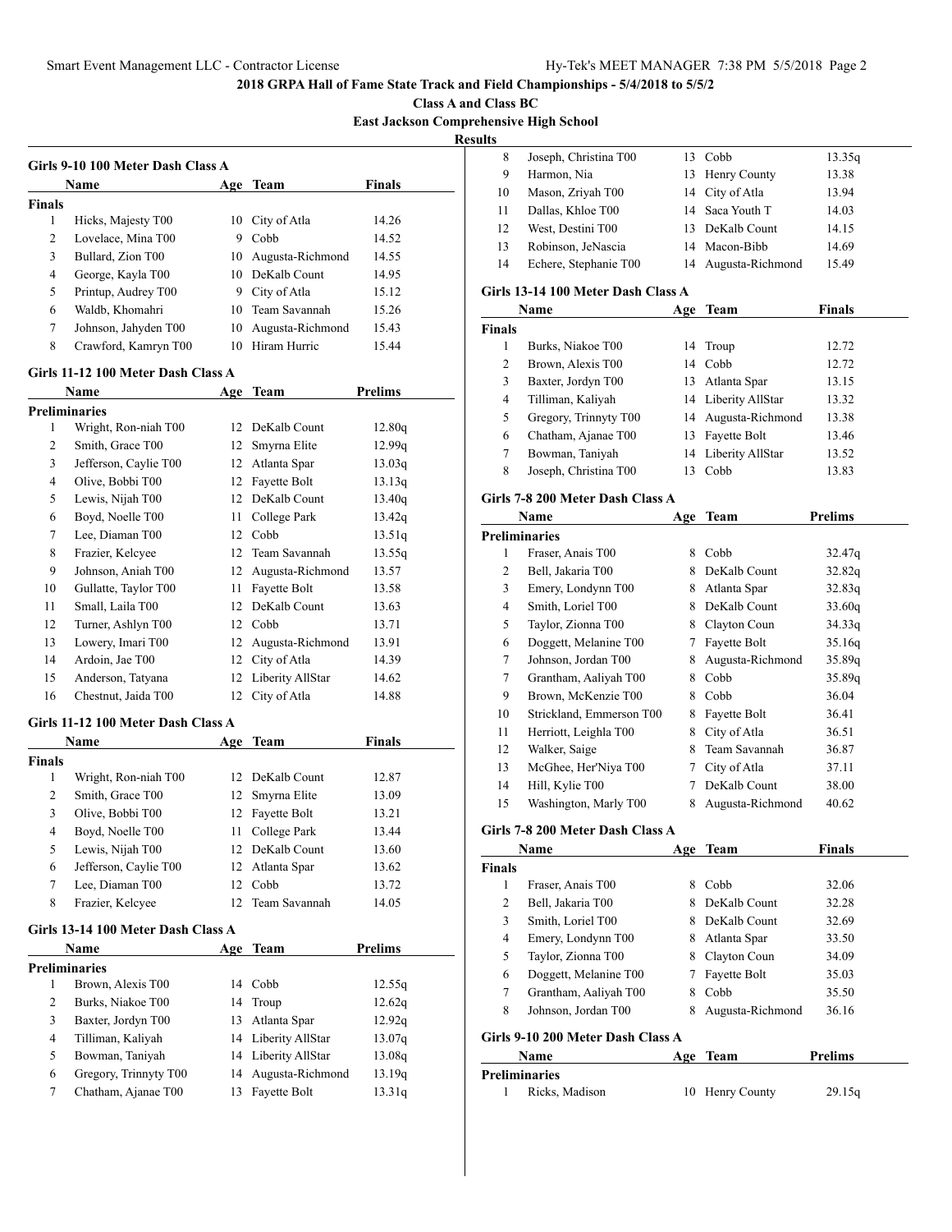**2018 GRPA Hall of Fame State Track and Field Championships - 5/4/2018 to 5/5/2**

**Class A and Class BC**

**East Jackson Comprehensive High School**

**Results**

### Girls 9-10 100 Meter Dash Class A

| | Name | Age | Team | Finals |
|---|---|---|---|---|
| **Finals** | | | | |
| 1 | Hicks, Majesty T00 | 10 | City of Atla | 14.26 |
| 2 | Lovelace, Mina T00 | 9 | Cobb | 14.52 |
| 3 | Bullard, Zion T00 | 10 | Augusta-Richmond | 14.55 |
| 4 | George, Kayla T00 | 10 | DeKalb Count | 14.95 |
| 5 | Printup, Audrey T00 | 9 | City of Atla | 15.12 |
| 6 | Waldb, Khomahri | 10 | Team Savannah | 15.26 |
| 7 | Johnson, Jahyden T00 | 10 | Augusta-Richmond | 15.43 |
| 8 | Crawford, Kamryn T00 | 10 | Hiram Hurric | 15.44 |

### Girls 11-12 100 Meter Dash Class A

| | Name | Age | Team | Prelims |
|---|---|---|---|---|
| **Preliminaries** | | | | |
| 1 | Wright, Ron-niah T00 | 12 | DeKalb Count | 12.80q |
| 2 | Smith, Grace T00 | 12 | Smyrna Elite | 12.99q |
| 3 | Jefferson, Caylie T00 | 12 | Atlanta Spar | 13.03q |
| 4 | Olive, Bobbi T00 | 12 | Fayette Bolt | 13.13q |
| 5 | Lewis, Nijah T00 | 12 | DeKalb Count | 13.40q |
| 6 | Boyd, Noelle T00 | 11 | College Park | 13.42q |
| 7 | Lee, Diaman T00 | 12 | Cobb | 13.51q |
| 8 | Frazier, Kelcyee | 12 | Team Savannah | 13.55q |
| 9 | Johnson, Aniah T00 | 12 | Augusta-Richmond | 13.57 |
| 10 | Gullatte, Taylor T00 | 11 | Fayette Bolt | 13.58 |
| 11 | Small, Laila T00 | 12 | DeKalb Count | 13.63 |
| 12 | Turner, Ashlyn T00 | 12 | Cobb | 13.71 |
| 13 | Lowery, Imari T00 | 12 | Augusta-Richmond | 13.91 |
| 14 | Ardoin, Jae T00 | 12 | City of Atla | 14.39 |
| 15 | Anderson, Tatyana | 12 | Liberty AllStar | 14.62 |
| 16 | Chestnut, Jaida T00 | 12 | City of Atla | 14.88 |

### Girls 11-12 100 Meter Dash Class A

| | Name | Age | Team | Finals |
|---|---|---|---|---|
| **Finals** | | | | |
| 1 | Wright, Ron-niah T00 | 12 | DeKalb Count | 12.87 |
| 2 | Smith, Grace T00 | 12 | Smyrna Elite | 13.09 |
| 3 | Olive, Bobbi T00 | 12 | Fayette Bolt | 13.21 |
| 4 | Boyd, Noelle T00 | 11 | College Park | 13.44 |
| 5 | Lewis, Nijah T00 | 12 | DeKalb Count | 13.60 |
| 6 | Jefferson, Caylie T00 | 12 | Atlanta Spar | 13.62 |
| 7 | Lee, Diaman T00 | 12 | Cobb | 13.72 |
| 8 | Frazier, Kelcyee | 12 | Team Savannah | 14.05 |

### Girls 13-14 100 Meter Dash Class A

| | Name | Age | Team | Prelims |
|---|---|---|---|---|
| **Preliminaries** | | | | |
| 1 | Brown, Alexis T00 | 14 | Cobb | 12.55q |
| 2 | Burks, Niakoe T00 | 14 | Troup | 12.62q |
| 3 | Baxter, Jordyn T00 | 13 | Atlanta Spar | 12.92q |
| 4 | Tilliman, Kaliyah | 14 | Liberty AllStar | 13.07q |
| 5 | Bowman, Taniyah | 14 | Liberty AllStar | 13.08q |
| 6 | Gregory, Trinnyty T00 | 14 | Augusta-Richmond | 13.19q |
| 7 | Chatham, Ajanae T00 | 13 | Fayette Bolt | 13.31q |
| 8 | Joseph, Christina T00 | 13 | Cobb | 13.35q |
| 9 | Harmon, Nia | 13 | Henry County | 13.38 |
| 10 | Mason, Zriyah T00 | 14 | City of Atla | 13.94 |
| 11 | Dallas, Khloe T00 | 14 | Saca Youth T | 14.03 |
| 12 | West, Destini T00 | 13 | DeKalb Count | 14.15 |
| 13 | Robinson, JeNascia | 14 | Macon-Bibb | 14.69 |
| 14 | Echere, Stephanie T00 | 14 | Augusta-Richmond | 15.49 |

### Girls 13-14 100 Meter Dash Class A

| | Name | Age | Team | Finals |
|---|---|---|---|---|
| **Finals** | | | | |
| 1 | Burks, Niakoe T00 | 14 | Troup | 12.72 |
| 2 | Brown, Alexis T00 | 14 | Cobb | 12.72 |
| 3 | Baxter, Jordyn T00 | 13 | Atlanta Spar | 13.15 |
| 4 | Tilliman, Kaliyah | 14 | Liberty AllStar | 13.32 |
| 5 | Gregory, Trinnyty T00 | 14 | Augusta-Richmond | 13.38 |
| 6 | Chatham, Ajanae T00 | 13 | Fayette Bolt | 13.46 |
| 7 | Bowman, Taniyah | 14 | Liberty AllStar | 13.52 |
| 8 | Joseph, Christina T00 | 13 | Cobb | 13.83 |

### Girls 7-8 200 Meter Dash Class A

| | Name | Age | Team | Prelims |
|---|---|---|---|---|
| **Preliminaries** | | | | |
| 1 | Fraser, Anais T00 | 8 | Cobb | 32.47q |
| 2 | Bell, Jakaria T00 | 8 | DeKalb Count | 32.82q |
| 3 | Emery, Londynn T00 | 8 | Atlanta Spar | 32.83q |
| 4 | Smith, Loriel T00 | 8 | DeKalb Count | 33.60q |
| 5 | Taylor, Zionna T00 | 8 | Clayton Coun | 34.33q |
| 6 | Doggett, Melanine T00 | 7 | Fayette Bolt | 35.16q |
| 7 | Johnson, Jordan T00 | 8 | Augusta-Richmond | 35.89q |
| 7 | Grantham, Aaliyah T00 | 8 | Cobb | 35.89q |
| 9 | Brown, McKenzie T00 | 8 | Cobb | 36.04 |
| 10 | Strickland, Emmerson T00 | 8 | Fayette Bolt | 36.41 |
| 11 | Herriott, Leighla T00 | 8 | City of Atla | 36.51 |
| 12 | Walker, Saige | 8 | Team Savannah | 36.87 |
| 13 | McGhee, Her'Niya T00 | 7 | City of Atla | 37.11 |
| 14 | Hill, Kylie T00 | 7 | DeKalb Count | 38.00 |
| 15 | Washington, Marly T00 | 8 | Augusta-Richmond | 40.62 |

### Girls 7-8 200 Meter Dash Class A

| | Name | Age | Team | Finals |
|---|---|---|---|---|
| **Finals** | | | | |
| 1 | Fraser, Anais T00 | 8 | Cobb | 32.06 |
| 2 | Bell, Jakaria T00 | 8 | DeKalb Count | 32.28 |
| 3 | Smith, Loriel T00 | 8 | DeKalb Count | 32.69 |
| 4 | Emery, Londynn T00 | 8 | Atlanta Spar | 33.50 |
| 5 | Taylor, Zionna T00 | 8 | Clayton Coun | 34.09 |
| 6 | Doggett, Melanine T00 | 7 | Fayette Bolt | 35.03 |
| 7 | Grantham, Aaliyah T00 | 8 | Cobb | 35.50 |
| 8 | Johnson, Jordan T00 | 8 | Augusta-Richmond | 36.16 |

### Girls 9-10 200 Meter Dash Class A

| | Name | Age | Team | Prelims |
|---|---|---|---|---|
| **Preliminaries** | | | | |
| 1 | Ricks, Madison | 10 | Henry County | 29.15q |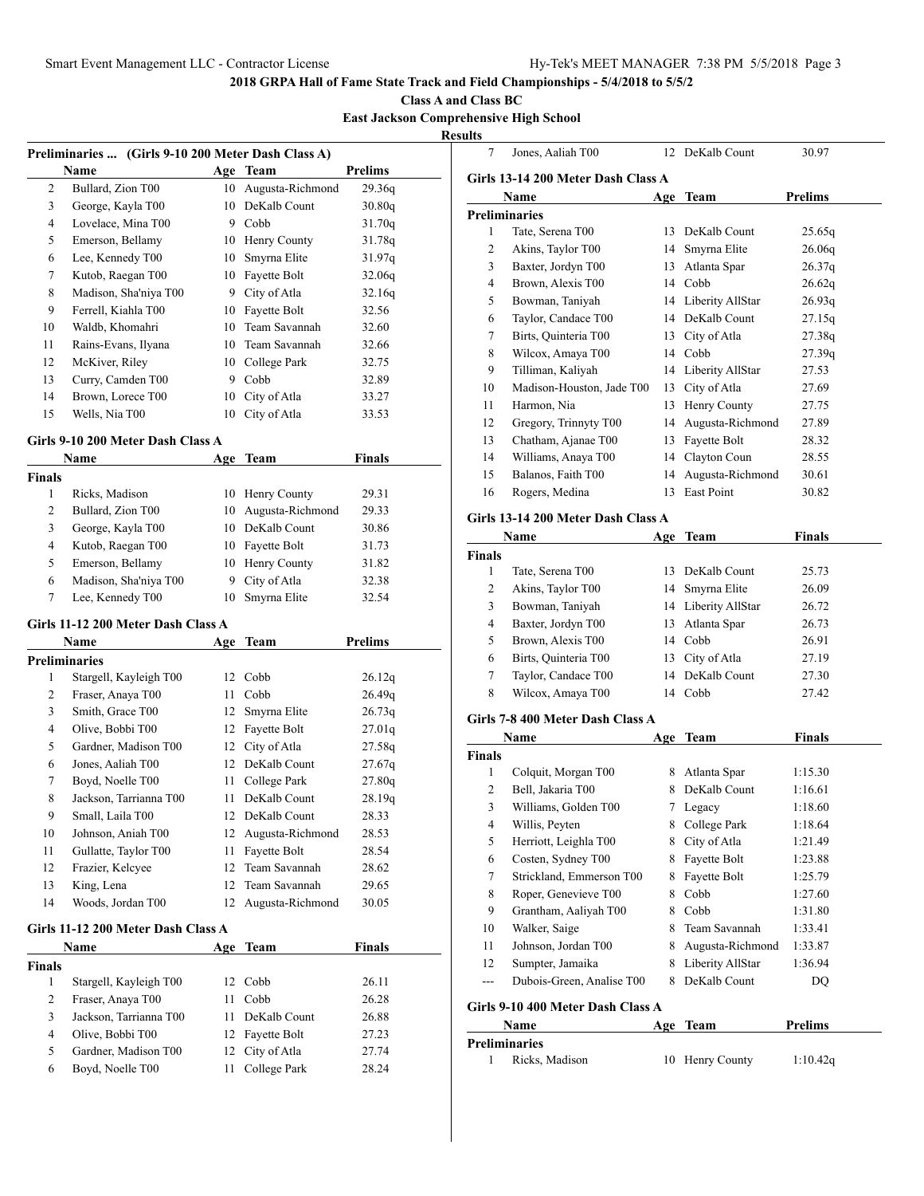**2018 GRPA Hall of Fame State Track and Field Championships - 5/4/2018 to 5/5/2**

**Class A and Class BC**

**East Jackson Comprehensive High School**

**Results**

### Preliminaries ... (Girls 9-10 200 Meter Dash Class A)

| | Name | Age | Team | Prelims |
|---|---|---|---|---|
| 2 | Bullard, Zion T00 | 10 | Augusta-Richmond | 29.36q |
| 3 | George, Kayla T00 | 10 | DeKalb Count | 30.80q |
| 4 | Lovelace, Mina T00 | 9 | Cobb | 31.70q |
| 5 | Emerson, Bellamy | 10 | Henry County | 31.78q |
| 6 | Lee, Kennedy T00 | 10 | Smyrna Elite | 31.97q |
| 7 | Kutob, Raegan T00 | 10 | Fayette Bolt | 32.06q |
| 8 | Madison, Sha'niya T00 | 9 | City of Atla | 32.16q |
| 9 | Ferrell, Kiahla T00 | 10 | Fayette Bolt | 32.56 |
| 10 | Waldb, Khomahri | 10 | Team Savannah | 32.60 |
| 11 | Rains-Evans, Ilyana | 10 | Team Savannah | 32.66 |
| 12 | McKiver, Riley | 10 | College Park | 32.75 |
| 13 | Curry, Camden T00 | 9 | Cobb | 32.89 |
| 14 | Brown, Lorece T00 | 10 | City of Atla | 33.27 |
| 15 | Wells, Nia T00 | 10 | City of Atla | 33.53 |

### Girls 9-10 200 Meter Dash Class A

| | Name | Age | Team | Finals |
|---|---|---|---|---|
| **Finals** | | | | |
| 1 | Ricks, Madison | 10 | Henry County | 29.31 |
| 2 | Bullard, Zion T00 | 10 | Augusta-Richmond | 29.33 |
| 3 | George, Kayla T00 | 10 | DeKalb Count | 30.86 |
| 4 | Kutob, Raegan T00 | 10 | Fayette Bolt | 31.73 |
| 5 | Emerson, Bellamy | 10 | Henry County | 31.82 |
| 6 | Madison, Sha'niya T00 | 9 | City of Atla | 32.38 |
| 7 | Lee, Kennedy T00 | 10 | Smyrna Elite | 32.54 |

### Girls 11-12 200 Meter Dash Class A

| | Name | Age | Team | Prelims |
|---|---|---|---|---|
| **Preliminaries** | | | | |
| 1 | Stargell, Kayleigh T00 | 12 | Cobb | 26.12q |
| 2 | Fraser, Anaya T00 | 11 | Cobb | 26.49q |
| 3 | Smith, Grace T00 | 12 | Smyrna Elite | 26.73q |
| 4 | Olive, Bobbi T00 | 12 | Fayette Bolt | 27.01q |
| 5 | Gardner, Madison T00 | 12 | City of Atla | 27.58q |
| 6 | Jones, Aaliah T00 | 12 | DeKalb Count | 27.67q |
| 7 | Boyd, Noelle T00 | 11 | College Park | 27.80q |
| 8 | Jackson, Tarrianna T00 | 11 | DeKalb Count | 28.19q |
| 9 | Small, Laila T00 | 12 | DeKalb Count | 28.33 |
| 10 | Johnson, Aniah T00 | 12 | Augusta-Richmond | 28.53 |
| 11 | Gullatte, Taylor T00 | 11 | Fayette Bolt | 28.54 |
| 12 | Frazier, Kelcyee | 12 | Team Savannah | 28.62 |
| 13 | King, Lena | 12 | Team Savannah | 29.65 |
| 14 | Woods, Jordan T00 | 12 | Augusta-Richmond | 30.05 |

### Girls 11-12 200 Meter Dash Class A

| | Name | Age | Team | Finals |
|---|---|---|---|---|
| **Finals** | | | | |
| 1 | Stargell, Kayleigh T00 | 12 | Cobb | 26.11 |
| 2 | Fraser, Anaya T00 | 11 | Cobb | 26.28 |
| 3 | Jackson, Tarrianna T00 | 11 | DeKalb Count | 26.88 |
| 4 | Olive, Bobbi T00 | 12 | Fayette Bolt | 27.23 |
| 5 | Gardner, Madison T00 | 12 | City of Atla | 27.74 |
| 6 | Boyd, Noelle T00 | 11 | College Park | 28.24 |
| 7 | Jones, Aaliah T00 | 12 | DeKalb Count | 30.97 |

### Girls 13-14 200 Meter Dash Class A

| | Name | Age | Team | Prelims |
|---|---|---|---|---|
| **Preliminaries** | | | | |
| 1 | Tate, Serena T00 | 13 | DeKalb Count | 25.65q |
| 2 | Akins, Taylor T00 | 14 | Smyrna Elite | 26.06q |
| 3 | Baxter, Jordyn T00 | 13 | Atlanta Spar | 26.37q |
| 4 | Brown, Alexis T00 | 14 | Cobb | 26.62q |
| 5 | Bowman, Taniyah | 14 | Liberty AllStar | 26.93q |
| 6 | Taylor, Candace T00 | 14 | DeKalb Count | 27.15q |
| 7 | Birts, Quinteria T00 | 13 | City of Atla | 27.38q |
| 8 | Wilcox, Amaya T00 | 14 | Cobb | 27.39q |
| 9 | Tilliman, Kaliyah | 14 | Liberty AllStar | 27.53 |
| 10 | Madison-Houston, Jade T00 | 13 | City of Atla | 27.69 |
| 11 | Harmon, Nia | 13 | Henry County | 27.75 |
| 12 | Gregory, Trinnyty T00 | 14 | Augusta-Richmond | 27.89 |
| 13 | Chatham, Ajanae T00 | 13 | Fayette Bolt | 28.32 |
| 14 | Williams, Anaya T00 | 14 | Clayton Coun | 28.55 |
| 15 | Balanos, Faith T00 | 14 | Augusta-Richmond | 30.61 |
| 16 | Rogers, Medina | 13 | East Point | 30.82 |

### Girls 13-14 200 Meter Dash Class A

| | Name | Age | Team | Finals |
|---|---|---|---|---|
| **Finals** | | | | |
| 1 | Tate, Serena T00 | 13 | DeKalb Count | 25.73 |
| 2 | Akins, Taylor T00 | 14 | Smyrna Elite | 26.09 |
| 3 | Bowman, Taniyah | 14 | Liberty AllStar | 26.72 |
| 4 | Baxter, Jordyn T00 | 13 | Atlanta Spar | 26.73 |
| 5 | Brown, Alexis T00 | 14 | Cobb | 26.91 |
| 6 | Birts, Quinteria T00 | 13 | City of Atla | 27.19 |
| 7 | Taylor, Candace T00 | 14 | DeKalb Count | 27.30 |
| 8 | Wilcox, Amaya T00 | 14 | Cobb | 27.42 |

### Girls 7-8 400 Meter Dash Class A

| | Name | Age | Team | Finals |
|---|---|---|---|---|
| **Finals** | | | | |
| 1 | Colquit, Morgan T00 | 8 | Atlanta Spar | 1:15.30 |
| 2 | Bell, Jakaria T00 | 8 | DeKalb Count | 1:16.61 |
| 3 | Williams, Golden T00 | 7 | Legacy | 1:18.60 |
| 4 | Willis, Peyten | 8 | College Park | 1:18.64 |
| 5 | Herriott, Leighla T00 | 8 | City of Atla | 1:21.49 |
| 6 | Costen, Sydney T00 | 8 | Fayette Bolt | 1:23.88 |
| 7 | Strickland, Emmerson T00 | 8 | Fayette Bolt | 1:25.79 |
| 8 | Roper, Genevieve T00 | 8 | Cobb | 1:27.60 |
| 9 | Grantham, Aaliyah T00 | 8 | Cobb | 1:31.80 |
| 10 | Walker, Saige | 8 | Team Savannah | 1:33.41 |
| 11 | Johnson, Jordan T00 | 8 | Augusta-Richmond | 1:33.87 |
| 12 | Sumpter, Jamaika | 8 | Liberty AllStar | 1:36.94 |
| --- | Dubois-Green, Analise T00 | 8 | DeKalb Count | DQ |

### Girls 9-10 400 Meter Dash Class A

| | Name | Age | Team | Prelims |
|---|---|---|---|---|
| **Preliminaries** | | | | |
| 1 | Ricks, Madison | 10 | Henry County | 1:10.42q |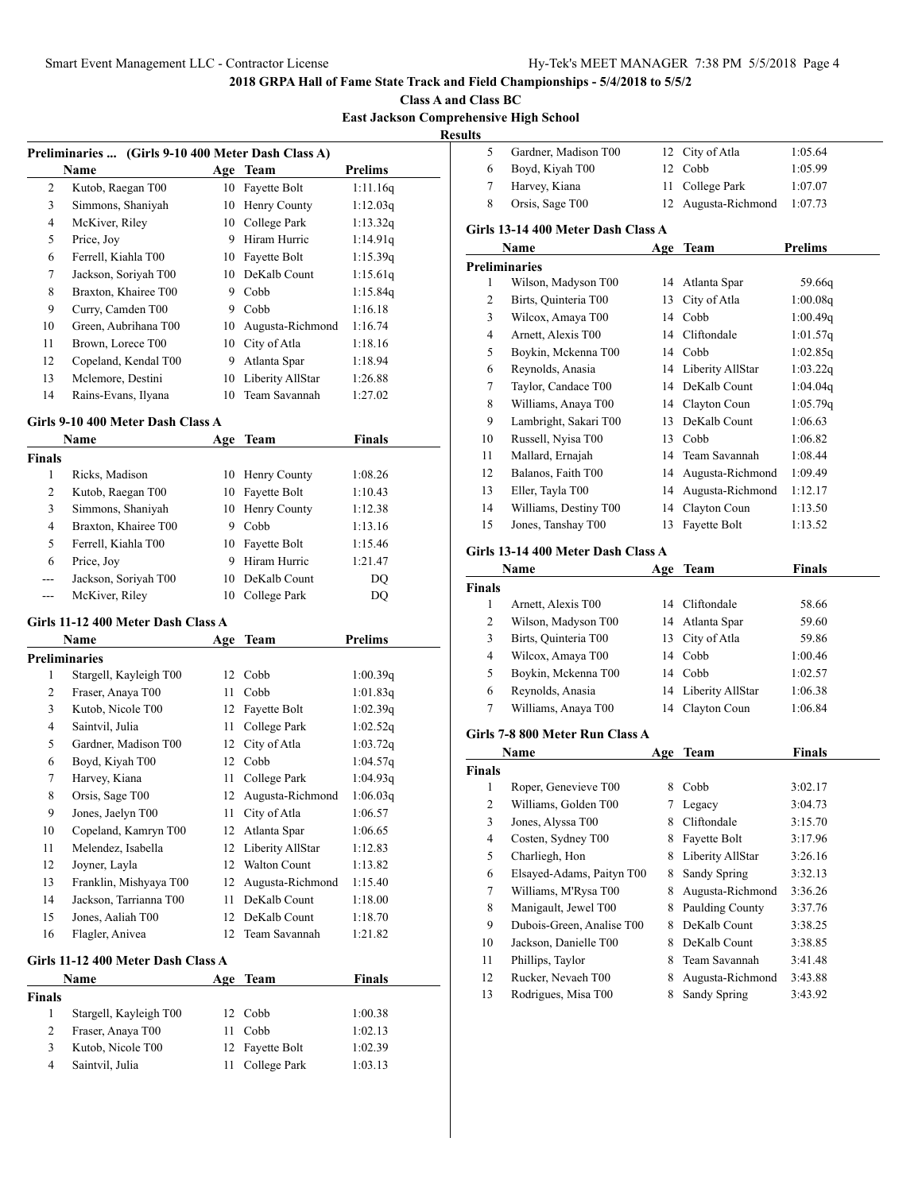# 2018 GRPA Hall of Fame State Track and Field Championships - 5/4/2018 to 5/5/2

**Class A and Class BC**

**East Jackson Comprehensive High School**

**Results**

### Preliminaries ... (Girls 9-10 400 Meter Dash Class A)

| | Name | Age | Team | Prelims |
|---|---|---|---|---|
| 2 | Kutob, Raegan T00 | 10 | Fayette Bolt | 1:11.16q |
| 3 | Simmons, Shaniyah | 10 | Henry County | 1:12.03q |
| 4 | McKiver, Riley | 10 | College Park | 1:13.32q |
| 5 | Price, Joy | 9 | Hiram Hurric | 1:14.91q |
| 6 | Ferrell, Kiahla T00 | 10 | Fayette Bolt | 1:15.39q |
| 7 | Jackson, Soriyah T00 | 10 | DeKalb Count | 1:15.61q |
| 8 | Braxton, Khairee T00 | 9 | Cobb | 1:15.84q |
| 9 | Curry, Camden T00 | 9 | Cobb | 1:16.18 |
| 10 | Green, Aubrihana T00 | 10 | Augusta-Richmond | 1:16.74 |
| 11 | Brown, Lorece T00 | 10 | City of Atla | 1:18.16 |
| 12 | Copeland, Kendal T00 | 9 | Atlanta Spar | 1:18.94 |
| 13 | Mclemore, Destini | 10 | Liberty AllStar | 1:26.88 |
| 14 | Rains-Evans, Ilyana | 10 | Team Savannah | 1:27.02 |

### Girls 9-10 400 Meter Dash Class A

| | Name | Age | Team | Finals |
|---|---|---|---|---|
| **Finals** | | | | |
| 1 | Ricks, Madison | 10 | Henry County | 1:08.26 |
| 2 | Kutob, Raegan T00 | 10 | Fayette Bolt | 1:10.43 |
| 3 | Simmons, Shaniyah | 10 | Henry County | 1:12.38 |
| 4 | Braxton, Khairee T00 | 9 | Cobb | 1:13.16 |
| 5 | Ferrell, Kiahla T00 | 10 | Fayette Bolt | 1:15.46 |
| 6 | Price, Joy | 9 | Hiram Hurric | 1:21.47 |
| --- | Jackson, Soriyah T00 | 10 | DeKalb Count | DQ |
| --- | McKiver, Riley | 10 | College Park | DQ |

### Girls 11-12 400 Meter Dash Class A

| | Name | Age | Team | Prelims |
|---|---|---|---|---|
| **Preliminaries** | | | | |
| 1 | Stargell, Kayleigh T00 | 12 | Cobb | 1:00.39q |
| 2 | Fraser, Anaya T00 | 11 | Cobb | 1:01.83q |
| 3 | Kutob, Nicole T00 | 12 | Fayette Bolt | 1:02.39q |
| 4 | Saintvil, Julia | 11 | College Park | 1:02.52q |
| 5 | Gardner, Madison T00 | 12 | City of Atla | 1:03.72q |
| 6 | Boyd, Kiyah T00 | 12 | Cobb | 1:04.57q |
| 7 | Harvey, Kiana | 11 | College Park | 1:04.93q |
| 8 | Orsis, Sage T00 | 12 | Augusta-Richmond | 1:06.03q |
| 9 | Jones, Jaelyn T00 | 11 | City of Atla | 1:06.57 |
| 10 | Copeland, Kamryn T00 | 12 | Atlanta Spar | 1:06.65 |
| 11 | Melendez, Isabella | 12 | Liberty AllStar | 1:12.83 |
| 12 | Joyner, Layla | 12 | Walton Count | 1:13.82 |
| 13 | Franklin, Mishyaya T00 | 12 | Augusta-Richmond | 1:15.40 |
| 14 | Jackson, Tarrianna T00 | 11 | DeKalb Count | 1:18.00 |
| 15 | Jones, Aaliah T00 | 12 | DeKalb Count | 1:18.70 |
| 16 | Flagler, Anivea | 12 | Team Savannah | 1:21.82 |

### Girls 11-12 400 Meter Dash Class A

| | Name | Age | Team | Finals |
|---|---|---|---|---|
| **Finals** | | | | |
| 1 | Stargell, Kayleigh T00 | 12 | Cobb | 1:00.38 |
| 2 | Fraser, Anaya T00 | 11 | Cobb | 1:02.13 |
| 3 | Kutob, Nicole T00 | 12 | Fayette Bolt | 1:02.39 |
| 4 | Saintvil, Julia | 11 | College Park | 1:03.13 |
| 5 | Gardner, Madison T00 | 12 | City of Atla | 1:05.64 |
| 6 | Boyd, Kiyah T00 | 12 | Cobb | 1:05.99 |
| 7 | Harvey, Kiana | 11 | College Park | 1:07.07 |
| 8 | Orsis, Sage T00 | 12 | Augusta-Richmond | 1:07.73 |

### Girls 13-14 400 Meter Dash Class A

| | Name | Age | Team | Prelims |
|---|---|---|---|---|
| **Preliminaries** | | | | |
| 1 | Wilson, Madyson T00 | 14 | Atlanta Spar | 59.66q |
| 2 | Birts, Quinteria T00 | 13 | City of Atla | 1:00.08q |
| 3 | Wilcox, Amaya T00 | 14 | Cobb | 1:00.49q |
| 4 | Arnett, Alexis T00 | 14 | Cliftondale | 1:01.57q |
| 5 | Boykin, Mckenna T00 | 14 | Cobb | 1:02.85q |
| 6 | Reynolds, Anasia | 14 | Liberty AllStar | 1:03.22q |
| 7 | Taylor, Candace T00 | 14 | DeKalb Count | 1:04.04q |
| 8 | Williams, Anaya T00 | 14 | Clayton Coun | 1:05.79q |
| 9 | Lambright, Sakari T00 | 13 | DeKalb Count | 1:06.63 |
| 10 | Russell, Nyisa T00 | 13 | Cobb | 1:06.82 |
| 11 | Mallard, Ernajah | 14 | Team Savannah | 1:08.44 |
| 12 | Balanos, Faith T00 | 14 | Augusta-Richmond | 1:09.49 |
| 13 | Eller, Tayla T00 | 14 | Augusta-Richmond | 1:12.17 |
| 14 | Williams, Destiny T00 | 14 | Clayton Coun | 1:13.50 |
| 15 | Jones, Tanshay T00 | 13 | Fayette Bolt | 1:13.52 |

### Girls 13-14 400 Meter Dash Class A

| | Name | Age | Team | Finals |
|---|---|---|---|---|
| **Finals** | | | | |
| 1 | Arnett, Alexis T00 | 14 | Cliftondale | 58.66 |
| 2 | Wilson, Madyson T00 | 14 | Atlanta Spar | 59.60 |
| 3 | Birts, Quinteria T00 | 13 | City of Atla | 59.86 |
| 4 | Wilcox, Amaya T00 | 14 | Cobb | 1:00.46 |
| 5 | Boykin, Mckenna T00 | 14 | Cobb | 1:02.57 |
| 6 | Reynolds, Anasia | 14 | Liberty AllStar | 1:06.38 |
| 7 | Williams, Anaya T00 | 14 | Clayton Coun | 1:06.84 |

### Girls 7-8 800 Meter Run Class A

| | Name | Age | Team | Finals |
|---|---|---|---|---|
| **Finals** | | | | |
| 1 | Roper, Genevieve T00 | 8 | Cobb | 3:02.17 |
| 2 | Williams, Golden T00 | 7 | Legacy | 3:04.73 |
| 3 | Jones, Alyssa T00 | 8 | Cliftondale | 3:15.70 |
| 4 | Costen, Sydney T00 | 8 | Fayette Bolt | 3:17.96 |
| 5 | Charliegh, Hon | 8 | Liberty AllStar | 3:26.16 |
| 6 | Elsayed-Adams, Paityn T00 | 8 | Sandy Spring | 3:32.13 |
| 7 | Williams, M'Rysa T00 | 8 | Augusta-Richmond | 3:36.26 |
| 8 | Manigault, Jewel T00 | 8 | Paulding County | 3:37.76 |
| 9 | Dubois-Green, Analise T00 | 8 | DeKalb Count | 3:38.25 |
| 10 | Jackson, Danielle T00 | 8 | DeKalb Count | 3:38.85 |
| 11 | Phillips, Taylor | 8 | Team Savannah | 3:41.48 |
| 12 | Rucker, Nevaeh T00 | 8 | Augusta-Richmond | 3:43.88 |
| 13 | Rodrigues, Misa T00 | 8 | Sandy Spring | 3:43.92 |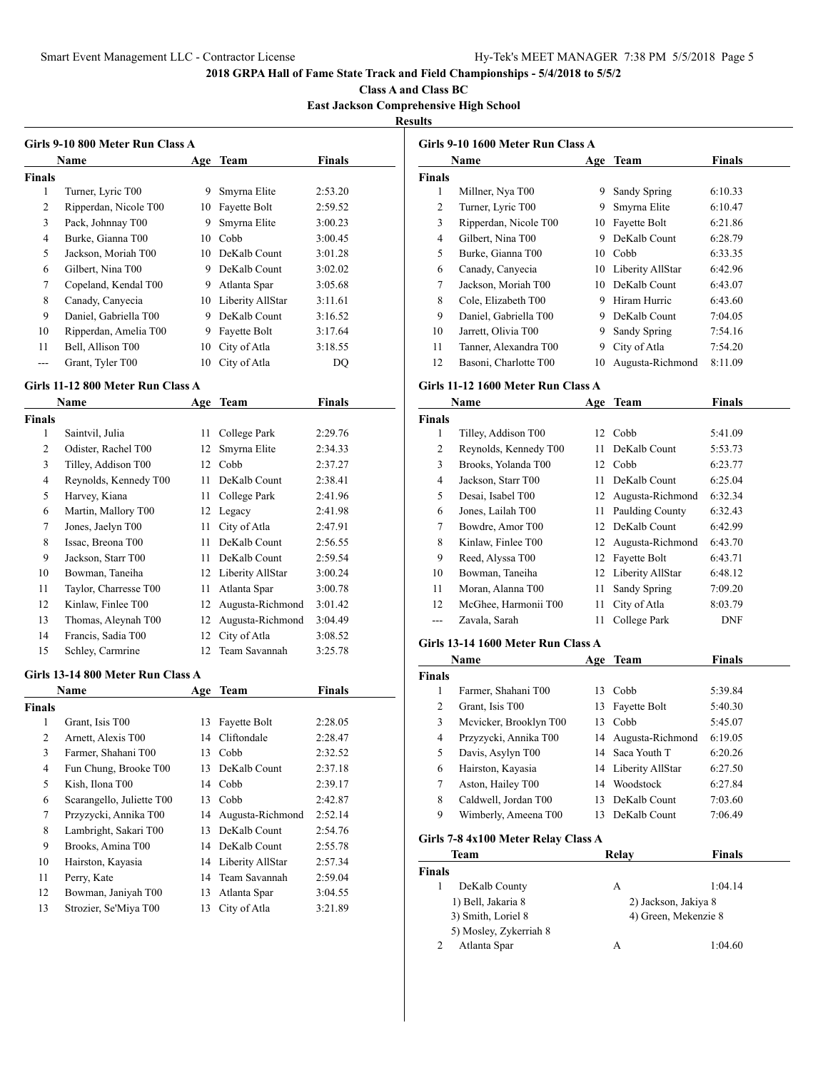## 2018 GRPA Hall of Fame State Track and Field Championships - 5/4/2018 to 5/5/2

**Class A and Class BC**

**East Jackson Comprehensive High School**

**Results**

### Girls 9-10 800 Meter Run Class A

| | Name | Age | Team | Finals |
|---|---|---|---|---|
| **Finals** | | | | |
| 1 | Turner, Lyric T00 | 9 | Smyrna Elite | 2:53.20 |
| 2 | Ripperdan, Nicole T00 | 10 | Fayette Bolt | 2:59.52 |
| 3 | Pack, Johnnay T00 | 9 | Smyrna Elite | 3:00.23 |
| 4 | Burke, Gianna T00 | 10 | Cobb | 3:00.45 |
| 5 | Jackson, Moriah T00 | 10 | DeKalb Count | 3:01.28 |
| 6 | Gilbert, Nina T00 | 9 | DeKalb Count | 3:02.02 |
| 7 | Copeland, Kendal T00 | 9 | Atlanta Spar | 3:05.68 |
| 8 | Canady, Canyecia | 10 | Liberity AllStar | 3:11.61 |
| 9 | Daniel, Gabriella T00 | 9 | DeKalb Count | 3:16.52 |
| 10 | Ripperdan, Amelia T00 | 9 | Fayette Bolt | 3:17.64 |
| 11 | Bell, Allison T00 | 10 | City of Atla | 3:18.55 |
| --- | Grant, Tyler T00 | 10 | City of Atla | DQ |

### Girls 11-12 800 Meter Run Class A

| | Name | Age | Team | Finals |
|---|---|---|---|---|
| **Finals** | | | | |
| 1 | Saintvil, Julia | 11 | College Park | 2:29.76 |
| 2 | Odister, Rachel T00 | 12 | Smyrna Elite | 2:34.33 |
| 3 | Tilley, Addison T00 | 12 | Cobb | 2:37.27 |
| 4 | Reynolds, Kennedy T00 | 11 | DeKalb Count | 2:38.41 |
| 5 | Harvey, Kiana | 11 | College Park | 2:41.96 |
| 6 | Martin, Mallory T00 | 12 | Legacy | 2:41.98 |
| 7 | Jones, Jaelyn T00 | 11 | City of Atla | 2:47.91 |
| 8 | Issac, Breona T00 | 11 | DeKalb Count | 2:56.55 |
| 9 | Jackson, Starr T00 | 11 | DeKalb Count | 2:59.54 |
| 10 | Bowman, Taneiha | 12 | Liberity AllStar | 3:00.24 |
| 11 | Taylor, Charresse T00 | 11 | Atlanta Spar | 3:00.78 |
| 12 | Kinlaw, Finlee T00 | 12 | Augusta-Richmond | 3:01.42 |
| 13 | Thomas, Aleynah T00 | 12 | Augusta-Richmond | 3:04.49 |
| 14 | Francis, Sadia T00 | 12 | City of Atla | 3:08.52 |
| 15 | Schley, Carmrine | 12 | Team Savannah | 3:25.78 |

### Girls 13-14 800 Meter Run Class A

| | Name | Age | Team | Finals |
|---|---|---|---|---|
| **Finals** | | | | |
| 1 | Grant, Isis T00 | 13 | Fayette Bolt | 2:28.05 |
| 2 | Arnett, Alexis T00 | 14 | Cliftondale | 2:28.47 |
| 3 | Farmer, Shahani T00 | 13 | Cobb | 2:32.52 |
| 4 | Fun Chung, Brooke T00 | 13 | DeKalb Count | 2:37.18 |
| 5 | Kish, Ilona T00 | 14 | Cobb | 2:39.17 |
| 6 | Scarangello, Juliette T00 | 13 | Cobb | 2:42.87 |
| 7 | Przyzycki, Annika T00 | 14 | Augusta-Richmond | 2:52.14 |
| 8 | Lambright, Sakari T00 | 13 | DeKalb Count | 2:54.76 |
| 9 | Brooks, Amina T00 | 14 | DeKalb Count | 2:55.78 |
| 10 | Hairston, Kayasia | 14 | Liberity AllStar | 2:57.34 |
| 11 | Perry, Kate | 14 | Team Savannah | 2:59.04 |
| 12 | Bowman, Janiyah T00 | 13 | Atlanta Spar | 3:04.55 |
| 13 | Strozier, Se'Miya T00 | 13 | City of Atla | 3:21.89 |

### Girls 9-10 1600 Meter Run Class A

| | Name | Age | Team | Finals |
|---|---|---|---|---|
| **Finals** | | | | |
| 1 | Millner, Nya T00 | 9 | Sandy Spring | 6:10.33 |
| 2 | Turner, Lyric T00 | 9 | Smyrna Elite | 6:10.47 |
| 3 | Ripperdan, Nicole T00 | 10 | Fayette Bolt | 6:21.86 |
| 4 | Gilbert, Nina T00 | 9 | DeKalb Count | 6:28.79 |
| 5 | Burke, Gianna T00 | 10 | Cobb | 6:33.35 |
| 6 | Canady, Canyecia | 10 | Liberity AllStar | 6:42.96 |
| 7 | Jackson, Moriah T00 | 10 | DeKalb Count | 6:43.07 |
| 8 | Cole, Elizabeth T00 | 9 | Hiram Hurric | 6:43.60 |
| 9 | Daniel, Gabriella T00 | 9 | DeKalb Count | 7:04.05 |
| 10 | Jarrett, Olivia T00 | 9 | Sandy Spring | 7:54.16 |
| 11 | Tanner, Alexandra T00 | 9 | City of Atla | 7:54.20 |
| 12 | Basoni, Charlotte T00 | 10 | Augusta-Richmond | 8:11.09 |

### Girls 11-12 1600 Meter Run Class A

| | Name | Age | Team | Finals |
|---|---|---|---|---|
| **Finals** | | | | |
| 1 | Tilley, Addison T00 | 12 | Cobb | 5:41.09 |
| 2 | Reynolds, Kennedy T00 | 11 | DeKalb Count | 5:53.73 |
| 3 | Brooks, Yolanda T00 | 12 | Cobb | 6:23.77 |
| 4 | Jackson, Starr T00 | 11 | DeKalb Count | 6:25.04 |
| 5 | Desai, Isabel T00 | 12 | Augusta-Richmond | 6:32.34 |
| 6 | Jones, Lailah T00 | 11 | Paulding County | 6:32.43 |
| 7 | Bowdre, Amor T00 | 12 | DeKalb Count | 6:42.99 |
| 8 | Kinlaw, Finlee T00 | 12 | Augusta-Richmond | 6:43.70 |
| 9 | Reed, Alyssa T00 | 12 | Fayette Bolt | 6:43.71 |
| 10 | Bowman, Taneiha | 12 | Liberity AllStar | 6:48.12 |
| 11 | Moran, Alanna T00 | 11 | Sandy Spring | 7:09.20 |
| 12 | McGhee, Harmonii T00 | 11 | City of Atla | 8:03.79 |
| --- | Zavala, Sarah | 11 | College Park | DNF |

### Girls 13-14 1600 Meter Run Class A

| | Name | Age | Team | Finals |
|---|---|---|---|---|
| **Finals** | | | | |
| 1 | Farmer, Shahani T00 | 13 | Cobb | 5:39.84 |
| 2 | Grant, Isis T00 | 13 | Fayette Bolt | 5:40.30 |
| 3 | Mcvicker, Brooklyn T00 | 13 | Cobb | 5:45.07 |
| 4 | Przyzycki, Annika T00 | 14 | Augusta-Richmond | 6:19.05 |
| 5 | Davis, Asylyn T00 | 14 | Saca Youth T | 6:20.26 |
| 6 | Hairston, Kayasia | 14 | Liberity AllStar | 6:27.50 |
| 7 | Aston, Hailey T00 | 14 | Woodstock | 6:27.84 |
| 8 | Caldwell, Jordan T00 | 13 | DeKalb Count | 7:03.60 |
| 9 | Wimberly, Ameena T00 | 13 | DeKalb Count | 7:06.49 |

### Girls 7-8 4x100 Meter Relay Class A

| | Team | Relay | Finals |
|---|---|---|---|
| **Finals** | | | |
| 1 | DeKalb County | A | 1:04.14 |
| | 1) Bell, Jakaria 8 | 2) Jackson, Jakiya 8 | |
| | 3) Smith, Loriel 8 | 4) Green, Mekenzie 8 | |
| | 5) Mosley, Zykerriah 8 | | |
| 2 | Atlanta Spar | A | 1:04.60 |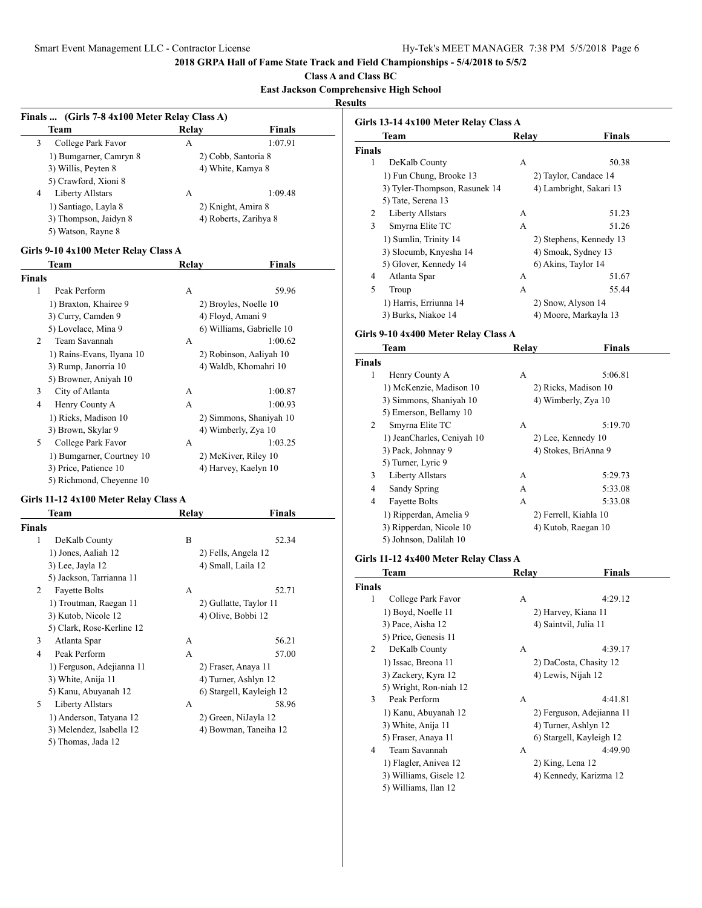**2018 GRPA Hall of Fame State Track and Field Championships - 5/4/2018 to 5/5/2**

**Class A and Class BC**

**East Jackson Comprehensive High School**

**Results**

### Finals ... (Girls 7-8 4x100 Meter Relay Class A)

| | Team | Relay | Finals |
|---|---|---|---|
| 3 | College Park Favor | A | 1:07.91 |
| | 1) Bumgarner, Camryn 8 | 2) Cobb, Santoria 8 | |
| | 3) Willis, Peyten 8 | 4) White, Kamya 8 | |
| | 5) Crawford, Xioni 8 | | |
| 4 | Liberty Allstars | A | 1:09.48 |
| | 1) Santiago, Layla 8 | 2) Knight, Amira 8 | |
| | 3) Thompson, Jaidyn 8 | 4) Roberts, Zarihya 8 | |
| | 5) Watson, Rayne 8 | | |

### Girls 9-10 4x100 Meter Relay Class A

| | Team | Relay | Finals |
|---|---|---|---|
| **Finals** | | | |
| 1 | Peak Perform | A | 59.96 |
| | 1) Braxton, Khairee 9 | 2) Broyles, Noelle 10 | |
| | 3) Curry, Camden 9 | 4) Floyd, Amani 9 | |
| | 5) Lovelace, Mina 9 | 6) Williams, Gabrielle 10 | |
| 2 | Team Savannah | A | 1:00.62 |
| | 1) Rains-Evans, Ilyana 10 | 2) Robinson, Aaliyah 10 | |
| | 3) Rump, Janorria 10 | 4) Waldb, Khomahri 10 | |
| | 5) Browner, Aniyah 10 | | |
| 3 | City of Atlanta | A | 1:00.87 |
| 4 | Henry County A | A | 1:00.93 |
| | 1) Ricks, Madison 10 | 2) Simmons, Shaniyah 10 | |
| | 3) Brown, Skylar 9 | 4) Wimberly, Zya 10 | |
| 5 | College Park Favor | A | 1:03.25 |
| | 1) Bumgarner, Courtney 10 | 2) McKiver, Riley 10 | |
| | 3) Price, Patience 10 | 4) Harvey, Kaelyn 10 | |
| | 5) Richmond, Cheyenne 10 | | |

### Girls 11-12 4x100 Meter Relay Class A

| | Team | Relay | Finals |
|---|---|---|---|
| **Finals** | | | |
| 1 | DeKalb County | B | 52.34 |
| | 1) Jones, Aaliah 12 | 2) Fells, Angela 12 | |
| | 3) Lee, Jayla 12 | 4) Small, Laila 12 | |
| | 5) Jackson, Tarrianna 11 | | |
| 2 | Fayette Bolts | A | 52.71 |
| | 1) Troutman, Raegan 11 | 2) Gullatte, Taylor 11 | |
| | 3) Kutob, Nicole 12 | 4) Olive, Bobbi 12 | |
| | 5) Clark, Rose-Kerline 12 | | |
| 3 | Atlanta Spar | A | 56.21 |
| 4 | Peak Perform | A | 57.00 |
| | 1) Ferguson, Adejianna 11 | 2) Fraser, Anaya 11 | |
| | 3) White, Anija 11 | 4) Turner, Ashlyn 12 | |
| | 5) Kanu, Abuyanah 12 | 6) Stargell, Kayleigh 12 | |
| 5 | Liberty Allstars | A | 58.96 |
| | 1) Anderson, Tatyana 12 | 2) Green, NiJayla 12 | |
| | 3) Melendez, Isabella 12 | 4) Bowman, Taneiha 12 | |
| | 5) Thomas, Jada 12 | | |

### Girls 13-14 4x100 Meter Relay Class A

| | Team | Relay | Finals |
|---|---|---|---|
| **Finals** | | | |
| 1 | DeKalb County | A | 50.38 |
| | 1) Fun Chung, Brooke 13 | 2) Taylor, Candace 14 | |
| | 3) Tyler-Thompson, Rasunek 14 | 4) Lambright, Sakari 13 | |
| | 5) Tate, Serena 13 | | |
| 2 | Liberty Allstars | A | 51.23 |
| 3 | Smyrna Elite TC | A | 51.26 |
| | 1) Sumlin, Trinity 14 | 2) Stephens, Kennedy 13 | |
| | 3) Slocumb, Knyesha 14 | 4) Smoak, Sydney 13 | |
| | 5) Glover, Kennedy 14 | 6) Akins, Taylor 14 | |
| 4 | Atlanta Spar | A | 51.67 |
| 5 | Troup | A | 55.44 |
| | 1) Harris, Erriunna 14 | 2) Snow, Alyson 14 | |
| | 3) Burks, Niakoe 14 | 4) Moore, Markayla 13 | |

### Girls 9-10 4x400 Meter Relay Class A

| | Team | Relay | Finals |
|---|---|---|---|
| **Finals** | | | |
| 1 | Henry County A | A | 5:06.81 |
| | 1) McKenzie, Madison 10 | 2) Ricks, Madison 10 | |
| | 3) Simmons, Shaniyah 10 | 4) Wimberly, Zya 10 | |
| | 5) Emerson, Bellamy 10 | | |
| 2 | Smyrna Elite TC | A | 5:19.70 |
| | 1) JeanCharles, Ceniyah 10 | 2) Lee, Kennedy 10 | |
| | 3) Pack, Johnnay 9 | 4) Stokes, BriAnna 9 | |
| | 5) Turner, Lyric 9 | | |
| 3 | Liberty Allstars | A | 5:29.73 |
| 4 | Sandy Spring | A | 5:33.08 |
| 4 | Fayette Bolts | A | 5:33.08 |
| | 1) Ripperdan, Amelia 9 | 2) Ferrell, Kiahla 10 | |
| | 3) Ripperdan, Nicole 10 | 4) Kutob, Raegan 10 | |
| | 5) Johnson, Dalilah 10 | | |

### Girls 11-12 4x400 Meter Relay Class A

| | Team | Relay | Finals |
|---|---|---|---|
| **Finals** | | | |
| 1 | College Park Favor | A | 4:29.12 |
| | 1) Boyd, Noelle 11 | 2) Harvey, Kiana 11 | |
| | 3) Pace, Aisha 12 | 4) Saintvil, Julia 11 | |
| | 5) Price, Genesis 11 | | |
| 2 | DeKalb County | A | 4:39.17 |
| | 1) Issac, Breona 11 | 2) DaCosta, Chasity 12 | |
| | 3) Zackery, Kyra 12 | 4) Lewis, Nijah 12 | |
| | 5) Wright, Ron-niah 12 | | |
| 3 | Peak Perform | A | 4:41.81 |
| | 1) Kanu, Abuyanah 12 | 2) Ferguson, Adejianna 11 | |
| | 3) White, Anija 11 | 4) Turner, Ashlyn 12 | |
| | 5) Fraser, Anaya 11 | 6) Stargell, Kayleigh 12 | |
| 4 | Team Savannah | A | 4:49.90 |
| | 1) Flagler, Anivea 12 | 2) King, Lena 12 | |
| | 3) Williams, Gisele 12 | 4) Kennedy, Karizma 12 | |
| | 5) Williams, Ilan 12 | | |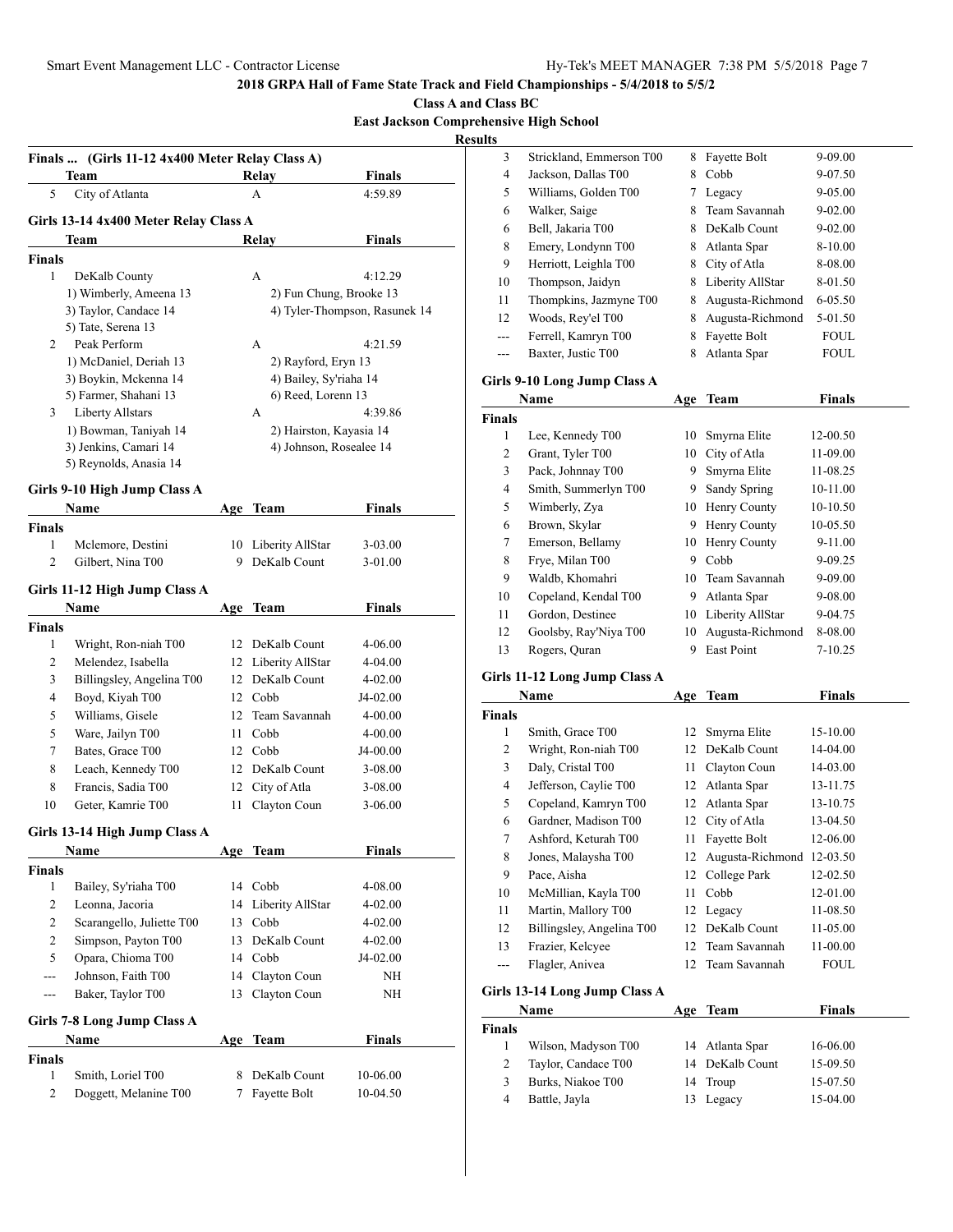## 2018 GRPA Hall of Fame State Track and Field Championships - 5/4/2018 to 5/5/2

**Class A and Class BC**

**East Jackson Comprehensive High School**

**Results**

### Finals ... (Girls 11-12 4x400 Meter Relay Class A)

| | Team | Relay | Finals |
|---|---|---|---|
| 5 | City of Atlanta | A | 4:59.89 |

### Girls 13-14 4x400 Meter Relay Class A

| | Team | Relay | Finals |
|---|---|---|---|
| **Finals** | | | |
| 1 | DeKalb County | A | 4:12.29 |
| | 1) Wimberly, Ameena 13 | 2) Fun Chung, Brooke 13 | |
| | 3) Taylor, Candace 14 | 4) Tyler-Thompson, Rasunek 14 | |
| | 5) Tate, Serena 13 | | |
| 2 | Peak Perform | A | 4:21.59 |
| | 1) McDaniel, Deriah 13 | 2) Rayford, Eryn 13 | |
| | 3) Boykin, Mckenna 14 | 4) Bailey, Sy'riaha 14 | |
| | 5) Farmer, Shahani 13 | 6) Reed, Lorenn 13 | |
| 3 | Liberty Allstars | A | 4:39.86 |
| | 1) Bowman, Taniyah 14 | 2) Hairston, Kayasia 14 | |
| | 3) Jenkins, Camari 14 | 4) Johnson, Roselee 14 | |
| | 5) Reynolds, Anasia 14 | | |

### Girls 9-10 High Jump Class A

| | Name | Age | Team | Finals |
|---|---|---|---|---|
| **Finals** | | | | |
| 1 | Mclemore, Destini | 10 | Liberity AllStar | 3-03.00 |
| 2 | Gilbert, Nina T00 | 9 | DeKalb Count | 3-01.00 |

### Girls 11-12 High Jump Class A

| | Name | Age | Team | Finals |
|---|---|---|---|---|
| **Finals** | | | | |
| 1 | Wright, Ron-niah T00 | 12 | DeKalb Count | 4-06.00 |
| 2 | Melendez, Isabella | 12 | Liberity AllStar | 4-04.00 |
| 3 | Billingsley, Angelina T00 | 12 | DeKalb Count | 4-02.00 |
| 4 | Boyd, Kiyah T00 | 12 | Cobb | J4-02.00 |
| 5 | Williams, Gisele | 12 | Team Savannah | 4-00.00 |
| 5 | Ware, Jailyn T00 | 11 | Cobb | 4-00.00 |
| 7 | Bates, Grace T00 | 12 | Cobb | J4-00.00 |
| 8 | Leach, Kennedy T00 | 12 | DeKalb Count | 3-08.00 |
| 8 | Francis, Sadia T00 | 12 | City of Atla | 3-08.00 |
| 10 | Geter, Kamrie T00 | 11 | Clayton Coun | 3-06.00 |

### Girls 13-14 High Jump Class A

| | Name | Age | Team | Finals |
|---|---|---|---|---|
| **Finals** | | | | |
| 1 | Bailey, Sy'riaha T00 | 14 | Cobb | 4-08.00 |
| 2 | Leonna, Jacoria | 14 | Liberity AllStar | 4-02.00 |
| 2 | Scarangello, Juliette T00 | 13 | Cobb | 4-02.00 |
| 2 | Simpson, Payton T00 | 13 | DeKalb Count | 4-02.00 |
| 5 | Opara, Chioma T00 | 14 | Cobb | J4-02.00 |
| --- | Johnson, Faith T00 | 14 | Clayton Coun | NH |
| --- | Baker, Taylor T00 | 13 | Clayton Coun | NH |

### Girls 7-8 Long Jump Class A

| | Name | Age | Team | Finals |
|---|---|---|---|---|
| **Finals** | | | | |
| 1 | Smith, Loriel T00 | 8 | DeKalb Count | 10-06.00 |
| 2 | Doggett, Melanine T00 | 7 | Fayette Bolt | 10-04.50 |
| 3 | Strickland, Emmerson T00 | 8 | Fayette Bolt | 9-09.00 |
| 4 | Jackson, Dallas T00 | 8 | Cobb | 9-07.50 |
| 5 | Williams, Golden T00 | 7 | Legacy | 9-05.00 |
| 6 | Walker, Saige | 8 | Team Savannah | 9-02.00 |
| 6 | Bell, Jakaria T00 | 8 | DeKalb Count | 9-02.00 |
| 8 | Emery, Londynn T00 | 8 | Atlanta Spar | 8-10.00 |
| 9 | Herriott, Leighla T00 | 8 | City of Atla | 8-08.00 |
| 10 | Thompson, Jaidyn | 8 | Liberity AllStar | 8-01.50 |
| 11 | Thompkins, Jazmyne T00 | 8 | Augusta-Richmond | 6-05.50 |
| 12 | Woods, Rey'el T00 | 8 | Augusta-Richmond | 5-01.50 |
| --- | Ferrell, Kamryn T00 | 8 | Fayette Bolt | FOUL |
| --- | Baxter, Justic T00 | 8 | Atlanta Spar | FOUL |

### Girls 9-10 Long Jump Class A

| | Name | Age | Team | Finals |
|---|---|---|---|---|
| **Finals** | | | | |
| 1 | Lee, Kennedy T00 | 10 | Smyrna Elite | 12-00.50 |
| 2 | Grant, Tyler T00 | 10 | City of Atla | 11-09.00 |
| 3 | Pack, Johnnay T00 | 9 | Smyrna Elite | 11-08.25 |
| 4 | Smith, Summerlyn T00 | 9 | Sandy Spring | 10-11.00 |
| 5 | Wimberly, Zya | 10 | Henry County | 10-10.50 |
| 6 | Brown, Skylar | 9 | Henry County | 10-05.50 |
| 7 | Emerson, Bellamy | 10 | Henry County | 9-11.00 |
| 8 | Frye, Milan T00 | 9 | Cobb | 9-09.25 |
| 9 | Waldb, Khomahri | 10 | Team Savannah | 9-09.00 |
| 10 | Copeland, Kendal T00 | 9 | Atlanta Spar | 9-08.00 |
| 11 | Gordon, Destinee | 10 | Liberity AllStar | 9-04.75 |
| 12 | Goolsby, Ray'Niya T00 | 10 | Augusta-Richmond | 8-08.00 |
| 13 | Rogers, Quran | 9 | East Point | 7-10.25 |

### Girls 11-12 Long Jump Class A

| | Name | Age | Team | Finals |
|---|---|---|---|---|
| **Finals** | | | | |
| 1 | Smith, Grace T00 | 12 | Smyrna Elite | 15-10.00 |
| 2 | Wright, Ron-niah T00 | 12 | DeKalb Count | 14-04.00 |
| 3 | Daly, Cristal T00 | 11 | Clayton Coun | 14-03.00 |
| 4 | Jefferson, Caylie T00 | 12 | Atlanta Spar | 13-11.75 |
| 5 | Copeland, Kamryn T00 | 12 | Atlanta Spar | 13-10.75 |
| 6 | Gardner, Madison T00 | 12 | City of Atla | 13-04.50 |
| 7 | Ashford, Keturah T00 | 11 | Fayette Bolt | 12-06.00 |
| 8 | Jones, Malaysha T00 | 12 | Augusta-Richmond | 12-03.50 |
| 9 | Pace, Aisha | 12 | College Park | 12-02.50 |
| 10 | McMillian, Kayla T00 | 11 | Cobb | 12-01.00 |
| 11 | Martin, Mallory T00 | 12 | Legacy | 11-08.50 |
| 12 | Billingsley, Angelina T00 | 12 | DeKalb Count | 11-05.00 |
| 13 | Frazier, Kelcyee | 12 | Team Savannah | 11-00.00 |
| --- | Flagler, Anivea | 12 | Team Savannah | FOUL |

### Girls 13-14 Long Jump Class A

| | Name | Age | Team | Finals |
|---|---|---|---|---|
| **Finals** | | | | |
| 1 | Wilson, Madyson T00 | 14 | Atlanta Spar | 16-06.00 |
| 2 | Taylor, Candace T00 | 14 | DeKalb Count | 15-09.50 |
| 3 | Burks, Niakoe T00 | 14 | Troup | 15-07.50 |
| 4 | Battle, Jayla | 13 | Legacy | 15-04.00 |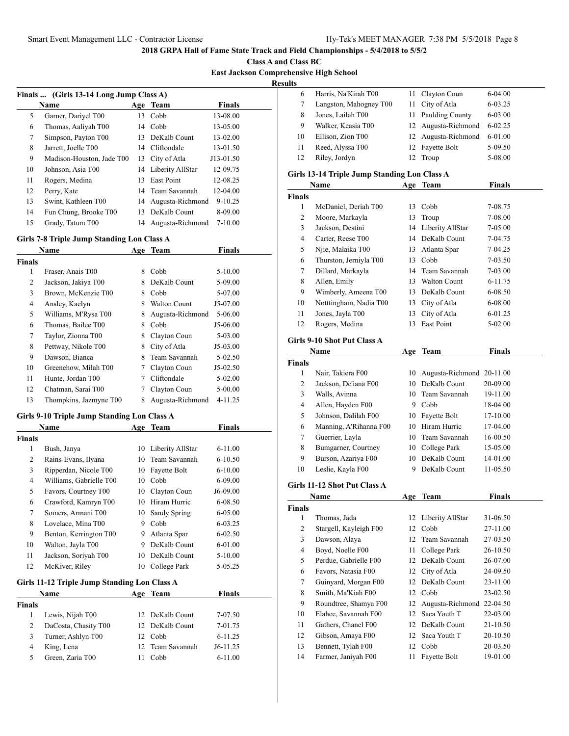**2018 GRPA Hall of Fame State Track and Field Championships - 5/4/2018 to 5/5/2**

**Class A and Class BC**

**East Jackson Comprehensive High School**

**Results**

### Finals ... (Girls 13-14 Long Jump Class A)

| | Name | Age | Team | Finals |
|---|---|---|---|---|
| 5 | Garner, Dariyel T00 | 13 | Cobb | 13-08.00 |
| 6 | Thomas, Aaliyah T00 | 14 | Cobb | 13-05.00 |
| 7 | Simpson, Payton T00 | 13 | DeKalb Count | 13-02.00 |
| 8 | Jarrett, Joelle T00 | 14 | Cliftondale | 13-01.50 |
| 9 | Madison-Houston, Jade T00 | 13 | City of Atla | J13-01.50 |
| 10 | Johnson, Asia T00 | 14 | Liberity AllStar | 12-09.75 |
| 11 | Rogers, Medina | 13 | East Point | 12-08.25 |
| 12 | Perry, Kate | 14 | Team Savannah | 12-04.00 |
| 13 | Swint, Kathleen T00 | 14 | Augusta-Richmond | 9-10.25 |
| 14 | Fun Chung, Brooke T00 | 13 | DeKalb Count | 8-09.00 |
| 15 | Grady, Tatum T00 | 14 | Augusta-Richmond | 7-10.00 |

### Girls 7-8 Triple Jump Standing Lon Class A

| | Name | Age | Team | Finals |
|---|---|---|---|---|
| **Finals** | | | | |
| 1 | Fraser, Anais T00 | 8 | Cobb | 5-10.00 |
| 2 | Jackson, Jakiya T00 | 8 | DeKalb Count | 5-09.00 |
| 3 | Brown, McKenzie T00 | 8 | Cobb | 5-07.00 |
| 4 | Ansley, Kaelyn | 8 | Walton Count | J5-07.00 |
| 5 | Williams, M'Rysa T00 | 8 | Augusta-Richmond | 5-06.00 |
| 6 | Thomas, Bailee T00 | 8 | Cobb | J5-06.00 |
| 7 | Taylor, Zionna T00 | 8 | Clayton Coun | 5-03.00 |
| 8 | Pettway, Nikole T00 | 8 | City of Atla | J5-03.00 |
| 9 | Dawson, Bianca | 8 | Team Savannah | 5-02.50 |
| 10 | Greenehow, Milah T00 | 7 | Clayton Coun | J5-02.50 |
| 11 | Hunte, Jordan T00 | 7 | Cliftondale | 5-02.00 |
| 12 | Chatman, Sarai T00 | 7 | Clayton Coun | 5-00.00 |
| 13 | Thompkins, Jazmyne T00 | 8 | Augusta-Richmond | 4-11.25 |

### Girls 9-10 Triple Jump Standing Lon Class A

| | Name | Age | Team | Finals |
|---|---|---|---|---|
| **Finals** | | | | |
| 1 | Bush, Janya | 10 | Liberity AllStar | 6-11.00 |
| 2 | Rains-Evans, Ilyana | 10 | Team Savannah | 6-10.50 |
| 3 | Ripperdan, Nicole T00 | 10 | Fayette Bolt | 6-10.00 |
| 4 | Williams, Gabrielle T00 | 10 | Cobb | 6-09.00 |
| 5 | Favors, Courtney T00 | 10 | Clayton Coun | J6-09.00 |
| 6 | Crawford, Kamryn T00 | 10 | Hiram Hurric | 6-08.50 |
| 7 | Somers, Armani T00 | 10 | Sandy Spring | 6-05.00 |
| 8 | Lovelace, Mina T00 | 9 | Cobb | 6-03.25 |
| 9 | Benton, Kerrington T00 | 9 | Atlanta Spar | 6-02.50 |
| 10 | Walton, Jayla T00 | 9 | DeKalb Count | 6-01.00 |
| 11 | Jackson, Soriyah T00 | 10 | DeKalb Count | 5-10.00 |
| 12 | McKiver, Riley | 10 | College Park | 5-05.25 |

### Girls 11-12 Triple Jump Standing Lon Class A

| | Name | Age | Team | Finals |
|---|---|---|---|---|
| **Finals** | | | | |
| 1 | Lewis, Nijah T00 | 12 | DeKalb Count | 7-07.50 |
| 2 | DaCosta, Chasity T00 | 12 | DeKalb Count | 7-01.75 |
| 3 | Turner, Ashlyn T00 | 12 | Cobb | 6-11.25 |
| 4 | King, Lena | 12 | Team Savannah | J6-11.25 |
| 5 | Green, Zaria T00 | 11 | Cobb | 6-11.00 |
| 6 | Harris, Na'Kirah T00 | 11 | Clayton Coun | 6-04.00 |
| 7 | Langston, Mahogney T00 | 11 | City of Atla | 6-03.25 |
| 8 | Jones, Lailah T00 | 11 | Paulding County | 6-03.00 |
| 9 | Walker, Keasia T00 | 12 | Augusta-Richmond | 6-02.25 |
| 10 | Ellison, Zion T00 | 12 | Augusta-Richmond | 6-01.00 |
| 11 | Reed, Alyssa T00 | 12 | Fayette Bolt | 5-09.50 |
| 12 | Riley, Jordyn | 12 | Troup | 5-08.00 |

### Girls 13-14 Triple Jump Standing Lon Class A

| | Name | Age | Team | Finals |
|---|---|---|---|---|
| **Finals** | | | | |
| 1 | McDaniel, Deriah T00 | 13 | Cobb | 7-08.75 |
| 2 | Moore, Markayla | 13 | Troup | 7-08.00 |
| 3 | Jackson, Destini | 14 | Liberity AllStar | 7-05.00 |
| 4 | Carter, Reese T00 | 14 | DeKalb Count | 7-04.75 |
| 5 | Njie, Malaika T00 | 13 | Atlanta Spar | 7-04.25 |
| 6 | Thurston, Jerniyla T00 | 13 | Cobb | 7-03.50 |
| 7 | Dillard, Markayla | 14 | Team Savannah | 7-03.00 |
| 8 | Allen, Emily | 13 | Walton Count | 6-11.75 |
| 9 | Wimberly, Ameena T00 | 13 | DeKalb Count | 6-08.50 |
| 10 | Notttingham, Nadia T00 | 13 | City of Atla | 6-08.00 |
| 11 | Jones, Jayla T00 | 13 | City of Atla | 6-01.25 |
| 12 | Rogers, Medina | 13 | East Point | 5-02.00 |

### Girls 9-10 Shot Put Class A

| | Name | Age | Team | Finals |
|---|---|---|---|---|
| **Finals** | | | | |
| 1 | Nair, Takiera F00 | 10 | Augusta-Richmond | 20-11.00 |
| 2 | Jackson, De'iana F00 | 10 | DeKalb Count | 20-09.00 |
| 3 | Walls, Avinna | 10 | Team Savannah | 19-11.00 |
| 4 | Allen, Hayden F00 | 9 | Cobb | 18-04.00 |
| 5 | Johnson, Dalilah F00 | 10 | Fayette Bolt | 17-10.00 |
| 6 | Manning, A'Rihanna F00 | 10 | Hiram Hurric | 17-04.00 |
| 7 | Guerrier, Layla | 10 | Team Savannah | 16-00.50 |
| 8 | Bumgarner, Courtney | 10 | College Park | 15-05.00 |
| 9 | Burson, Azariya F00 | 10 | DeKalb Count | 14-01.00 |
| 10 | Leslie, Kayla F00 | 9 | DeKalb Count | 11-05.50 |

### Girls 11-12 Shot Put Class A

| | Name | Age | Team | Finals |
|---|---|---|---|---|
| **Finals** | | | | |
| 1 | Thomas, Jada | 12 | Liberity AllStar | 31-06.50 |
| 2 | Stargell, Kayleigh F00 | 12 | Cobb | 27-11.00 |
| 3 | Dawson, Alaya | 12 | Team Savannah | 27-03.50 |
| 4 | Boyd, Noelle F00 | 11 | College Park | 26-10.50 |
| 5 | Perdue, Gabrielle F00 | 12 | DeKalb Count | 26-07.00 |
| 6 | Favors, Natasia F00 | 12 | City of Atla | 24-09.50 |
| 7 | Guinyard, Morgan F00 | 12 | DeKalb Count | 23-11.00 |
| 8 | Smith, Ma'Kiah F00 | 12 | Cobb | 23-02.50 |
| 9 | Roundtree, Shamya F00 | 12 | Augusta-Richmond | 22-04.50 |
| 10 | Elahee, Savannah F00 | 12 | Saca Youth T | 22-03.00 |
| 11 | Gathers, Chanel F00 | 12 | DeKalb Count | 21-10.50 |
| 12 | Gibson, Amaya F00 | 12 | Saca Youth T | 20-10.50 |
| 13 | Bennett, Tylah F00 | 12 | Cobb | 20-03.50 |
| 14 | Farmer, Janiyah F00 | 11 | Fayette Bolt | 19-01.00 |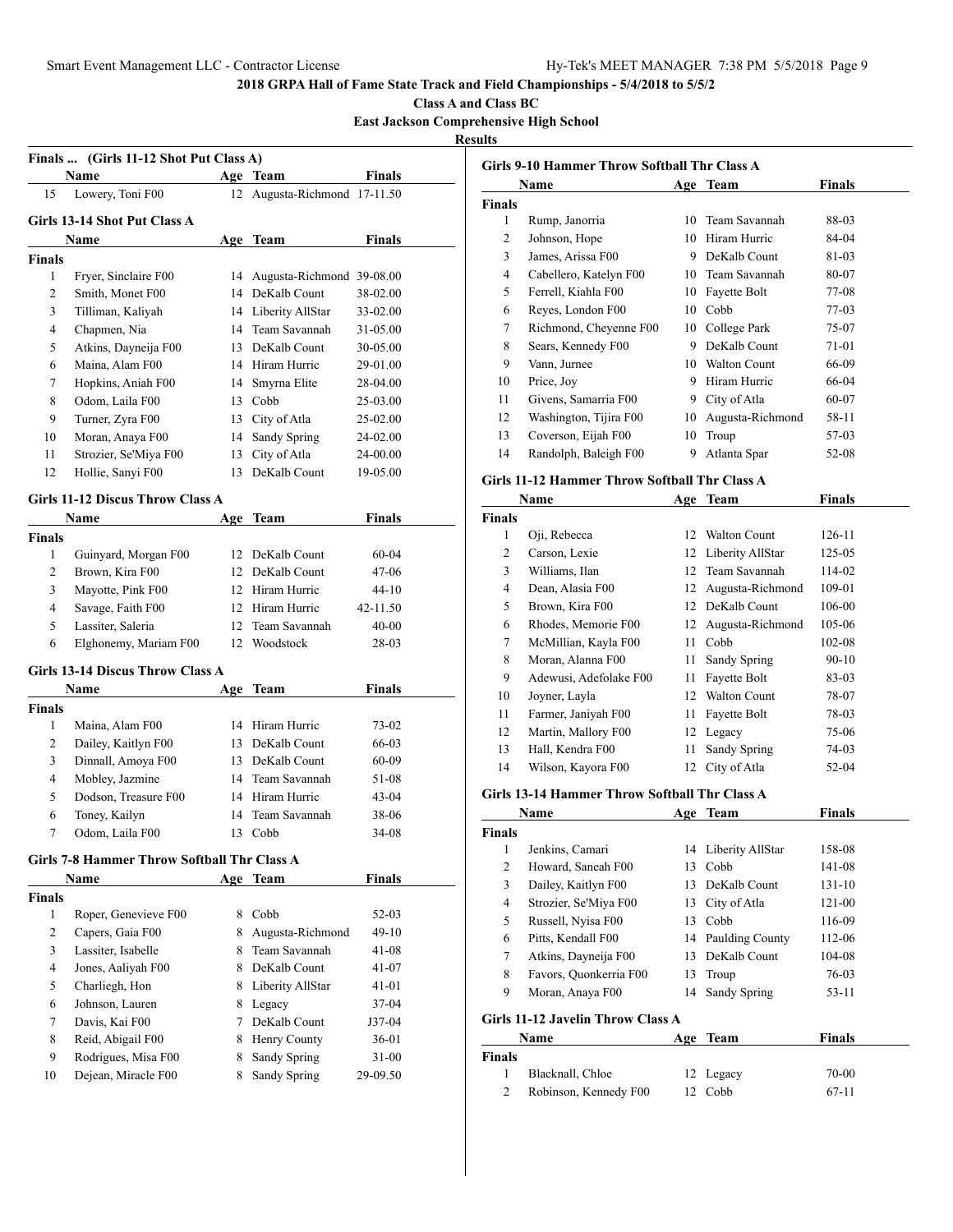**2018 GRPA Hall of Fame State Track and Field Championships - 5/4/2018 to 5/5/2**

**Class A and Class BC**

**East Jackson Comprehensive High School**

**Results**

### Finals ... (Girls 11-12 Shot Put Class A)

| | Name | Age | Team | Finals |
|---|---|---|---|---|
| 15 | Lowery, Toni F00 | 12 | Augusta-Richmond | 17-11.50 |

### Girls 13-14 Shot Put Class A

| | Name | Age | Team | Finals |
|---|---|---|---|---|
| **Finals** | | | | |
| 1 | Fryer, Sinclaire F00 | 14 | Augusta-Richmond | 39-08.00 |
| 2 | Smith, Monet F00 | 14 | DeKalb Count | 38-02.00 |
| 3 | Tilliman, Kaliyah | 14 | Liberity AllStar | 33-02.00 |
| 4 | Chapmen, Nia | 14 | Team Savannah | 31-05.00 |
| 5 | Atkins, Dayneija F00 | 13 | DeKalb Count | 30-05.00 |
| 6 | Maina, Alam F00 | 14 | Hiram Hurric | 29-01.00 |
| 7 | Hopkins, Aniah F00 | 14 | Smyrna Elite | 28-04.00 |
| 8 | Odom, Laila F00 | 13 | Cobb | 25-03.00 |
| 9 | Turner, Zyra F00 | 13 | City of Atla | 25-02.00 |
| 10 | Moran, Anaya F00 | 14 | Sandy Spring | 24-02.00 |
| 11 | Strozier, Se'Miya F00 | 13 | City of Atla | 24-00.00 |
| 12 | Hollie, Sanyi F00 | 13 | DeKalb Count | 19-05.00 |

### Girls 11-12 Discus Throw Class A

| | Name | Age | Team | Finals |
|---|---|---|---|---|
| **Finals** | | | | |
| 1 | Guinyard, Morgan F00 | 12 | DeKalb Count | 60-04 |
| 2 | Brown, Kira F00 | 12 | DeKalb Count | 47-06 |
| 3 | Mayotte, Pink F00 | 12 | Hiram Hurric | 44-10 |
| 4 | Savage, Faith F00 | 12 | Hiram Hurric | 42-11.50 |
| 5 | Lassiter, Saleria | 12 | Team Savannah | 40-00 |
| 6 | Elghonemy, Mariam F00 | 12 | Woodstock | 28-03 |

### Girls 13-14 Discus Throw Class A

| | Name | Age | Team | Finals |
|---|---|---|---|---|
| **Finals** | | | | |
| 1 | Maina, Alam F00 | 14 | Hiram Hurric | 73-02 |
| 2 | Dailey, Kaitlyn F00 | 13 | DeKalb Count | 66-03 |
| 3 | Dinnall, Amoya F00 | 13 | DeKalb Count | 60-09 |
| 4 | Mobley, Jazmine | 14 | Team Savannah | 51-08 |
| 5 | Dodson, Treasure F00 | 14 | Hiram Hurric | 43-04 |
| 6 | Toney, Kailyn | 14 | Team Savannah | 38-06 |
| 7 | Odom, Laila F00 | 13 | Cobb | 34-08 |

### Girls 7-8 Hammer Throw Softball Thr Class A

| | Name | Age | Team | Finals |
|---|---|---|---|---|
| **Finals** | | | | |
| 1 | Roper, Genevieve F00 | 8 | Cobb | 52-03 |
| 2 | Capers, Gaia F00 | 8 | Augusta-Richmond | 49-10 |
| 3 | Lassiter, Isabelle | 8 | Team Savannah | 41-08 |
| 4 | Jones, Aaliyah F00 | 8 | DeKalb Count | 41-07 |
| 5 | Charliegh, Hon | 8 | Liberity AllStar | 41-01 |
| 6 | Johnson, Lauren | 8 | Legacy | 37-04 |
| 7 | Davis, Kai F00 | 7 | DeKalb Count | J37-04 |
| 8 | Reid, Abigail F00 | 8 | Henry County | 36-01 |
| 9 | Rodrigues, Misa F00 | 8 | Sandy Spring | 31-00 |
| 10 | Dejean, Miracle F00 | 8 | Sandy Spring | 29-09.50 |

### Girls 9-10 Hammer Throw Softball Thr Class A

| | Name | Age | Team | Finals |
|---|---|---|---|---|
| **Finals** | | | | |
| 1 | Rump, Janorria | 10 | Team Savannah | 88-03 |
| 2 | Johnson, Hope | 10 | Hiram Hurric | 84-04 |
| 3 | James, Arissa F00 | 9 | DeKalb Count | 81-03 |
| 4 | Cabellero, Katelyn F00 | 10 | Team Savannah | 80-07 |
| 5 | Ferrell, Kiahla F00 | 10 | Fayette Bolt | 77-08 |
| 6 | Reyes, London F00 | 10 | Cobb | 77-03 |
| 7 | Richmond, Cheyenne F00 | 10 | College Park | 75-07 |
| 8 | Sears, Kennedy F00 | 9 | DeKalb Count | 71-01 |
| 9 | Vann, Jurnee | 10 | Walton Count | 66-09 |
| 10 | Price, Joy | 9 | Hiram Hurric | 66-04 |
| 11 | Givens, Samarria F00 | 9 | City of Atla | 60-07 |
| 12 | Washington, Tijira F00 | 10 | Augusta-Richmond | 58-11 |
| 13 | Coverson, Eijah F00 | 10 | Troup | 57-03 |
| 14 | Randolph, Baleigh F00 | 9 | Atlanta Spar | 52-08 |

### Girls 11-12 Hammer Throw Softball Thr Class A

| | Name | Age | Team | Finals |
|---|---|---|---|---|
| **Finals** | | | | |
| 1 | Oji, Rebecca | 12 | Walton Count | 126-11 |
| 2 | Carson, Lexie | 12 | Liberity AllStar | 125-05 |
| 3 | Williams, Ilan | 12 | Team Savannah | 114-02 |
| 4 | Dean, Alasia F00 | 12 | Augusta-Richmond | 109-01 |
| 5 | Brown, Kira F00 | 12 | DeKalb Count | 106-00 |
| 6 | Rhodes, Memorie F00 | 12 | Augusta-Richmond | 105-06 |
| 7 | McMillian, Kayla F00 | 11 | Cobb | 102-08 |
| 8 | Moran, Alanna F00 | 11 | Sandy Spring | 90-10 |
| 9 | Adewusi, Adefolake F00 | 11 | Fayette Bolt | 83-03 |
| 10 | Joyner, Layla | 12 | Walton Count | 78-07 |
| 11 | Farmer, Janiyah F00 | 11 | Fayette Bolt | 78-03 |
| 12 | Martin, Mallory F00 | 12 | Legacy | 75-06 |
| 13 | Hall, Kendra F00 | 11 | Sandy Spring | 74-03 |
| 14 | Wilson, Kayora F00 | 12 | City of Atla | 52-04 |

### Girls 13-14 Hammer Throw Softball Thr Class A

| | Name | Age | Team | Finals |
|---|---|---|---|---|
| **Finals** | | | | |
| 1 | Jenkins, Camari | 14 | Liberity AllStar | 158-08 |
| 2 | Howard, Saneah F00 | 13 | Cobb | 141-08 |
| 3 | Dailey, Kaitlyn F00 | 13 | DeKalb Count | 131-10 |
| 4 | Strozier, Se'Miya F00 | 13 | City of Atla | 121-00 |
| 5 | Russell, Nyisa F00 | 13 | Cobb | 116-09 |
| 6 | Pitts, Kendall F00 | 14 | Paulding County | 112-06 |
| 7 | Atkins, Dayneija F00 | 13 | DeKalb Count | 104-08 |
| 8 | Favors, Quonkerria F00 | 13 | Troup | 76-03 |
| 9 | Moran, Anaya F00 | 14 | Sandy Spring | 53-11 |

### Girls 11-12 Javelin Throw Class A

| | Name | Age | Team | Finals |
|---|---|---|---|---|
| **Finals** | | | | |
| 1 | Blacknall, Chloe | 12 | Legacy | 70-00 |
| 2 | Robinson, Kennedy F00 | 12 | Cobb | 67-11 |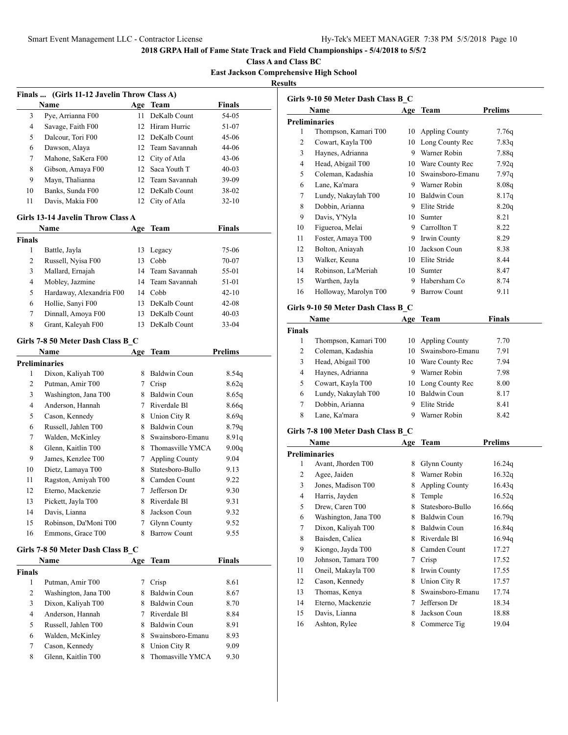**2018 GRPA Hall of Fame State Track and Field Championships - 5/4/2018 to 5/5/2**

**Class A and Class BC**

**East Jackson Comprehensive High School**

**Results**

### Finals ... (Girls 11-12 Javelin Throw Class A)

| | Name | Age | Team | Finals |
|---|---|---|---|---|
| 3 | Pye, Arrianna F00 | 11 | DeKalb Count | 54-05 |
| 4 | Savage, Faith F00 | 12 | Hiram Hurric | 51-07 |
| 5 | Dalcour, Tori F00 | 12 | DeKalb Count | 45-06 |
| 6 | Dawson, Alaya | 12 | Team Savannah | 44-06 |
| 7 | Mahone, SaKera F00 | 12 | City of Atla | 43-06 |
| 8 | Gibson, Amaya F00 | 12 | Saca Youth T | 40-03 |
| 9 | Mayn, Thalianna | 12 | Team Savannah | 39-09 |
| 10 | Banks, Sunda F00 | 12 | DeKalb Count | 38-02 |
| 11 | Davis, Makia F00 | 12 | City of Atla | 32-10 |

### Girls 13-14 Javelin Throw Class A

| | Name | Age | Team | Finals |
|---|---|---|---|---|
| **Finals** | | | | |
| 1 | Battle, Jayla | 13 | Legacy | 75-06 |
| 2 | Russell, Nyisa F00 | 13 | Cobb | 70-07 |
| 3 | Mallard, Ernajah | 14 | Team Savannah | 55-01 |
| 4 | Mobley, Jazmine | 14 | Team Savannah | 51-01 |
| 5 | Hardaway, Alexandria F00 | 14 | Cobb | 42-10 |
| 6 | Hollie, Sanyi F00 | 13 | DeKalb Count | 42-08 |
| 7 | Dinnall, Amoya F00 | 13 | DeKalb Count | 40-03 |
| 8 | Grant, Kaleyah F00 | 13 | DeKalb Count | 33-04 |

### Girls 7-8 50 Meter Dash Class B_C

| | Name | Age | Team | Prelims |
|---|---|---|---|---|
| **Preliminaries** | | | | |
| 1 | Dixon, Kaliyah T00 | 8 | Baldwin Coun | 8.54q |
| 2 | Putman, Amir T00 | 7 | Crisp | 8.62q |
| 3 | Washington, Jana T00 | 8 | Baldwin Coun | 8.65q |
| 4 | Anderson, Hannah | 7 | Riverdale Bl | 8.66q |
| 5 | Cason, Kennedy | 8 | Union City R | 8.69q |
| 6 | Russell, Jahlen T00 | 8 | Baldwin Coun | 8.79q |
| 7 | Walden, McKinley | 8 | Swainsboro-Emanu | 8.91q |
| 8 | Glenn, Kaitlin T00 | 8 | Thomasville YMCA | 9.00q |
| 9 | James, Kenzlee T00 | 7 | Appling County | 9.04 |
| 10 | Dietz, Lamaya T00 | 8 | Statesboro-Bullo | 9.13 |
| 11 | Ragston, Amiyah T00 | 8 | Camden Count | 9.22 |
| 12 | Eterno, Mackenzie | 7 | Jefferson Dr | 9.30 |
| 13 | Pickett, Jayla T00 | 8 | Riverdale Bl | 9.31 |
| 14 | Davis, Lianna | 8 | Jackson Coun | 9.32 |
| 15 | Robinson, Da'Moni T00 | 7 | Glynn County | 9.52 |
| 16 | Emmons, Grace T00 | 8 | Barrow Count | 9.55 |

### Girls 7-8 50 Meter Dash Class B_C

| | Name | Age | Team | Finals |
|---|---|---|---|---|
| **Finals** | | | | |
| 1 | Putman, Amir T00 | 7 | Crisp | 8.61 |
| 2 | Washington, Jana T00 | 8 | Baldwin Coun | 8.67 |
| 3 | Dixon, Kaliyah T00 | 8 | Baldwin Coun | 8.70 |
| 4 | Anderson, Hannah | 7 | Riverdale Bl | 8.84 |
| 5 | Russell, Jahlen T00 | 8 | Baldwin Coun | 8.91 |
| 6 | Walden, McKinley | 8 | Swainsboro-Emanu | 8.93 |
| 7 | Cason, Kennedy | 8 | Union City R | 9.09 |
| 8 | Glenn, Kaitlin T00 | 8 | Thomasville YMCA | 9.30 |

### Girls 9-10 50 Meter Dash Class B_C

| | Name | Age | Team | Prelims |
|---|---|---|---|---|
| **Preliminaries** | | | | |
| 1 | Thompson, Kamari T00 | 10 | Appling County | 7.76q |
| 2 | Cowart, Kayla T00 | 10 | Long County Rec | 7.83q |
| 3 | Haynes, Adrianna | 9 | Warner Robin | 7.88q |
| 4 | Head, Abigail T00 | 10 | Ware County Rec | 7.92q |
| 5 | Coleman, Kadashia | 10 | Swainsboro-Emanu | 7.97q |
| 6 | Lane, Ka'mara | 9 | Warner Robin | 8.08q |
| 7 | Lundy, Nakaylah T00 | 10 | Baldwin Coun | 8.17q |
| 8 | Dobbin, Arianna | 9 | Elite Stride | 8.20q |
| 9 | Davis, Y'Nyla | 10 | Sumter | 8.21 |
| 10 | Figueroa, Melai | 9 | Carrollton T | 8.22 |
| 11 | Foster, Amaya T00 | 9 | Irwin County | 8.29 |
| 12 | Bolton, Aniayah | 10 | Jackson Coun | 8.38 |
| 13 | Walker, Keuna | 10 | Elite Stride | 8.44 |
| 14 | Robinson, La'Meriah | 10 | Sumter | 8.47 |
| 15 | Warthen, Jayla | 9 | Habersham Co | 8.74 |
| 16 | Holloway, Marolyn T00 | 9 | Barrow Count | 9.11 |

### Girls 9-10 50 Meter Dash Class B_C

| | Name | Age | Team | Finals |
|---|---|---|---|---|
| **Finals** | | | | |
| 1 | Thompson, Kamari T00 | 10 | Appling County | 7.70 |
| 2 | Coleman, Kadashia | 10 | Swainsboro-Emanu | 7.91 |
| 3 | Head, Abigail T00 | 10 | Ware County Rec | 7.94 |
| 4 | Haynes, Adrianna | 9 | Warner Robin | 7.98 |
| 5 | Cowart, Kayla T00 | 10 | Long County Rec | 8.00 |
| 6 | Lundy, Nakaylah T00 | 10 | Baldwin Coun | 8.17 |
| 7 | Dobbin, Arianna | 9 | Elite Stride | 8.41 |
| 8 | Lane, Ka'mara | 9 | Warner Robin | 8.42 |

### Girls 7-8 100 Meter Dash Class B_C

| | Name | Age | Team | Prelims |
|---|---|---|---|---|
| **Preliminaries** | | | | |
| 1 | Avant, Jhorden T00 | 8 | Glynn County | 16.24q |
| 2 | Agee, Jaiden | 8 | Warner Robin | 16.32q |
| 3 | Jones, Madison T00 | 8 | Appling County | 16.43q |
| 4 | Harris, Jayden | 8 | Temple | 16.52q |
| 5 | Drew, Caren T00 | 8 | Statesboro-Bullo | 16.66q |
| 6 | Washington, Jana T00 | 8 | Baldwin Coun | 16.79q |
| 7 | Dixon, Kaliyah T00 | 8 | Baldwin Coun | 16.84q |
| 8 | Baisden, Caliea | 8 | Riverdale Bl | 16.94q |
| 9 | Kiongo, Jayda T00 | 8 | Camden Count | 17.27 |
| 10 | Johnson, Tamara T00 | 7 | Crisp | 17.52 |
| 11 | Oneil, Makayla T00 | 8 | Irwin County | 17.55 |
| 12 | Cason, Kennedy | 8 | Union City R | 17.57 |
| 13 | Thomas, Kenya | 8 | Swainsboro-Emanu | 17.74 |
| 14 | Eterno, Mackenzie | 7 | Jefferson Dr | 18.34 |
| 15 | Davis, Lianna | 8 | Jackson Coun | 18.88 |
| 16 | Ashton, Rylee | 8 | Commerce Tig | 19.04 |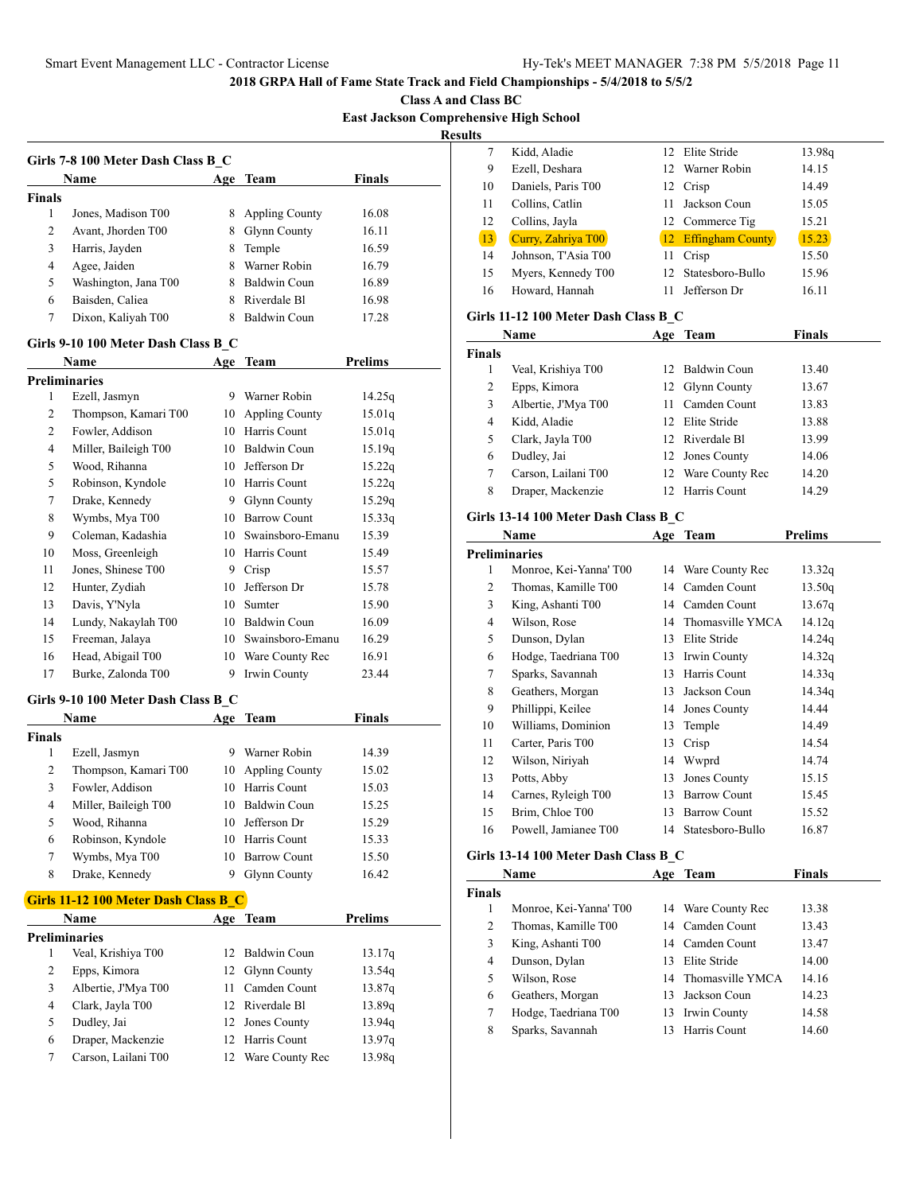2018 GRPA Hall of Fame State Track and Field Championships - 5/4/2018 to 5/5/2

Class A and Class BC

East Jackson Comprehensive High School

Results

### Girls 7-8 100 Meter Dash Class B_C

| | Name | Age | Team | Finals |
|---|---|---|---|---|
| **Finals** | | | | |
| 1 | Jones, Madison T00 | 8 | Appling County | 16.08 |
| 2 | Avant, Jhorden T00 | 8 | Glynn County | 16.11 |
| 3 | Harris, Jayden | 8 | Temple | 16.59 |
| 4 | Agee, Jaiden | 8 | Warner Robin | 16.79 |
| 5 | Washington, Jana T00 | 8 | Baldwin Coun | 16.89 |
| 6 | Baisden, Caliea | 8 | Riverdale Bl | 16.98 |
| 7 | Dixon, Kaliyah T00 | 8 | Baldwin Coun | 17.28 |

### Girls 9-10 100 Meter Dash Class B_C

| | Name | Age | Team | Prelims |
|---|---|---|---|---|
| **Preliminaries** | | | | |
| 1 | Ezell, Jasmyn | 9 | Warner Robin | 14.25q |
| 2 | Thompson, Kamari T00 | 10 | Appling County | 15.01q |
| 2 | Fowler, Addison | 10 | Harris Count | 15.01q |
| 4 | Miller, Baileigh T00 | 10 | Baldwin Coun | 15.19q |
| 5 | Wood, Rihanna | 10 | Jefferson Dr | 15.22q |
| 5 | Robinson, Kyndole | 10 | Harris Count | 15.22q |
| 7 | Drake, Kennedy | 9 | Glynn County | 15.29q |
| 8 | Wymbs, Mya T00 | 10 | Barrow Count | 15.33q |
| 9 | Coleman, Kadashia | 10 | Swainsboro-Emanu | 15.39 |
| 10 | Moss, Greenleigh | 10 | Harris Count | 15.49 |
| 11 | Jones, Shinese T00 | 9 | Crisp | 15.57 |
| 12 | Hunter, Zydiah | 10 | Jefferson Dr | 15.78 |
| 13 | Davis, Y'Nyla | 10 | Sumter | 15.90 |
| 14 | Lundy, Nakaylah T00 | 10 | Baldwin Coun | 16.09 |
| 15 | Freeman, Jalaya | 10 | Swainsboro-Emanu | 16.29 |
| 16 | Head, Abigail T00 | 10 | Ware County Rec | 16.91 |
| 17 | Burke, Zalonda T00 | 9 | Irwin County | 23.44 |

### Girls 9-10 100 Meter Dash Class B_C

| | Name | Age | Team | Finals |
|---|---|---|---|---|
| **Finals** | | | | |
| 1 | Ezell, Jasmyn | 9 | Warner Robin | 14.39 |
| 2 | Thompson, Kamari T00 | 10 | Appling County | 15.02 |
| 3 | Fowler, Addison | 10 | Harris Count | 15.03 |
| 4 | Miller, Baileigh T00 | 10 | Baldwin Coun | 15.25 |
| 5 | Wood, Rihanna | 10 | Jefferson Dr | 15.29 |
| 6 | Robinson, Kyndole | 10 | Harris Count | 15.33 |
| 7 | Wymbs, Mya T00 | 10 | Barrow Count | 15.50 |
| 8 | Drake, Kennedy | 9 | Glynn County | 16.42 |

### Girls 11-12 100 Meter Dash Class B_C

| | Name | Age | Team | Prelims |
|---|---|---|---|---|
| **Preliminaries** | | | | |
| 1 | Veal, Krishiya T00 | 12 | Baldwin Coun | 13.17q |
| 2 | Epps, Kimora | 12 | Glynn County | 13.54q |
| 3 | Albertie, J'Mya T00 | 11 | Camden Count | 13.87q |
| 4 | Clark, Jayla T00 | 12 | Riverdale Bl | 13.89q |
| 5 | Dudley, Jai | 12 | Jones County | 13.94q |
| 6 | Draper, Mackenzie | 12 | Harris Count | 13.97q |
| 7 | Carson, Lailani T00 | 12 | Ware County Rec | 13.98q |
| 7 | Kidd, Aladie | 12 | Elite Stride | 13.98q |
| 9 | Ezell, Deshara | 12 | Warner Robin | 14.15 |
| 10 | Daniels, Paris T00 | 12 | Crisp | 14.49 |
| 11 | Collins, Catlin | 11 | Jackson Coun | 15.05 |
| 12 | Collins, Jayla | 12 | Commerce Tig | 15.21 |
| 13 | Curry, Zahriya T00 | 12 | Effingham County | 15.23 |
| 14 | Johnson, T'Asia T00 | 11 | Crisp | 15.50 |
| 15 | Myers, Kennedy T00 | 12 | Statesboro-Bullo | 15.96 |
| 16 | Howard, Hannah | 11 | Jefferson Dr | 16.11 |

### Girls 11-12 100 Meter Dash Class B_C

| | Name | Age | Team | Finals |
|---|---|---|---|---|
| **Finals** | | | | |
| 1 | Veal, Krishiya T00 | 12 | Baldwin Coun | 13.40 |
| 2 | Epps, Kimora | 12 | Glynn County | 13.67 |
| 3 | Albertie, J'Mya T00 | 11 | Camden Count | 13.83 |
| 4 | Kidd, Aladie | 12 | Elite Stride | 13.88 |
| 5 | Clark, Jayla T00 | 12 | Riverdale Bl | 13.99 |
| 6 | Dudley, Jai | 12 | Jones County | 14.06 |
| 7 | Carson, Lailani T00 | 12 | Ware County Rec | 14.20 |
| 8 | Draper, Mackenzie | 12 | Harris Count | 14.29 |

### Girls 13-14 100 Meter Dash Class B_C

| | Name | Age | Team | Prelims |
|---|---|---|---|---|
| **Preliminaries** | | | | |
| 1 | Monroe, Kei-Yanna' T00 | 14 | Ware County Rec | 13.32q |
| 2 | Thomas, Kamille T00 | 14 | Camden Count | 13.50q |
| 3 | King, Ashanti T00 | 14 | Camden Count | 13.67q |
| 4 | Wilson, Rose | 14 | Thomasville YMCA | 14.12q |
| 5 | Dunson, Dylan | 13 | Elite Stride | 14.24q |
| 6 | Hodge, Taedriana T00 | 13 | Irwin County | 14.32q |
| 7 | Sparks, Savannah | 13 | Harris Count | 14.33q |
| 8 | Geathers, Morgan | 13 | Jackson Coun | 14.34q |
| 9 | Phillippi, Keilee | 14 | Jones County | 14.44 |
| 10 | Williams, Dominion | 13 | Temple | 14.49 |
| 11 | Carter, Paris T00 | 13 | Crisp | 14.54 |
| 12 | Wilson, Niriyah | 14 | Wwprd | 14.74 |
| 13 | Potts, Abby | 13 | Jones County | 15.15 |
| 14 | Carnes, Ryleigh T00 | 13 | Barrow Count | 15.45 |
| 15 | Brim, Chloe T00 | 13 | Barrow Count | 15.52 |
| 16 | Powell, Jamianee T00 | 14 | Statesboro-Bullo | 16.87 |

### Girls 13-14 100 Meter Dash Class B_C

| | Name | Age | Team | Finals |
|---|---|---|---|---|
| **Finals** | | | | |
| 1 | Monroe, Kei-Yanna' T00 | 14 | Ware County Rec | 13.38 |
| 2 | Thomas, Kamille T00 | 14 | Camden Count | 13.43 |
| 3 | King, Ashanti T00 | 14 | Camden Count | 13.47 |
| 4 | Dunson, Dylan | 13 | Elite Stride | 14.00 |
| 5 | Wilson, Rose | 14 | Thomasville YMCA | 14.16 |
| 6 | Geathers, Morgan | 13 | Jackson Coun | 14.23 |
| 7 | Hodge, Taedriana T00 | 13 | Irwin County | 14.58 |
| 8 | Sparks, Savannah | 13 | Harris Count | 14.60 |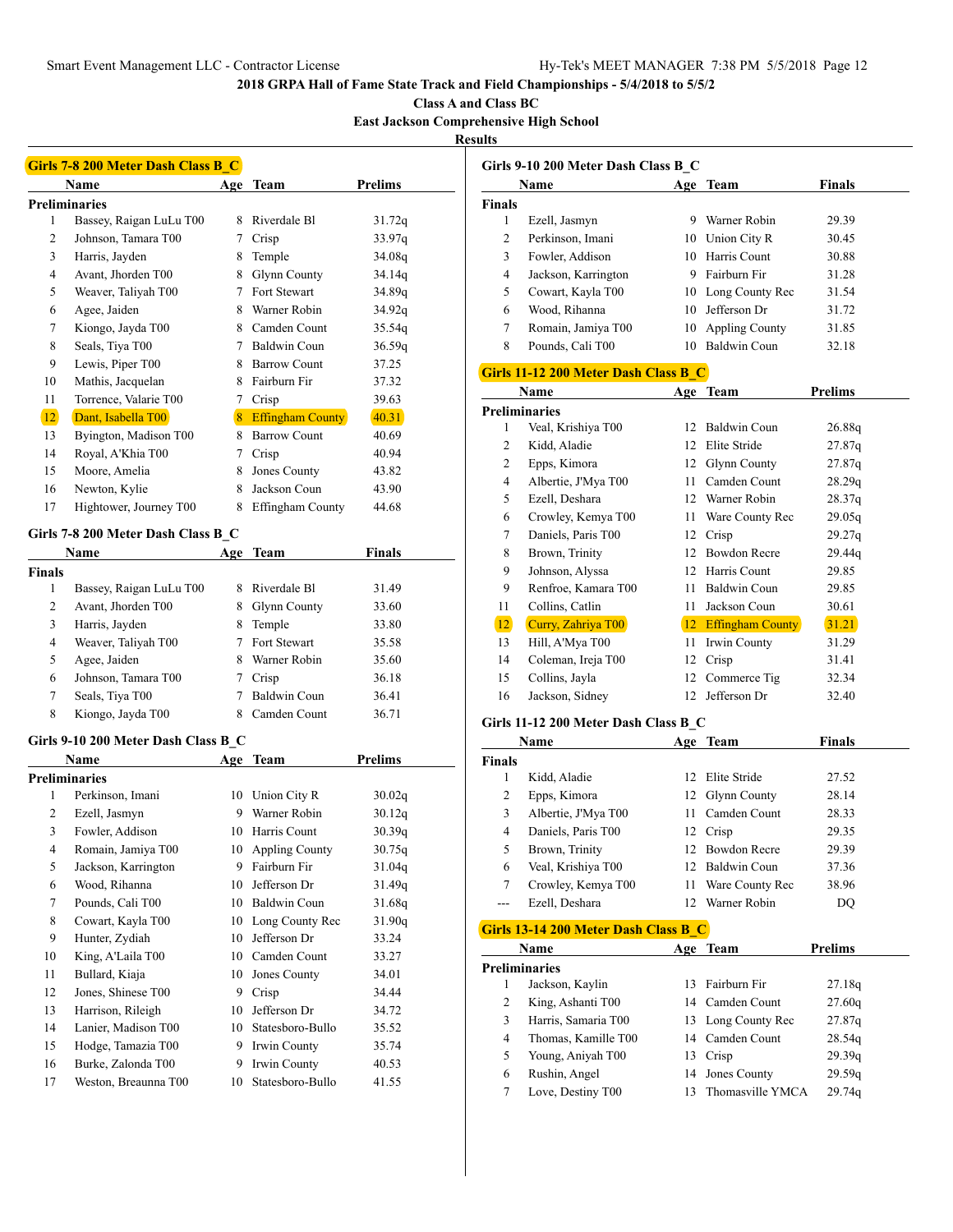2018 GRPA Hall of Fame State Track and Field Championships - 5/4/2018 to 5/5/2

Class A and Class BC

East Jackson Comprehensive High School

Results

## Girls 7-8 200 Meter Dash Class B_C

| | Name | Age | Team | Prelims |
|---|---|---|---|---|
| **Preliminaries** | | | | |
| 1 | Bassey, Raigan LuLu T00 | 8 | Riverdale Bl | 31.72q |
| 2 | Johnson, Tamara T00 | 7 | Crisp | 33.97q |
| 3 | Harris, Jayden | 8 | Temple | 34.08q |
| 4 | Avant, Jhorden T00 | 8 | Glynn County | 34.14q |
| 5 | Weaver, Taliyah T00 | 7 | Fort Stewart | 34.89q |
| 6 | Agee, Jaiden | 8 | Warner Robin | 34.92q |
| 7 | Kiongo, Jayda T00 | 8 | Camden Count | 35.54q |
| 8 | Seals, Tiya T00 | 7 | Baldwin Coun | 36.59q |
| 9 | Lewis, Piper T00 | 8 | Barrow Count | 37.25 |
| 10 | Mathis, Jacquelan | 8 | Fairburn Fir | 37.32 |
| 11 | Torrence, Valarie T00 | 7 | Crisp | 39.63 |
| 12 | Dant, Isabella T00 | 8 | Effingham County | 40.31 |
| 13 | Byington, Madison T00 | 8 | Barrow Count | 40.69 |
| 14 | Royal, A'Khia T00 | 7 | Crisp | 40.94 |
| 15 | Moore, Amelia | 8 | Jones County | 43.82 |
| 16 | Newton, Kylie | 8 | Jackson Coun | 43.90 |
| 17 | Hightower, Journey T00 | 8 | Effingham County | 44.68 |

## Girls 7-8 200 Meter Dash Class B_C

| | Name | Age | Team | Finals |
|---|---|---|---|---|
| **Finals** | | | | |
| 1 | Bassey, Raigan LuLu T00 | 8 | Riverdale Bl | 31.49 |
| 2 | Avant, Jhorden T00 | 8 | Glynn County | 33.60 |
| 3 | Harris, Jayden | 8 | Temple | 33.80 |
| 4 | Weaver, Taliyah T00 | 7 | Fort Stewart | 35.58 |
| 5 | Agee, Jaiden | 8 | Warner Robin | 35.60 |
| 6 | Johnson, Tamara T00 | 7 | Crisp | 36.18 |
| 7 | Seals, Tiya T00 | 7 | Baldwin Coun | 36.41 |
| 8 | Kiongo, Jayda T00 | 8 | Camden Count | 36.71 |

## Girls 9-10 200 Meter Dash Class B_C

| | Name | Age | Team | Prelims |
|---|---|---|---|---|
| **Preliminaries** | | | | |
| 1 | Perkinson, Imani | 10 | Union City R | 30.02q |
| 2 | Ezell, Jasmyn | 9 | Warner Robin | 30.12q |
| 3 | Fowler, Addison | 10 | Harris Count | 30.39q |
| 4 | Romain, Jamiya T00 | 10 | Appling County | 30.75q |
| 5 | Jackson, Karrington | 9 | Fairburn Fir | 31.04q |
| 6 | Wood, Rihanna | 10 | Jefferson Dr | 31.49q |
| 7 | Pounds, Cali T00 | 10 | Baldwin Coun | 31.68q |
| 8 | Cowart, Kayla T00 | 10 | Long County Rec | 31.90q |
| 9 | Hunter, Zydiah | 10 | Jefferson Dr | 33.24 |
| 10 | King, A'Laila T00 | 10 | Camden Count | 33.27 |
| 11 | Bullard, Kiaja | 10 | Jones County | 34.01 |
| 12 | Jones, Shinese T00 | 9 | Crisp | 34.44 |
| 13 | Harrison, Rileigh | 10 | Jefferson Dr | 34.72 |
| 14 | Lanier, Madison T00 | 10 | Statesboro-Bullo | 35.52 |
| 15 | Hodge, Tamazia T00 | 9 | Irwin County | 35.74 |
| 16 | Burke, Zalonda T00 | 9 | Irwin County | 40.53 |
| 17 | Weston, Breaunna T00 | 10 | Statesboro-Bullo | 41.55 |

## Girls 9-10 200 Meter Dash Class B_C

| | Name | Age | Team | Finals |
|---|---|---|---|---|
| **Finals** | | | | |
| 1 | Ezell, Jasmyn | 9 | Warner Robin | 29.39 |
| 2 | Perkinson, Imani | 10 | Union City R | 30.45 |
| 3 | Fowler, Addison | 10 | Harris Count | 30.88 |
| 4 | Jackson, Karrington | 9 | Fairburn Fir | 31.28 |
| 5 | Cowart, Kayla T00 | 10 | Long County Rec | 31.54 |
| 6 | Wood, Rihanna | 10 | Jefferson Dr | 31.72 |
| 7 | Romain, Jamiya T00 | 10 | Appling County | 31.85 |
| 8 | Pounds, Cali T00 | 10 | Baldwin Coun | 32.18 |

## Girls 11-12 200 Meter Dash Class B_C

| | Name | Age | Team | Prelims |
|---|---|---|---|---|
| **Preliminaries** | | | | |
| 1 | Veal, Krishiya T00 | 12 | Baldwin Coun | 26.88q |
| 2 | Kidd, Aladie | 12 | Elite Stride | 27.87q |
| 2 | Epps, Kimora | 12 | Glynn County | 27.87q |
| 4 | Albertie, J'Mya T00 | 11 | Camden Count | 28.29q |
| 5 | Ezell, Deshara | 12 | Warner Robin | 28.37q |
| 6 | Crowley, Kemya T00 | 11 | Ware County Rec | 29.05q |
| 7 | Daniels, Paris T00 | 12 | Crisp | 29.27q |
| 8 | Brown, Trinity | 12 | Bowdon Recre | 29.44q |
| 9 | Johnson, Alyssa | 12 | Harris Count | 29.85 |
| 9 | Renfroe, Kamara T00 | 11 | Baldwin Coun | 29.85 |
| 11 | Collins, Catlin | 11 | Jackson Coun | 30.61 |
| 12 | Curry, Zahriya T00 | 12 | Effingham County | 31.21 |
| 13 | Hill, A'Mya T00 | 11 | Irwin County | 31.29 |
| 14 | Coleman, Ireja T00 | 12 | Crisp | 31.41 |
| 15 | Collins, Jayla | 12 | Commerce Tig | 32.34 |
| 16 | Jackson, Sidney | 12 | Jefferson Dr | 32.40 |

## Girls 11-12 200 Meter Dash Class B_C

| | Name | Age | Team | Finals |
|---|---|---|---|---|
| **Finals** | | | | |
| 1 | Kidd, Aladie | 12 | Elite Stride | 27.52 |
| 2 | Epps, Kimora | 12 | Glynn County | 28.14 |
| 3 | Albertie, J'Mya T00 | 11 | Camden Count | 28.33 |
| 4 | Daniels, Paris T00 | 12 | Crisp | 29.35 |
| 5 | Brown, Trinity | 12 | Bowdon Recre | 29.39 |
| 6 | Veal, Krishiya T00 | 12 | Baldwin Coun | 37.36 |
| 7 | Crowley, Kemya T00 | 11 | Ware County Rec | 38.96 |
| --- | Ezell, Deshara | 12 | Warner Robin | DQ |

## Girls 13-14 200 Meter Dash Class B_C

| | Name | Age | Team | Prelims |
|---|---|---|---|---|
| **Preliminaries** | | | | |
| 1 | Jackson, Kaylin | 13 | Fairburn Fir | 27.18q |
| 2 | King, Ashanti T00 | 14 | Camden Count | 27.60q |
| 3 | Harris, Samaria T00 | 13 | Long County Rec | 27.87q |
| 4 | Thomas, Kamille T00 | 14 | Camden Count | 28.54q |
| 5 | Young, Aniyah T00 | 13 | Crisp | 29.39q |
| 6 | Rushin, Angel | 14 | Jones County | 29.59q |
| 7 | Love, Destiny T00 | 13 | Thomasville YMCA | 29.74q |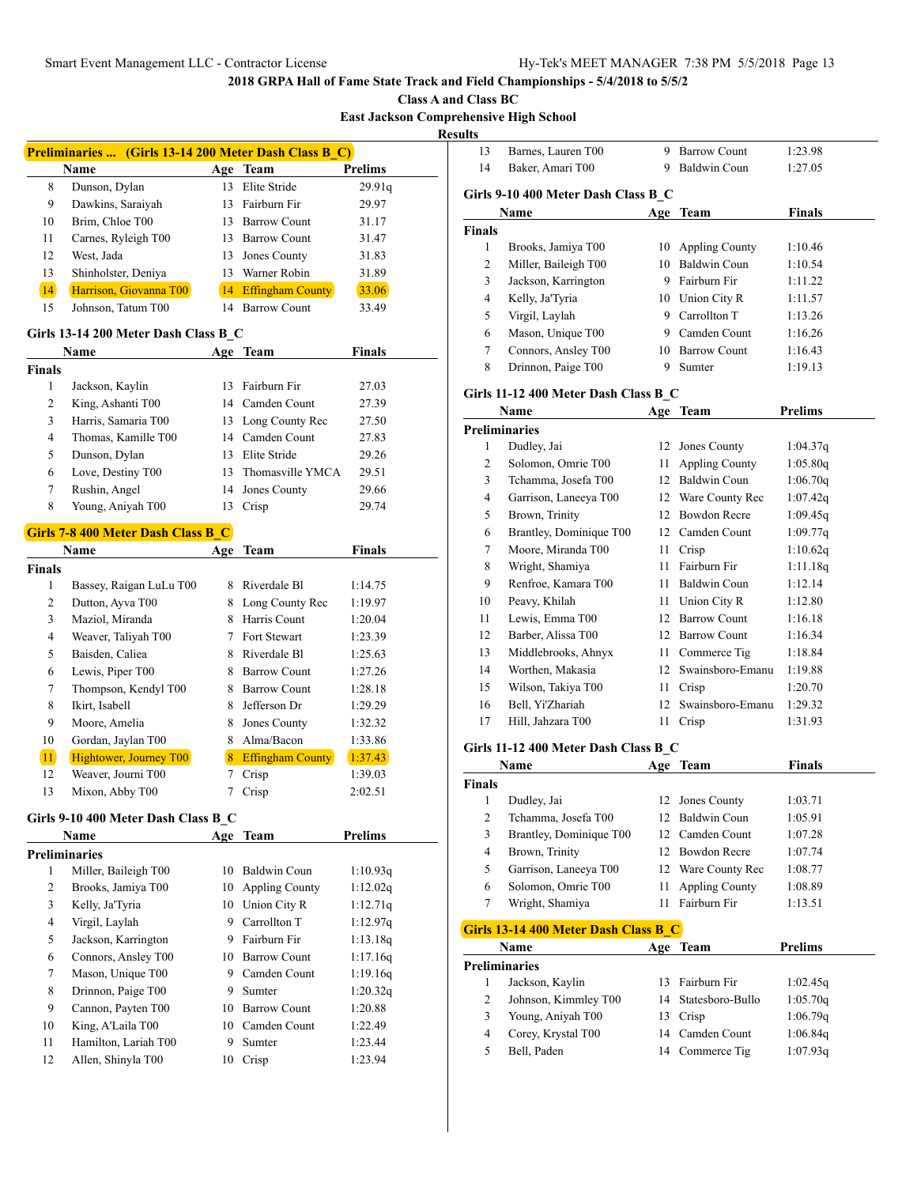## 2018 GRPA Hall of Fame State Track and Field Championships - 5/4/2018 to 5/5/2

### Class A and Class BC

### East Jackson Comprehensive High School

### Results

#### Preliminaries ... (Girls 13-14 200 Meter Dash Class B_C)

| | Name | Age | Team | Prelims |
|---|---|---|---|---|
| 8 | Dunson, Dylan | 13 | Elite Stride | 29.91q |
| 9 | Dawkins, Saraiyah | 13 | Fairburn Fir | 29.97 |
| 10 | Brim, Chloe T00 | 13 | Barrow Count | 31.17 |
| 11 | Carnes, Ryleigh T00 | 13 | Barrow Count | 31.47 |
| 12 | West, Jada | 13 | Jones County | 31.83 |
| 13 | Shinholster, Deniya | 13 | Warner Robin | 31.89 |
| 14 | Harrison, Giovanna T00 | 14 | Effingham County | 33.06 |
| 15 | Johnson, Tatum T00 | 14 | Barrow Count | 33.49 |

#### Girls 13-14 200 Meter Dash Class B_C

| | Name | Age | Team | Finals |
|---|---|---|---|---|
| **Finals** | | | | |
| 1 | Jackson, Kaylin | 13 | Fairburn Fir | 27.03 |
| 2 | King, Ashanti T00 | 14 | Camden Count | 27.39 |
| 3 | Harris, Samaria T00 | 13 | Long County Rec | 27.50 |
| 4 | Thomas, Kamille T00 | 14 | Camden Count | 27.83 |
| 5 | Dunson, Dylan | 13 | Elite Stride | 29.26 |
| 6 | Love, Destiny T00 | 13 | Thomasville YMCA | 29.51 |
| 7 | Rushin, Angel | 14 | Jones County | 29.66 |
| 8 | Young, Aniyah T00 | 13 | Crisp | 29.74 |

#### Girls 7-8 400 Meter Dash Class B_C

| | Name | Age | Team | Finals |
|---|---|---|---|---|
| **Finals** | | | | |
| 1 | Bassey, Raigan LuLu T00 | 8 | Riverdale Bl | 1:14.75 |
| 2 | Dutton, Ayva T00 | 8 | Long County Rec | 1:19.97 |
| 3 | Maziol, Miranda | 8 | Harris Count | 1:20.04 |
| 4 | Weaver, Taliyah T00 | 7 | Fort Stewart | 1:23.39 |
| 5 | Baisden, Caliea | 8 | Riverdale Bl | 1:25.63 |
| 6 | Lewis, Piper T00 | 8 | Barrow Count | 1:27.26 |
| 7 | Thompson, Kendyl T00 | 8 | Barrow Count | 1:28.18 |
| 8 | Ikirt, Isabell | 8 | Jefferson Dr | 1:29.29 |
| 9 | Moore, Amelia | 8 | Jones County | 1:32.32 |
| 10 | Gordan, Jaylan T00 | 8 | Alma/Bacon | 1:33.86 |
| 11 | Hightower, Journey T00 | 8 | Effingham County | 1:37.43 |
| 12 | Weaver, Journi T00 | 7 | Crisp | 1:39.03 |
| 13 | Mixon, Abby T00 | 7 | Crisp | 2:02.51 |

#### Girls 9-10 400 Meter Dash Class B_C

| | Name | Age | Team | Prelims |
|---|---|---|---|---|
| **Preliminaries** | | | | |
| 1 | Miller, Baileigh T00 | 10 | Baldwin Coun | 1:10.93q |
| 2 | Brooks, Jamiya T00 | 10 | Appling County | 1:12.02q |
| 3 | Kelly, Ja'Tyria | 10 | Union City R | 1:12.71q |
| 4 | Virgil, Laylah | 9 | Carrollton T | 1:12.97q |
| 5 | Jackson, Karrington | 9 | Fairburn Fir | 1:13.18q |
| 6 | Connors, Ansley T00 | 10 | Barrow Count | 1:17.16q |
| 7 | Mason, Unique T00 | 9 | Camden Count | 1:19.16q |
| 8 | Drinnon, Paige T00 | 9 | Sumter | 1:20.32q |
| 9 | Cannon, Payten T00 | 10 | Barrow Count | 1:20.88 |
| 10 | King, A'Laila T00 | 10 | Camden Count | 1:22.49 |
| 11 | Hamilton, Lariah T00 | 9 | Sumter | 1:23.44 |
| 12 | Allen, Shinyla T00 | 10 | Crisp | 1:23.94 |
| 13 | Barnes, Lauren T00 | 9 | Barrow Count | 1:23.98 |
| 14 | Baker, Amari T00 | 9 | Baldwin Coun | 1:27.05 |

#### Girls 9-10 400 Meter Dash Class B_C

| | Name | Age | Team | Finals |
|---|---|---|---|---|
| **Finals** | | | | |
| 1 | Brooks, Jamiya T00 | 10 | Appling County | 1:10.46 |
| 2 | Miller, Baileigh T00 | 10 | Baldwin Coun | 1:10.54 |
| 3 | Jackson, Karrington | 9 | Fairburn Fir | 1:11.22 |
| 4 | Kelly, Ja'Tyria | 10 | Union City R | 1:11.57 |
| 5 | Virgil, Laylah | 9 | Carrollton T | 1:13.26 |
| 6 | Mason, Unique T00 | 9 | Camden Count | 1:16.26 |
| 7 | Connors, Ansley T00 | 10 | Barrow Count | 1:16.43 |
| 8 | Drinnon, Paige T00 | 9 | Sumter | 1:19.13 |

#### Girls 11-12 400 Meter Dash Class B_C

| | Name | Age | Team | Prelims |
|---|---|---|---|---|
| **Preliminaries** | | | | |
| 1 | Dudley, Jai | 12 | Jones County | 1:04.37q |
| 2 | Solomon, Omrie T00 | 11 | Appling County | 1:05.80q |
| 3 | Tchamma, Josefa T00 | 12 | Baldwin Coun | 1:06.70q |
| 4 | Garrison, Laneeya T00 | 12 | Ware County Rec | 1:07.42q |
| 5 | Brown, Trinity | 12 | Bowdon Recre | 1:09.45q |
| 6 | Brantley, Dominique T00 | 12 | Camden Count | 1:09.77q |
| 7 | Moore, Miranda T00 | 11 | Crisp | 1:10.62q |
| 8 | Wright, Shamiya | 11 | Fairburn Fir | 1:11.18q |
| 9 | Renfroe, Kamara T00 | 11 | Baldwin Coun | 1:12.14 |
| 10 | Peavy, Khilah | 11 | Union City R | 1:12.80 |
| 11 | Lewis, Emma T00 | 12 | Barrow Count | 1:16.18 |
| 12 | Barber, Alissa T00 | 12 | Barrow Count | 1:16.34 |
| 13 | Middlebrooks, Ahnyx | 11 | Commerce Tig | 1:18.84 |
| 14 | Worthen, Makasia | 12 | Swainsboro-Emanu | 1:19.88 |
| 15 | Wilson, Takiya T00 | 11 | Crisp | 1:20.70 |
| 16 | Bell, Yi'Zhariah | 12 | Swainsboro-Emanu | 1:29.32 |
| 17 | Hill, Jahzara T00 | 11 | Crisp | 1:31.93 |

#### Girls 11-12 400 Meter Dash Class B_C

| | Name | Age | Team | Finals |
|---|---|---|---|---|
| **Finals** | | | | |
| 1 | Dudley, Jai | 12 | Jones County | 1:03.71 |
| 2 | Tchamma, Josefa T00 | 12 | Baldwin Coun | 1:05.91 |
| 3 | Brantley, Dominique T00 | 12 | Camden Count | 1:07.28 |
| 4 | Brown, Trinity | 12 | Bowdon Recre | 1:07.74 |
| 5 | Garrison, Laneeya T00 | 12 | Ware County Rec | 1:08.77 |
| 6 | Solomon, Omrie T00 | 11 | Appling County | 1:08.89 |
| 7 | Wright, Shamiya | 11 | Fairburn Fir | 1:13.51 |

#### Girls 13-14 400 Meter Dash Class B_C

| | Name | Age | Team | Prelims |
|---|---|---|---|---|
| **Preliminaries** | | | | |
| 1 | Jackson, Kaylin | 13 | Fairburn Fir | 1:02.45q |
| 2 | Johnson, Kimmley T00 | 14 | Statesboro-Bullo | 1:05.70q |
| 3 | Young, Aniyah T00 | 13 | Crisp | 1:06.79q |
| 4 | Corey, Krystal T00 | 14 | Camden Count | 1:06.84q |
| 5 | Bell, Paden | 14 | Commerce Tig | 1:07.93q |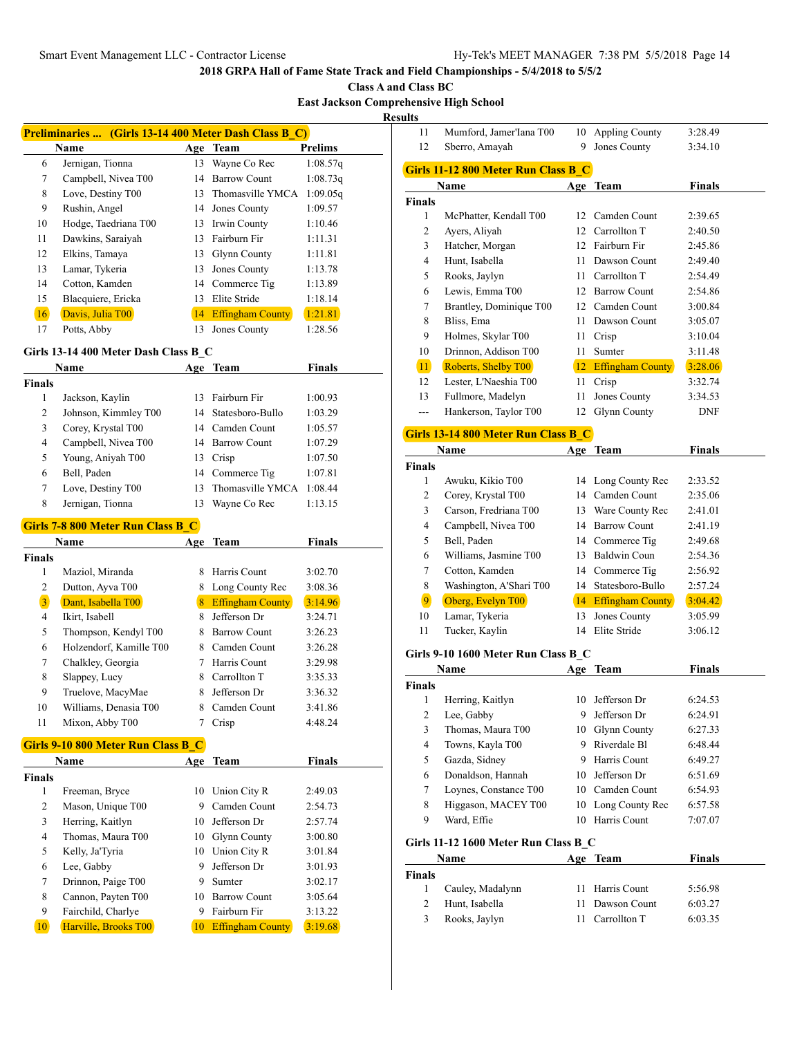Smart Event Management LLC - Contractor License    Hy-Tek's MEET MANAGER 7:38 PM 5/5/2018 Page 14

**2018 GRPA Hall of Fame State Track and Field Championships - 5/4/2018 to 5/5/2**

**Class A and Class BC**

**East Jackson Comprehensive High School**

**Results**

## Preliminaries ... (Girls 13-14 400 Meter Dash Class B_C)

| | Name | Age | Team | Prelims |
|---|---|---|---|---|
| 6 | Jernigan, Tionna | 13 | Wayne Co Rec | 1:08.57q |
| 7 | Campbell, Nivea T00 | 14 | Barrow Count | 1:08.73q |
| 8 | Love, Destiny T00 | 13 | Thomasville YMCA | 1:09.05q |
| 9 | Rushin, Angel | 14 | Jones County | 1:09.57 |
| 10 | Hodge, Taedriana T00 | 13 | Irwin County | 1:10.46 |
| 11 | Dawkins, Saraiyah | 13 | Fairburn Fir | 1:11.31 |
| 12 | Elkins, Tamaya | 13 | Glynn County | 1:11.81 |
| 13 | Lamar, Tykeria | 13 | Jones County | 1:13.78 |
| 14 | Cotton, Kamden | 14 | Commerce Tig | 1:13.89 |
| 15 | Blacquiere, Ericka | 13 | Elite Stride | 1:18.14 |
| 16 | Davis, Julia T00 | 14 | Effingham County | 1:21.81 |
| 17 | Potts, Abby | 13 | Jones County | 1:28.56 |

## Girls 13-14 400 Meter Dash Class B_C

| | Name | Age | Team | Finals |
|---|---|---|---|---|
| **Finals** | | | | |
| 1 | Jackson, Kaylin | 13 | Fairburn Fir | 1:00.93 |
| 2 | Johnson, Kimmley T00 | 14 | Statesboro-Bullo | 1:03.29 |
| 3 | Corey, Krystal T00 | 14 | Camden Count | 1:05.57 |
| 4 | Campbell, Nivea T00 | 14 | Barrow Count | 1:07.29 |
| 5 | Young, Aniyah T00 | 13 | Crisp | 1:07.50 |
| 6 | Bell, Paden | 14 | Commerce Tig | 1:07.81 |
| 7 | Love, Destiny T00 | 13 | Thomasville YMCA | 1:08.44 |
| 8 | Jernigan, Tionna | 13 | Wayne Co Rec | 1:13.15 |

## Girls 7-8 800 Meter Run Class B_C

| | Name | Age | Team | Finals |
|---|---|---|---|---|
| **Finals** | | | | |
| 1 | Maziol, Miranda | 8 | Harris Count | 3:02.70 |
| 2 | Dutton, Ayva T00 | 8 | Long County Rec | 3:08.36 |
| 3 | Dant, Isabella T00 | 8 | Effingham County | 3:14.96 |
| 4 | Ikirt, Isabell | 8 | Jefferson Dr | 3:24.71 |
| 5 | Thompson, Kendyl T00 | 8 | Barrow Count | 3:26.23 |
| 6 | Holzendorf, Kamille T00 | 8 | Camden Count | 3:26.28 |
| 7 | Chalkley, Georgia | 7 | Harris Count | 3:29.98 |
| 8 | Slappey, Lucy | 8 | Carrollton T | 3:35.33 |
| 9 | Truelove, MacyMae | 8 | Jefferson Dr | 3:36.32 |
| 10 | Williams, Denasia T00 | 8 | Camden Count | 3:41.86 |
| 11 | Mixon, Abby T00 | 7 | Crisp | 4:48.24 |

## Girls 9-10 800 Meter Run Class B_C

| | Name | Age | Team | Finals |
|---|---|---|---|---|
| **Finals** | | | | |
| 1 | Freeman, Bryce | 10 | Union City R | 2:49.03 |
| 2 | Mason, Unique T00 | 9 | Camden Count | 2:54.73 |
| 3 | Herring, Kaitlyn | 10 | Jefferson Dr | 2:57.74 |
| 4 | Thomas, Maura T00 | 10 | Glynn County | 3:00.80 |
| 5 | Kelly, Ja'Tyria | 10 | Union City R | 3:01.84 |
| 6 | Lee, Gabby | 9 | Jefferson Dr | 3:01.93 |
| 7 | Drinnon, Paige T00 | 9 | Sumter | 3:02.17 |
| 8 | Cannon, Payten T00 | 10 | Barrow Count | 3:05.64 |
| 9 | Fairchild, Charlye | 9 | Fairburn Fir | 3:13.22 |
| 10 | Harville, Brooks T00 | 10 | Effingham County | 3:19.68 |
| 11 | Mumford, Jamer'Iana T00 | 10 | Appling County | 3:28.49 |
| 12 | Sberro, Amayah | 9 | Jones County | 3:34.10 |

## Girls 11-12 800 Meter Run Class B_C

| | Name | Age | Team | Finals |
|---|---|---|---|---|
| **Finals** | | | | |
| 1 | McPhatter, Kendall T00 | 12 | Camden Count | 2:39.65 |
| 2 | Ayers, Aliyah | 12 | Carrollton T | 2:40.50 |
| 3 | Hatcher, Morgan | 12 | Fairburn Fir | 2:45.86 |
| 4 | Hunt, Isabella | 11 | Dawson Count | 2:49.40 |
| 5 | Rooks, Jaylyn | 11 | Carrollton T | 2:54.49 |
| 6 | Lewis, Emma T00 | 12 | Barrow Count | 2:54.86 |
| 7 | Brantley, Dominique T00 | 12 | Camden Count | 3:00.84 |
| 8 | Bliss, Ema | 11 | Dawson Count | 3:05.07 |
| 9 | Holmes, Skylar T00 | 11 | Crisp | 3:10.04 |
| 10 | Drinnon, Addison T00 | 11 | Sumter | 3:11.48 |
| 11 | Roberts, Shelby T00 | 12 | Effingham County | 3:28.06 |
| 12 | Lester, L'Naeshia T00 | 11 | Crisp | 3:32.74 |
| 13 | Fullmore, Madelyn | 11 | Jones County | 3:34.53 |
| --- | Hankerson, Taylor T00 | 12 | Glynn County | DNF |

## Girls 13-14 800 Meter Run Class B_C

| | Name | Age | Team | Finals |
|---|---|---|---|---|
| **Finals** | | | | |
| 1 | Awuku, Kikio T00 | 14 | Long County Rec | 2:33.52 |
| 2 | Corey, Krystal T00 | 14 | Camden Count | 2:35.06 |
| 3 | Carson, Fredriana T00 | 13 | Ware County Rec | 2:41.01 |
| 4 | Campbell, Nivea T00 | 14 | Barrow Count | 2:41.19 |
| 5 | Bell, Paden | 14 | Commerce Tig | 2:49.68 |
| 6 | Williams, Jasmine T00 | 13 | Baldwin Coun | 2:54.36 |
| 7 | Cotton, Kamden | 14 | Commerce Tig | 2:56.92 |
| 8 | Washington, A'Shari T00 | 14 | Statesboro-Bullo | 2:57.24 |
| 9 | Oberg, Evelyn T00 | 14 | Effingham County | 3:04.42 |
| 10 | Lamar, Tykeria | 13 | Jones County | 3:05.99 |
| 11 | Tucker, Kaylin | 14 | Elite Stride | 3:06.12 |

## Girls 9-10 1600 Meter Run Class B_C

| | Name | Age | Team | Finals |
|---|---|---|---|---|
| **Finals** | | | | |
| 1 | Herring, Kaitlyn | 10 | Jefferson Dr | 6:24.53 |
| 2 | Lee, Gabby | 9 | Jefferson Dr | 6:24.91 |
| 3 | Thomas, Maura T00 | 10 | Glynn County | 6:27.33 |
| 4 | Towns, Kayla T00 | 9 | Riverdale Bl | 6:48.44 |
| 5 | Gazda, Sidney | 9 | Harris Count | 6:49.27 |
| 6 | Donaldson, Hannah | 10 | Jefferson Dr | 6:51.69 |
| 7 | Loynes, Constance T00 | 10 | Camden Count | 6:54.93 |
| 8 | Higgason, MACEY T00 | 10 | Long County Rec | 6:57.58 |
| 9 | Ward, Effie | 10 | Harris Count | 7:07.07 |

## Girls 11-12 1600 Meter Run Class B_C

| | Name | Age | Team | Finals |
|---|---|---|---|---|
| **Finals** | | | | |
| 1 | Cauley, Madalynn | 11 | Harris Count | 5:56.98 |
| 2 | Hunt, Isabella | 11 | Dawson Count | 6:03.27 |
| 3 | Rooks, Jaylyn | 11 | Carrollton T | 6:03.35 |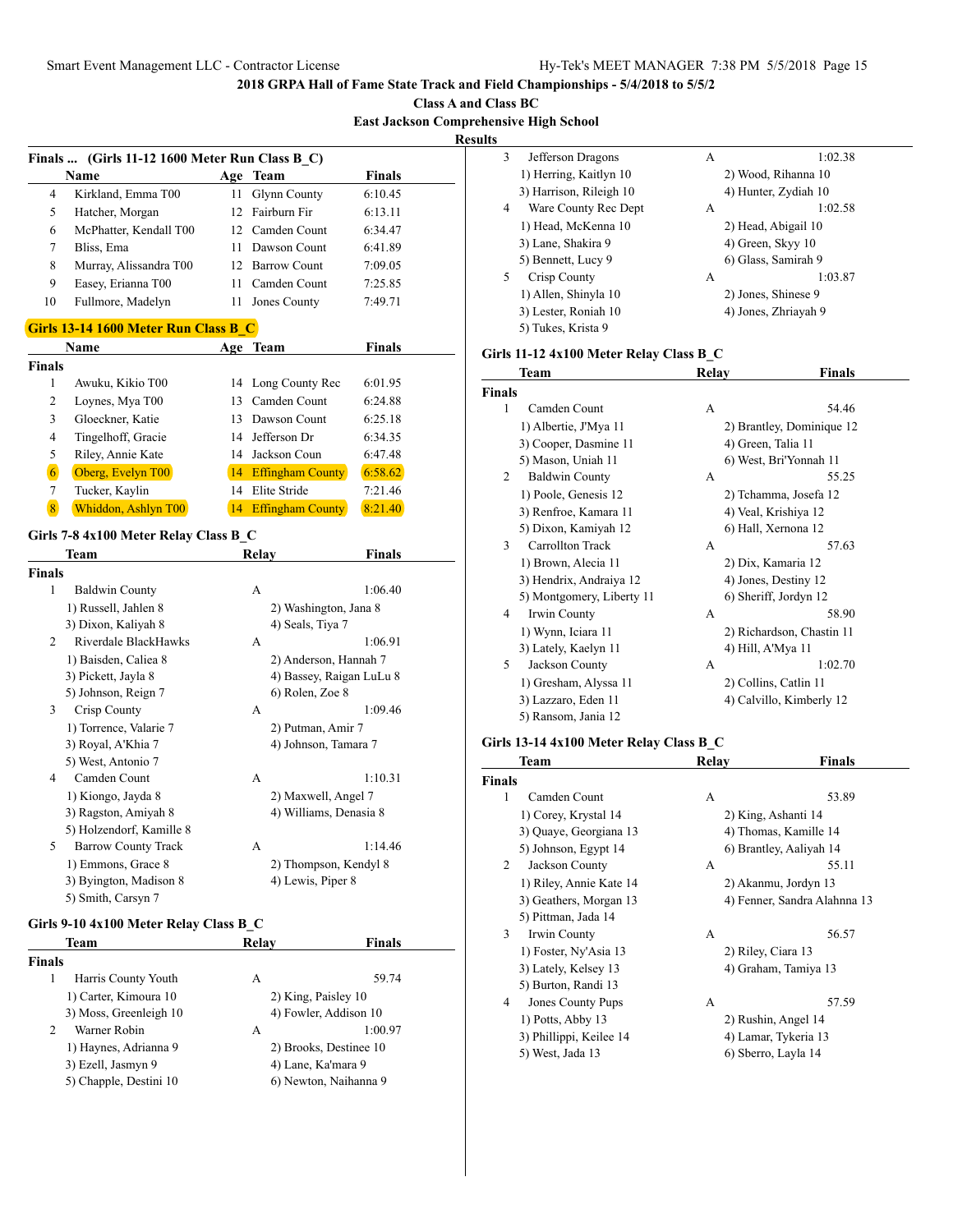**2018 GRPA Hall of Fame State Track and Field Championships - 5/4/2018 to 5/5/2**

**Class A and Class BC**

**East Jackson Comprehensive High School**

**Results**

### Finals ... (Girls 11-12 1600 Meter Run Class B_C)

| | Name | Age | Team | Finals |
|---|---|---|---|---|
| 4 | Kirkland, Emma T00 | 11 | Glynn County | 6:10.45 |
| 5 | Hatcher, Morgan | 12 | Fairburn Fir | 6:13.11 |
| 6 | McPhatter, Kendall T00 | 12 | Camden Count | 6:34.47 |
| 7 | Bliss, Ema | 11 | Dawson Count | 6:41.89 |
| 8 | Murray, Alissandra T00 | 12 | Barrow Count | 7:09.05 |
| 9 | Easey, Erianna T00 | 11 | Camden Count | 7:25.85 |
| 10 | Fullmore, Madelyn | 11 | Jones County | 7:49.71 |

### Girls 13-14 1600 Meter Run Class B_C

| | Name | Age | Team | Finals |
|---|---|---|---|---|
| **Finals** | | | | |
| 1 | Awuku, Kikio T00 | 14 | Long County Rec | 6:01.95 |
| 2 | Loynes, Mya T00 | 13 | Camden Count | 6:24.88 |
| 3 | Gloeckner, Katie | 13 | Dawson Count | 6:25.18 |
| 4 | Tingelhoff, Gracie | 14 | Jefferson Dr | 6:34.35 |
| 5 | Riley, Annie Kate | 14 | Jackson Coun | 6:47.48 |
| 6 | Oberg, Evelyn T00 | 14 | Effingham County | 6:58.62 |
| 7 | Tucker, Kaylin | 14 | Elite Stride | 7:21.46 |
| 8 | Whiddon, Ashlyn T00 | 14 | Effingham County | 8:21.40 |

### Girls 7-8 4x100 Meter Relay Class B_C

| | Team | Relay | Finals |
|---|---|---|---|
| **Finals** | | | |
| 1 | Baldwin County | A | 1:06.40 |

1) Russell, Jahlen 8; 2) Washington, Jana 8; 3) Dixon, Kaliyah 8; 4) Seals, Tiya 7

| | Team | Relay | Finals |
|---|---|---|---|
| 2 | Riverdale BlackHawks | A | 1:06.91 |

1) Baisden, Caliea 8; 2) Anderson, Hannah 7; 3) Pickett, Jayla 8; 4) Bassey, Raigan LuLu 8; 5) Johnson, Reign 7; 6) Rolen, Zoe 8

| | Team | Relay | Finals |
|---|---|---|---|
| 3 | Crisp County | A | 1:09.46 |

1) Torrence, Valarie 7; 2) Putman, Amir 7; 3) Royal, A'Khia 7; 4) Johnson, Tamara 7; 5) West, Antonio 7

| | Team | Relay | Finals |
|---|---|---|---|
| 4 | Camden Count | A | 1:10.31 |

1) Kiongo, Jayda 8; 2) Maxwell, Angel 7; 3) Ragston, Amiyah 8; 4) Williams, Denasia 8; 5) Holzendorf, Kamille 8

| | Team | Relay | Finals |
|---|---|---|---|
| 5 | Barrow County Track | A | 1:14.46 |

1) Emmons, Grace 8; 2) Thompson, Kendyl 8; 3) Byington, Madison 8; 4) Lewis, Piper 8; 5) Smith, Carsyn 7

### Girls 9-10 4x100 Meter Relay Class B_C

| | Team | Relay | Finals |
|---|---|---|---|
| **Finals** | | | |
| 1 | Harris County Youth | A | 59.74 |

1) Carter, Kimoura 10; 2) King, Paisley 10; 3) Moss, Greenleigh 10; 4) Fowler, Addison 10

| | Team | Relay | Finals |
|---|---|---|---|
| 2 | Warner Robin | A | 1:00.97 |

1) Haynes, Adrianna 9; 2) Brooks, Destinee 10; 3) Ezell, Jasmyn 9; 4) Lane, Ka'mara 9; 5) Chapple, Destini 10; 6) Newton, Naihanna 9

| | Team | Relay | Finals |
|---|---|---|---|
| 3 | Jefferson Dragons | A | 1:02.38 |

1) Herring, Kaitlyn 10; 2) Wood, Rihanna 10; 3) Harrison, Rileigh 10; 4) Hunter, Zydiah 10

| | Team | Relay | Finals |
|---|---|---|---|
| 4 | Ware County Rec Dept | A | 1:02.58 |

1) Head, McKenna 10; 2) Head, Abigail 10; 3) Lane, Shakira 9; 4) Green, Skyy 10; 5) Bennett, Lucy 9; 6) Glass, Samirah 9

| | Team | Relay | Finals |
|---|---|---|---|
| 5 | Crisp County | A | 1:03.87 |

1) Allen, Shinyla 10; 2) Jones, Shinese 9; 3) Lester, Roniah 10; 4) Jones, Zhriayah 9; 5) Tukes, Krista 9

### Girls 11-12 4x100 Meter Relay Class B_C

| | Team | Relay | Finals |
|---|---|---|---|
| **Finals** | | | |
| 1 | Camden Count | A | 54.46 |

1) Albertie, J'Mya 11; 2) Brantley, Dominique 12; 3) Cooper, Dasmine 11; 4) Green, Talia 11; 5) Mason, Uniah 11; 6) West, Bri'Yonnah 11

| | Team | Relay | Finals |
|---|---|---|---|
| 2 | Baldwin County | A | 55.25 |

1) Poole, Genesis 12; 2) Tchamma, Josefa 12; 3) Renfroe, Kamara 11; 4) Veal, Krishiya 12; 5) Dixon, Kamiyah 12; 6) Hall, Xernona 12

| | Team | Relay | Finals |
|---|---|---|---|
| 3 | Carrollton Track | A | 57.63 |

1) Brown, Alecia 11; 2) Dix, Kamaria 12; 3) Hendrix, Andraiya 12; 4) Jones, Destiny 12; 5) Montgomery, Liberty 11; 6) Sheriff, Jordyn 12

| | Team | Relay | Finals |
|---|---|---|---|
| 4 | Irwin County | A | 58.90 |

1) Wynn, Iciara 11; 2) Richardson, Chastin 11; 3) Lately, Kaelyn 11; 4) Hill, A'Mya 11

| | Team | Relay | Finals |
|---|---|---|---|
| 5 | Jackson County | A | 1:02.70 |

1) Gresham, Alyssa 11; 2) Collins, Catlin 11; 3) Lazzaro, Eden 11; 4) Calvillo, Kimberly 12; 5) Ransom, Jania 12

### Girls 13-14 4x100 Meter Relay Class B_C

| | Team | Relay | Finals |
|---|---|---|---|
| **Finals** | | | |
| 1 | Camden Count | A | 53.89 |

1) Corey, Krystal 14; 2) King, Ashanti 14; 3) Quaye, Georgiana 13; 4) Thomas, Kamille 14; 5) Johnson, Egypt 14; 6) Brantley, Aaliyah 14

| | Team | Relay | Finals |
|---|---|---|---|
| 2 | Jackson County | A | 55.11 |

1) Riley, Annie Kate 14; 2) Akanmu, Jordyn 13; 3) Geathers, Morgan 13; 4) Fenner, Sandra Alahnna 13; 5) Pittman, Jada 14

| | Team | Relay | Finals |
|---|---|---|---|
| 3 | Irwin County | A | 56.57 |

1) Foster, Ny'Asia 13; 2) Riley, Ciara 13; 3) Lately, Kelsey 13; 4) Graham, Tamiya 13; 5) Burton, Randi 13

| | Team | Relay | Finals |
|---|---|---|---|
| 4 | Jones County Pups | A | 57.59 |

1) Potts, Abby 13; 2) Rushin, Angel 14; 3) Phillippi, Keilee 14; 4) Lamar, Tykeria 13; 5) West, Jada 13; 6) Sberro, Layla 14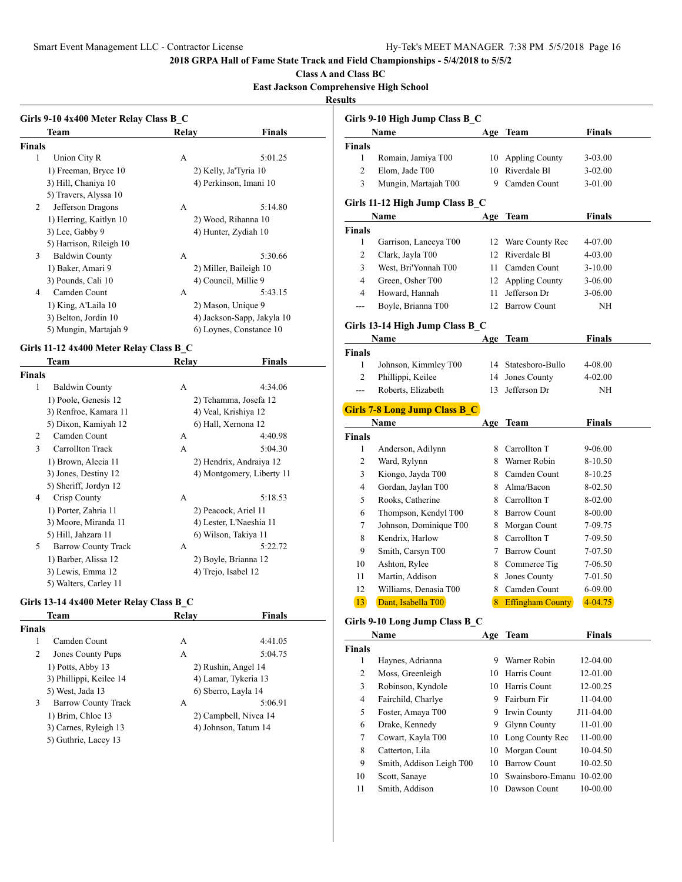# 2018 GRPA Hall of Fame State Track and Field Championships - 5/4/2018 to 5/5/2

## Class A and Class BC

## East Jackson Comprehensive High School

## Results

### Girls 9-10 4x400 Meter Relay Class B_C

| | Team | Relay | Finals |
|---|---|---|---|
| **Finals** | | | |
| 1 | Union City R | A | 5:01.25 |
| | 1) Freeman, Bryce 10 | 2) Kelly, Ja'Tyria 10 | |
| | 3) Hill, Chaniya 10 | 4) Perkinson, Imani 10 | |
| | 5) Travers, Alyssa 10 | | |
| 2 | Jefferson Dragons | A | 5:14.80 |
| | 1) Herring, Kaitlyn 10 | 2) Wood, Rihanna 10 | |
| | 3) Lee, Gabby 9 | 4) Hunter, Zydiah 10 | |
| | 5) Harrison, Rileigh 10 | | |
| 3 | Baldwin County | A | 5:30.66 |
| | 1) Baker, Amari 9 | 2) Miller, Baileigh 10 | |
| | 3) Pounds, Cali 10 | 4) Council, Millie 9 | |
| 4 | Camden Count | A | 5:43.15 |
| | 1) King, A'Laila 10 | 2) Mason, Unique 9 | |
| | 3) Belton, Jordin 10 | 4) Jackson-Sapp, Jakyla 10 | |
| | 5) Mungin, Martajah 9 | 6) Loynes, Constance 10 | |

### Girls 11-12 4x400 Meter Relay Class B_C

| | Team | Relay | Finals |
|---|---|---|---|
| **Finals** | | | |
| 1 | Baldwin County | A | 4:34.06 |
| | 1) Poole, Genesis 12 | 2) Tchamma, Josefa 12 | |
| | 3) Renfroe, Kamara 11 | 4) Veal, Krishiya 12 | |
| | 5) Dixon, Kamiyah 12 | 6) Hall, Xernona 12 | |
| 2 | Camden Count | A | 4:40.98 |
| 3 | Carrollton Track | A | 5:04.30 |
| | 1) Brown, Alecia 11 | 2) Hendrix, Andraiya 12 | |
| | 3) Jones, Destiny 12 | 4) Montgomery, Liberty 11 | |
| | 5) Sheriff, Jordyn 12 | | |
| 4 | Crisp County | A | 5:18.53 |
| | 1) Porter, Zahria 11 | 2) Peacock, Ariel 11 | |
| | 3) Moore, Miranda 11 | 4) Lester, L'Naeshia 11 | |
| | 5) Hill, Jahzara 11 | 6) Wilson, Takiya 11 | |
| 5 | Barrow County Track | A | 5:22.72 |
| | 1) Barber, Alissa 12 | 2) Boyle, Brianna 12 | |
| | 3) Lewis, Emma 12 | 4) Trejo, Isabel 12 | |
| | 5) Walters, Carley 11 | | |

### Girls 13-14 4x400 Meter Relay Class B_C

| | Team | Relay | Finals |
|---|---|---|---|
| **Finals** | | | |
| 1 | Camden Count | A | 4:41.05 |
| 2 | Jones County Pups | A | 5:04.75 |
| | 1) Potts, Abby 13 | 2) Rushin, Angel 14 | |
| | 3) Phillippi, Keilee 14 | 4) Lamar, Tykeria 13 | |
| | 5) West, Jada 13 | 6) Sberro, Layla 14 | |
| 3 | Barrow County Track | A | 5:06.91 |
| | 1) Brim, Chloe 13 | 2) Campbell, Nivea 14 | |
| | 3) Carnes, Ryleigh 13 | 4) Johnson, Tatum 14 | |
| | 5) Guthrie, Lacey 13 | | |

### Girls 9-10 High Jump Class B_C

| | Name | Age | Team | Finals |
|---|---|---|---|---|
| **Finals** | | | | |
| 1 | Romain, Jamiya T00 | 10 | Appling County | 3-03.00 |
| 2 | Elom, Jade T00 | 10 | Riverdale Bl | 3-02.00 |
| 3 | Mungin, Martajah T00 | 9 | Camden Count | 3-01.00 |

### Girls 11-12 High Jump Class B_C

| | Name | Age | Team | Finals |
|---|---|---|---|---|
| **Finals** | | | | |
| 1 | Garrison, Laneeya T00 | 12 | Ware County Rec | 4-07.00 |
| 2 | Clark, Jayla T00 | 12 | Riverdale Bl | 4-03.00 |
| 3 | West, Bri'Yonnah T00 | 11 | Camden Count | 3-10.00 |
| 4 | Green, Osher T00 | 12 | Appling County | 3-06.00 |
| 4 | Howard, Hannah | 11 | Jefferson Dr | 3-06.00 |
| --- | Boyle, Brianna T00 | 12 | Barrow Count | NH |

### Girls 13-14 High Jump Class B_C

| | Name | Age | Team | Finals |
|---|---|---|---|---|
| **Finals** | | | | |
| 1 | Johnson, Kimmley T00 | 14 | Statesboro-Bullo | 4-08.00 |
| 2 | Phillippi, Keilee | 14 | Jones County | 4-02.00 |
| --- | Roberts, Elizabeth | 13 | Jefferson Dr | NH |

### Girls 7-8 Long Jump Class B_C

| | Name | Age | Team | Finals |
|---|---|---|---|---|
| **Finals** | | | | |
| 1 | Anderson, Adilynn | 8 | Carrollton T | 9-06.00 |
| 2 | Ward, Rylynn | 8 | Warner Robin | 8-10.50 |
| 3 | Kiongo, Jayda T00 | 8 | Camden Count | 8-10.25 |
| 4 | Gordan, Jaylan T00 | 8 | Alma/Bacon | 8-02.50 |
| 5 | Rooks, Catherine | 8 | Carrollton T | 8-02.00 |
| 6 | Thompson, Kendyl T00 | 8 | Barrow Count | 8-00.00 |
| 7 | Johnson, Dominique T00 | 8 | Morgan Count | 7-09.75 |
| 8 | Kendrix, Harlow | 8 | Carrollton T | 7-09.50 |
| 9 | Smith, Carsyn T00 | 7 | Barrow Count | 7-07.50 |
| 10 | Ashton, Rylee | 8 | Commerce Tig | 7-06.50 |
| 11 | Martin, Addison | 8 | Jones County | 7-01.50 |
| 12 | Williams, Denasia T00 | 8 | Camden Count | 6-09.00 |
| 13 | Dant, Isabella T00 | 8 | Effingham County | 4-04.75 |

### Girls 9-10 Long Jump Class B_C

| | Name | Age | Team | Finals |
|---|---|---|---|---|
| **Finals** | | | | |
| 1 | Haynes, Adrianna | 9 | Warner Robin | 12-04.00 |
| 2 | Moss, Greenleigh | 10 | Harris Count | 12-01.00 |
| 3 | Robinson, Kyndole | 10 | Harris Count | 12-00.25 |
| 4 | Fairchild, Charlye | 9 | Fairburn Fir | 11-04.00 |
| 5 | Foster, Amaya T00 | 9 | Irwin County | J11-04.00 |
| 6 | Drake, Kennedy | 9 | Glynn County | 11-01.00 |
| 7 | Cowart, Kayla T00 | 10 | Long County Rec | 11-00.00 |
| 8 | Catterton, Lila | 10 | Morgan Count | 10-04.50 |
| 9 | Smith, Addison Leigh T00 | 10 | Barrow Count | 10-02.50 |
| 10 | Scott, Sanaye | 10 | Swainsboro-Emanu | 10-02.00 |
| 11 | Smith, Addison | 10 | Dawson Count | 10-00.00 |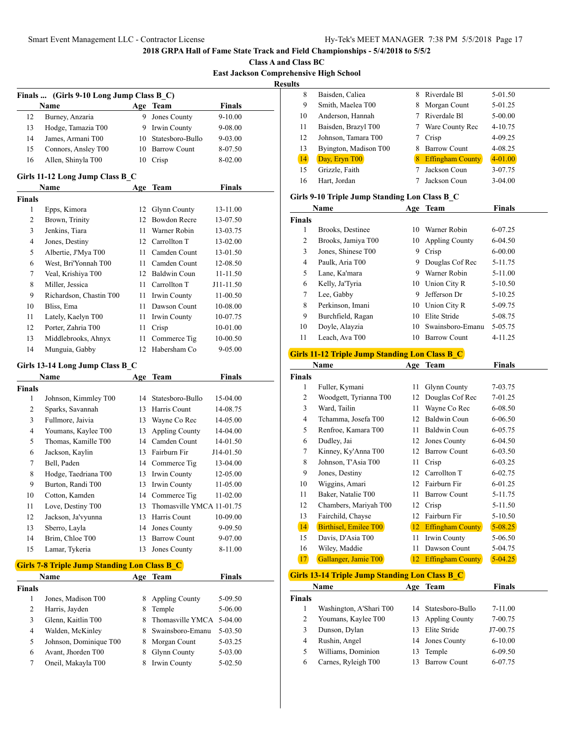2018 GRPA Hall of Fame State Track and Field Championships - 5/4/2018 to 5/5/2

Class A and Class BC

East Jackson Comprehensive High School

Results

### Finals ... (Girls 9-10 Long Jump Class B_C)

| | Name | Age | Team | Finals |
|---|---|---|---|---|
| 12 | Burney, Anzaria | 9 | Jones County | 9-10.00 |
| 13 | Hodge, Tamazia T00 | 9 | Irwin County | 9-08.00 |
| 14 | James, Armani T00 | 10 | Statesboro-Bullo | 9-03.00 |
| 15 | Connors, Ansley T00 | 10 | Barrow Count | 8-07.50 |
| 16 | Allen, Shinyla T00 | 10 | Crisp | 8-02.00 |

### Girls 11-12 Long Jump Class B_C

| | Name | Age | Team | Finals |
|---|---|---|---|---|
| **Finals** | | | | |
| 1 | Epps, Kimora | 12 | Glynn County | 13-11.00 |
| 2 | Brown, Trinity | 12 | Bowdon Recre | 13-07.50 |
| 3 | Jenkins, Tiara | 11 | Warner Robin | 13-03.75 |
| 4 | Jones, Destiny | 12 | Carrollton T | 13-02.00 |
| 5 | Albertie, J'Mya T00 | 11 | Camden Count | 13-01.50 |
| 6 | West, Bri'Yonnah T00 | 11 | Camden Count | 12-08.50 |
| 7 | Veal, Krishiya T00 | 12 | Baldwin Coun | 11-11.50 |
| 8 | Miller, Jessica | 11 | Carrollton T | J11-11.50 |
| 9 | Richardson, Chastin T00 | 11 | Irwin County | 11-00.50 |
| 10 | Bliss, Ema | 11 | Dawson Count | 10-08.00 |
| 11 | Lately, Kaelyn T00 | 11 | Irwin County | 10-07.75 |
| 12 | Porter, Zahria T00 | 11 | Crisp | 10-01.00 |
| 13 | Middlebrooks, Ahnyx | 11 | Commerce Tig | 10-00.50 |
| 14 | Munguia, Gabby | 12 | Habersham Co | 9-05.00 |

### Girls 13-14 Long Jump Class B_C

| | Name | Age | Team | Finals |
|---|---|---|---|---|
| **Finals** | | | | |
| 1 | Johnson, Kimmley T00 | 14 | Statesboro-Bullo | 15-04.00 |
| 2 | Sparks, Savannah | 13 | Harris Count | 14-08.75 |
| 3 | Fullmore, Jaivia | 13 | Wayne Co Rec | 14-05.00 |
| 4 | Youmans, Kaylee T00 | 13 | Appling County | 14-04.00 |
| 5 | Thomas, Kamille T00 | 14 | Camden Count | 14-01.50 |
| 6 | Jackson, Kaylin | 13 | Fairburn Fir | J14-01.50 |
| 7 | Bell, Paden | 14 | Commerce Tig | 13-04.00 |
| 8 | Hodge, Taedriana T00 | 13 | Irwin County | 12-05.00 |
| 9 | Burton, Randi T00 | 13 | Irwin County | 11-05.00 |
| 10 | Cotton, Kamden | 14 | Commerce Tig | 11-02.00 |
| 11 | Love, Destiny T00 | 13 | Thomasville YMCA | 11-01.75 |
| 12 | Jackson, Ja'vyunna | 13 | Harris Count | 10-09.00 |
| 13 | Sberro, Layla | 14 | Jones County | 9-09.50 |
| 14 | Brim, Chloe T00 | 13 | Barrow Count | 9-07.00 |
| 15 | Lamar, Tykeria | 13 | Jones County | 8-11.00 |

### Girls 7-8 Triple Jump Standing Lon Class B_C

| | Name | Age | Team | Finals |
|---|---|---|---|---|
| **Finals** | | | | |
| 1 | Jones, Madison T00 | 8 | Appling County | 5-09.50 |
| 2 | Harris, Jayden | 8 | Temple | 5-06.00 |
| 3 | Glenn, Kaitlin T00 | 8 | Thomasville YMCA | 5-04.00 |
| 4 | Walden, McKinley | 8 | Swainsboro-Emanu | 5-03.50 |
| 5 | Johnson, Dominique T00 | 8 | Morgan Count | 5-03.25 |
| 6 | Avant, Jhorden T00 | 8 | Glynn County | 5-03.00 |
| 7 | Oneil, Makayla T00 | 8 | Irwin County | 5-02.50 |
| 8 | Baisden, Caliea | 8 | Riverdale Bl | 5-01.50 |
| 9 | Smith, Maelea T00 | 8 | Morgan Count | 5-01.25 |
| 10 | Anderson, Hannah | 7 | Riverdale Bl | 5-00.00 |
| 11 | Baisden, Brazyl T00 | 7 | Ware County Rec | 4-10.75 |
| 12 | Johnson, Tamara T00 | 7 | Crisp | 4-09.25 |
| 13 | Byington, Madison T00 | 8 | Barrow Count | 4-08.25 |
| 14 | Day, Eryn T00 | 8 | Effingham County | 4-01.00 |
| 15 | Grizzle, Faith | 7 | Jackson Coun | 3-07.75 |
| 16 | Hart, Jordan | 7 | Jackson Coun | 3-04.00 |

### Girls 9-10 Triple Jump Standing Lon Class B_C

| | Name | Age | Team | Finals |
|---|---|---|---|---|
| **Finals** | | | | |
| 1 | Brooks, Destinee | 10 | Warner Robin | 6-07.25 |
| 2 | Brooks, Jamiya T00 | 10 | Appling County | 6-04.50 |
| 3 | Jones, Shinese T00 | 9 | Crisp | 6-00.00 |
| 4 | Paulk, Aria T00 | 9 | Douglas Cof Rec | 5-11.75 |
| 5 | Lane, Ka'mara | 9 | Warner Robin | 5-11.00 |
| 6 | Kelly, Ja'Tyria | 10 | Union City R | 5-10.50 |
| 7 | Lee, Gabby | 9 | Jefferson Dr | 5-10.25 |
| 8 | Perkinson, Imani | 10 | Union City R | 5-09.75 |
| 9 | Burchfield, Ragan | 10 | Elite Stride | 5-08.75 |
| 10 | Doyle, Alayzia | 10 | Swainsboro-Emanu | 5-05.75 |
| 11 | Leach, Ava T00 | 10 | Barrow Count | 4-11.25 |

### Girls 11-12 Triple Jump Standing Lon Class B_C

| | Name | Age | Team | Finals |
|---|---|---|---|---|
| **Finals** | | | | |
| 1 | Fuller, Kymani | 11 | Glynn County | 7-03.75 |
| 2 | Woodgett, Tyrianna T00 | 12 | Douglas Cof Rec | 7-01.25 |
| 3 | Ward, Tailin | 11 | Wayne Co Rec | 6-08.50 |
| 4 | Tchamma, Josefa T00 | 12 | Baldwin Coun | 6-06.50 |
| 5 | Renfroe, Kamara T00 | 11 | Baldwin Coun | 6-05.75 |
| 6 | Dudley, Jai | 12 | Jones County | 6-04.50 |
| 7 | Kinney, Ky'Anna T00 | 12 | Barrow Count | 6-03.50 |
| 8 | Johnson, T'Asia T00 | 11 | Crisp | 6-03.25 |
| 9 | Jones, Destiny | 12 | Carrollton T | 6-02.75 |
| 10 | Wiggins, Amari | 12 | Fairburn Fir | 6-01.25 |
| 11 | Baker, Natalie T00 | 11 | Barrow Count | 5-11.75 |
| 12 | Chambers, Mariyah T00 | 12 | Crisp | 5-11.50 |
| 13 | Fairchild, Chayse | 12 | Fairburn Fir | 5-10.50 |
| 14 | Birthisel, Emilee T00 | 12 | Effingham County | 5-08.25 |
| 15 | Davis, D'Asia T00 | 11 | Irwin County | 5-06.50 |
| 16 | Wiley, Maddie | 11 | Dawson Count | 5-04.75 |
| 17 | Gallanger, Jamie T00 | 12 | Effingham County | 5-04.25 |

### Girls 13-14 Triple Jump Standing Lon Class B_C

| | Name | Age | Team | Finals |
|---|---|---|---|---|
| **Finals** | | | | |
| 1 | Washington, A'Shari T00 | 14 | Statesboro-Bullo | 7-11.00 |
| 2 | Youmans, Kaylee T00 | 13 | Appling County | 7-00.75 |
| 3 | Dunson, Dylan | 13 | Elite Stride | J7-00.75 |
| 4 | Rushin, Angel | 14 | Jones County | 6-10.00 |
| 5 | Williams, Dominion | 13 | Temple | 6-09.50 |
| 6 | Carnes, Ryleigh T00 | 13 | Barrow Count | 6-07.75 |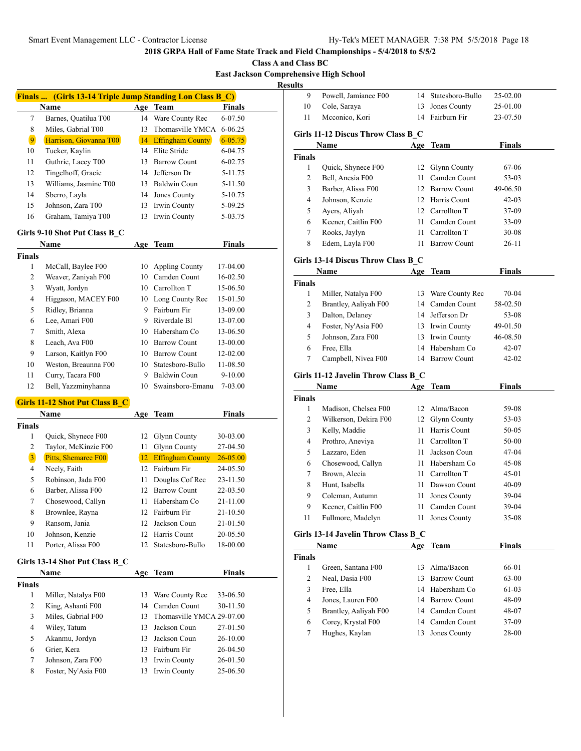Smart Event Management LLC - Contractor License

## 2018 GRPA Hall of Fame State Track and Field Championships - 5/4/2018 to 5/5/2

### Class A and Class BC

### East Jackson Comprehensive High School

### Results

#### Finals ... (Girls 13-14 Triple Jump Standing Lon Class B_C)

| | Name | Age | Team | Finals |
|---|---|---|---|---|
| 7 | Barnes, Quatilua T00 | 14 | Ware County Rec | 6-07.50 |
| 8 | Miles, Gabrial T00 | 13 | Thomasville YMCA | 6-06.25 |
| 9 | Harrison, Giovanna T00 | 14 | Effingham County | 6-05.75 |
| 10 | Tucker, Kaylin | 14 | Elite Stride | 6-04.75 |
| 11 | Guthrie, Lacey T00 | 13 | Barrow Count | 6-02.75 |
| 12 | Tingelhoff, Gracie | 14 | Jefferson Dr | 5-11.75 |
| 13 | Williams, Jasmine T00 | 13 | Baldwin Coun | 5-11.50 |
| 14 | Sberro, Layla | 14 | Jones County | 5-10.75 |
| 15 | Johnson, Zara T00 | 13 | Irwin County | 5-09.25 |
| 16 | Graham, Tamiya T00 | 13 | Irwin County | 5-03.75 |

#### Girls 9-10 Shot Put Class B_C

| | Name | Age | Team | Finals |
|---|---|---|---|---|
| **Finals** | | | | |
| 1 | McCall, Baylee F00 | 10 | Appling County | 17-04.00 |
| 2 | Weaver, Zaniyah F00 | 10 | Camden Count | 16-02.50 |
| 3 | Wyatt, Jordyn | 10 | Carrollton T | 15-06.50 |
| 4 | Higgason, MACEY F00 | 10 | Long County Rec | 15-01.50 |
| 5 | Ridley, Brianna | 9 | Fairburn Fir | 13-09.00 |
| 6 | Lee, Amari F00 | 9 | Riverdale Bl | 13-07.00 |
| 7 | Smith, Alexa | 10 | Habersham Co | 13-06.50 |
| 8 | Leach, Ava F00 | 10 | Barrow Count | 13-00.00 |
| 9 | Larson, Kaitlyn F00 | 10 | Barrow Count | 12-02.00 |
| 10 | Weston, Breaunna F00 | 10 | Statesboro-Bullo | 11-08.50 |
| 11 | Curry, Tacara F00 | 9 | Baldwin Coun | 9-10.00 |
| 12 | Bell, Yazzminyhanna | 10 | Swainsboro-Emanu | 7-03.00 |

#### Girls 11-12 Shot Put Class B_C

| | Name | Age | Team | Finals |
|---|---|---|---|---|
| **Finals** | | | | |
| 1 | Quick, Shynece F00 | 12 | Glynn County | 30-03.00 |
| 2 | Taylor, McKinzie F00 | 11 | Glynn County | 27-04.50 |
| 3 | Pitts, Shemaree F00 | 12 | Effingham County | 26-05.00 |
| 4 | Neely, Faith | 12 | Fairburn Fir | 24-05.50 |
| 5 | Robinson, Jada F00 | 11 | Douglas Cof Rec | 23-11.50 |
| 6 | Barber, Alissa F00 | 12 | Barrow Count | 22-03.50 |
| 7 | Chosewood, Callyn | 11 | Habersham Co | 21-11.00 |
| 8 | Brownlee, Rayna | 12 | Fairburn Fir | 21-10.50 |
| 9 | Ransom, Jania | 12 | Jackson Coun | 21-01.50 |
| 10 | Johnson, Kenzie | 12 | Harris Count | 20-05.50 |
| 11 | Porter, Alissa F00 | 12 | Statesboro-Bullo | 18-00.00 |

#### Girls 13-14 Shot Put Class B_C

| | Name | Age | Team | Finals |
|---|---|---|---|---|
| **Finals** | | | | |
| 1 | Miller, Natalya F00 | 13 | Ware County Rec | 33-06.50 |
| 2 | King, Ashanti F00 | 14 | Camden Count | 30-11.50 |
| 3 | Miles, Gabrial F00 | 13 | Thomasville YMCA | 29-07.00 |
| 4 | Wiley, Tatum | 13 | Jackson Coun | 27-01.50 |
| 5 | Akanmu, Jordyn | 13 | Jackson Coun | 26-10.00 |
| 6 | Grier, Kera | 13 | Fairburn Fir | 26-04.50 |
| 7 | Johnson, Zara F00 | 13 | Irwin County | 26-01.50 |
| 8 | Foster, Ny'Asia F00 | 13 | Irwin County | 25-06.50 |
| 9 | Powell, Jamianee F00 | 14 | Statesboro-Bullo | 25-02.00 |
| 10 | Cole, Saraya | 13 | Jones County | 25-01.00 |
| 11 | Mcconico, Kori | 14 | Fairburn Fir | 23-07.50 |

#### Girls 11-12 Discus Throw Class B_C

| | Name | Age | Team | Finals |
|---|---|---|---|---|
| **Finals** | | | | |
| 1 | Quick, Shynece F00 | 12 | Glynn County | 67-06 |
| 2 | Bell, Anesia F00 | 11 | Camden Count | 53-03 |
| 3 | Barber, Alissa F00 | 12 | Barrow Count | 49-06.50 |
| 4 | Johnson, Kenzie | 12 | Harris Count | 42-03 |
| 5 | Ayers, Aliyah | 12 | Carrollton T | 37-09 |
| 6 | Keener, Caitlin F00 | 11 | Camden Count | 33-09 |
| 7 | Rooks, Jaylyn | 11 | Carrollton T | 30-08 |
| 8 | Edem, Layla F00 | 11 | Barrow Count | 26-11 |

#### Girls 13-14 Discus Throw Class B_C

| | Name | Age | Team | Finals |
|---|---|---|---|---|
| **Finals** | | | | |
| 1 | Miller, Natalya F00 | 13 | Ware County Rec | 70-04 |
| 2 | Brantley, Aaliyah F00 | 14 | Camden Count | 58-02.50 |
| 3 | Dalton, Delaney | 14 | Jefferson Dr | 53-08 |
| 4 | Foster, Ny'Asia F00 | 13 | Irwin County | 49-01.50 |
| 5 | Johnson, Zara F00 | 13 | Irwin County | 46-08.50 |
| 6 | Free, Ella | 14 | Habersham Co | 42-07 |
| 7 | Campbell, Nivea F00 | 14 | Barrow Count | 42-02 |

#### Girls 11-12 Javelin Throw Class B_C

| | Name | Age | Team | Finals |
|---|---|---|---|---|
| **Finals** | | | | |
| 1 | Madison, Chelsea F00 | 12 | Alma/Bacon | 59-08 |
| 2 | Wilkerson, Dekira F00 | 12 | Glynn County | 53-03 |
| 3 | Kelly, Maddie | 11 | Harris Count | 50-05 |
| 4 | Prothro, Aneviya | 11 | Carrollton T | 50-00 |
| 5 | Lazzaro, Eden | 11 | Jackson Coun | 47-04 |
| 6 | Chosewood, Callyn | 11 | Habersham Co | 45-08 |
| 7 | Brown, Alecia | 11 | Carrollton T | 45-01 |
| 8 | Hunt, Isabella | 11 | Dawson Count | 40-09 |
| 9 | Coleman, Autumn | 11 | Jones County | 39-04 |
| 9 | Keener, Caitlin F00 | 11 | Camden Count | 39-04 |
| 11 | Fullmore, Madelyn | 11 | Jones County | 35-08 |

#### Girls 13-14 Javelin Throw Class B_C

| | Name | Age | Team | Finals |
|---|---|---|---|---|
| **Finals** | | | | |
| 1 | Green, Santana F00 | 13 | Alma/Bacon | 66-01 |
| 2 | Neal, Dasia F00 | 13 | Barrow Count | 63-00 |
| 3 | Free, Ella | 14 | Habersham Co | 61-03 |
| 4 | Jones, Lauren F00 | 14 | Barrow Count | 48-09 |
| 5 | Brantley, Aaliyah F00 | 14 | Camden Count | 48-07 |
| 6 | Corey, Krystal F00 | 14 | Camden Count | 37-09 |
| 7 | Hughes, Kaylan | 13 | Jones County | 28-00 |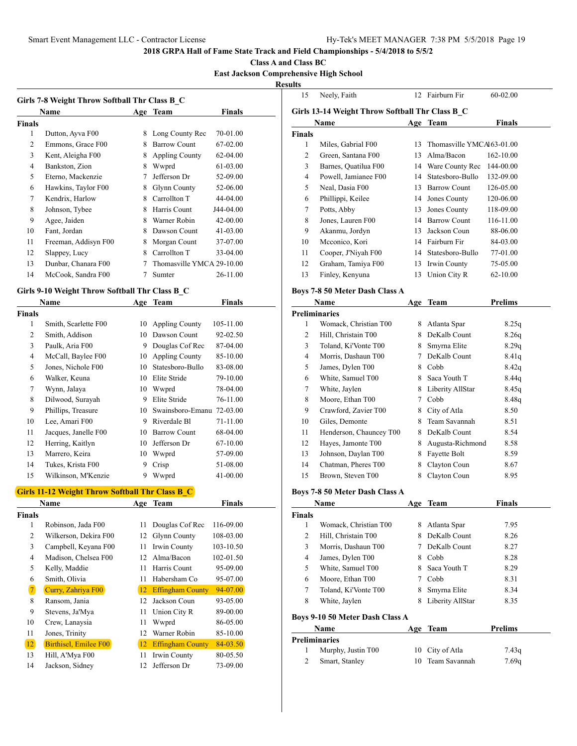2018 GRPA Hall of Fame State Track and Field Championships - 5/4/2018 to 5/5/2

Class A and Class BC

East Jackson Comprehensive High School

Results

### Girls 7-8 Weight Throw Softball Thr Class B_C

| | Name | Age | Team | Finals |
|---|---|---|---|---|
| **Finals** | | | | |
| 1 | Dutton, Ayva F00 | 8 | Long County Rec | 70-01.00 |
| 2 | Emmons, Grace F00 | 8 | Barrow Count | 67-02.00 |
| 3 | Kent, Aleigha F00 | 8 | Appling County | 62-04.00 |
| 4 | Bankston, Zion | 8 | Wwprd | 61-03.00 |
| 5 | Eterno, Mackenzie | 7 | Jefferson Dr | 52-09.00 |
| 6 | Hawkins, Taylor F00 | 8 | Glynn County | 52-06.00 |
| 7 | Kendrix, Harlow | 8 | Carrollton T | 44-04.00 |
| 8 | Johnson, Tybee | 8 | Harris Count | J44-04.00 |
| 9 | Agee, Jaiden | 8 | Warner Robin | 42-00.00 |
| 10 | Fant, Jordan | 8 | Dawson Count | 41-03.00 |
| 11 | Freeman, Addisyn F00 | 8 | Morgan Count | 37-07.00 |
| 12 | Slappey, Lucy | 8 | Carrollton T | 33-04.00 |
| 13 | Dunbar, Chanara F00 | 7 | Thomasville YMCA | 29-10.00 |
| 14 | McCook, Sandra F00 | 7 | Sumter | 26-11.00 |

### Girls 9-10 Weight Throw Softball Thr Class B_C

| | Name | Age | Team | Finals |
|---|---|---|---|---|
| **Finals** | | | | |
| 1 | Smith, Scarlette F00 | 10 | Appling County | 105-11.00 |
| 2 | Smith, Addison | 10 | Dawson Count | 92-02.50 |
| 3 | Paulk, Aria F00 | 9 | Douglas Cof Rec | 87-04.00 |
| 4 | McCall, Baylee F00 | 10 | Appling County | 85-10.00 |
| 5 | Jones, Nichole F00 | 10 | Statesboro-Bullo | 83-08.00 |
| 6 | Walker, Keuna | 10 | Elite Stride | 79-10.00 |
| 7 | Wynn, Jalaya | 10 | Wwprd | 78-04.00 |
| 8 | Dilwood, Surayah | 9 | Elite Stride | 76-11.00 |
| 9 | Phillips, Treasure | 10 | Swainsboro-Emanu | 72-03.00 |
| 10 | Lee, Amari F00 | 9 | Riverdale Bl | 71-11.00 |
| 11 | Jacques, Janelle F00 | 10 | Barrow Count | 68-04.00 |
| 12 | Herring, Kaitlyn | 10 | Jefferson Dr | 67-10.00 |
| 13 | Marrero, Keira | 10 | Wwprd | 57-09.00 |
| 14 | Tukes, Krista F00 | 9 | Crisp | 51-08.00 |
| 15 | Wilkinson, M'Kenzie | 9 | Wwprd | 41-00.00 |

### Girls 11-12 Weight Throw Softball Thr Class B_C

| | Name | Age | Team | Finals |
|---|---|---|---|---|
| **Finals** | | | | |
| 1 | Robinson, Jada F00 | 11 | Douglas Cof Rec | 116-09.00 |
| 2 | Wilkerson, Dekira F00 | 12 | Glynn County | 108-03.00 |
| 3 | Campbell, Keyana F00 | 11 | Irwin County | 103-10.50 |
| 4 | Madison, Chelsea F00 | 12 | Alma/Bacon | 102-01.50 |
| 5 | Kelly, Maddie | 11 | Harris Count | 95-09.00 |
| 6 | Smith, Olivia | 11 | Habersham Co | 95-07.00 |
| 7 | Curry, Zahriya F00 | 12 | Effingham County | 94-07.00 |
| 8 | Ransom, Jania | 12 | Jackson Coun | 93-05.00 |
| 9 | Stevens, Ja'Mya | 11 | Union City R | 89-00.00 |
| 10 | Crew, Lanaysia | 11 | Wwprd | 86-05.00 |
| 11 | Jones, Trinity | 12 | Warner Robin | 85-10.00 |
| 12 | Birthisel, Emilee F00 | 12 | Effingham County | 84-03.50 |
| 13 | Hill, A'Mya F00 | 11 | Irwin County | 80-05.50 |
| 14 | Jackson, Sidney | 12 | Jefferson Dr | 73-09.00 |
| 15 | Neely, Faith | 12 | Fairburn Fir | 60-02.00 |

### Girls 13-14 Weight Throw Softball Thr Class B_C

| | Name | Age | Team | Finals |
|---|---|---|---|---|
| **Finals** | | | | |
| 1 | Miles, Gabrial F00 | 13 | Thomasville YMCA | 163-01.00 |
| 2 | Green, Santana F00 | 13 | Alma/Bacon | 162-10.00 |
| 3 | Barnes, Quatilua F00 | 14 | Ware County Rec | 144-00.00 |
| 4 | Powell, Jamianee F00 | 14 | Statesboro-Bullo | 132-09.00 |
| 5 | Neal, Dasia F00 | 13 | Barrow Count | 126-05.00 |
| 6 | Phillippi, Keilee | 14 | Jones County | 120-06.00 |
| 7 | Potts, Abby | 13 | Jones County | 118-09.00 |
| 8 | Jones, Lauren F00 | 14 | Barrow Count | 116-11.00 |
| 9 | Akanmu, Jordyn | 13 | Jackson Coun | 88-06.00 |
| 10 | Mcconico, Kori | 14 | Fairburn Fir | 84-03.00 |
| 11 | Cooper, J'Niyah F00 | 14 | Statesboro-Bullo | 77-01.00 |
| 12 | Graham, Tamiya F00 | 13 | Irwin County | 75-05.00 |
| 13 | Finley, Kenyuna | 13 | Union City R | 62-10.00 |

### Boys 7-8 50 Meter Dash Class A

| | Name | Age | Team | Prelims |
|---|---|---|---|---|
| **Preliminaries** | | | | |
| 1 | Womack, Christian T00 | 8 | Atlanta Spar | 8.25q |
| 2 | Hill, Christain T00 | 8 | DeKalb Count | 8.26q |
| 3 | Toland, Ki'Vonte T00 | 8 | Smyrna Elite | 8.29q |
| 4 | Morris, Dashaun T00 | 7 | DeKalb Count | 8.41q |
| 5 | James, Dylen T00 | 8 | Cobb | 8.42q |
| 6 | White, Samuel T00 | 8 | Saca Youth T | 8.44q |
| 7 | White, Jaylen | 8 | Liberity AllStar | 8.45q |
| 8 | Moore, Ethan T00 | 7 | Cobb | 8.48q |
| 9 | Crawford, Zavier T00 | 8 | City of Atla | 8.50 |
| 10 | Giles, Demonte | 8 | Team Savannah | 8.51 |
| 11 | Henderson, Chauncey T00 | 8 | DeKalb Count | 8.54 |
| 12 | Hayes, Jamonte T00 | 8 | Augusta-Richmond | 8.58 |
| 13 | Johnson, Daylan T00 | 8 | Fayette Bolt | 8.59 |
| 14 | Chatman, Pheres T00 | 8 | Clayton Coun | 8.67 |
| 15 | Brown, Steven T00 | 8 | Clayton Coun | 8.95 |

### Boys 7-8 50 Meter Dash Class A

| | Name | Age | Team | Finals |
|---|---|---|---|---|
| **Finals** | | | | |
| 1 | Womack, Christian T00 | 8 | Atlanta Spar | 7.95 |
| 2 | Hill, Christain T00 | 8 | DeKalb Count | 8.26 |
| 3 | Morris, Dashaun T00 | 7 | DeKalb Count | 8.27 |
| 4 | James, Dylen T00 | 8 | Cobb | 8.28 |
| 5 | White, Samuel T00 | 8 | Saca Youth T | 8.29 |
| 6 | Moore, Ethan T00 | 7 | Cobb | 8.31 |
| 7 | Toland, Ki'Vonte T00 | 8 | Smyrna Elite | 8.34 |
| 8 | White, Jaylen | 8 | Liberity AllStar | 8.35 |

### Boys 9-10 50 Meter Dash Class A

| | Name | Age | Team | Prelims |
|---|---|---|---|---|
| **Preliminaries** | | | | |
| 1 | Murphy, Justin T00 | 10 | City of Atla | 7.43q |
| 2 | Smart, Stanley | 10 | Team Savannah | 7.69q |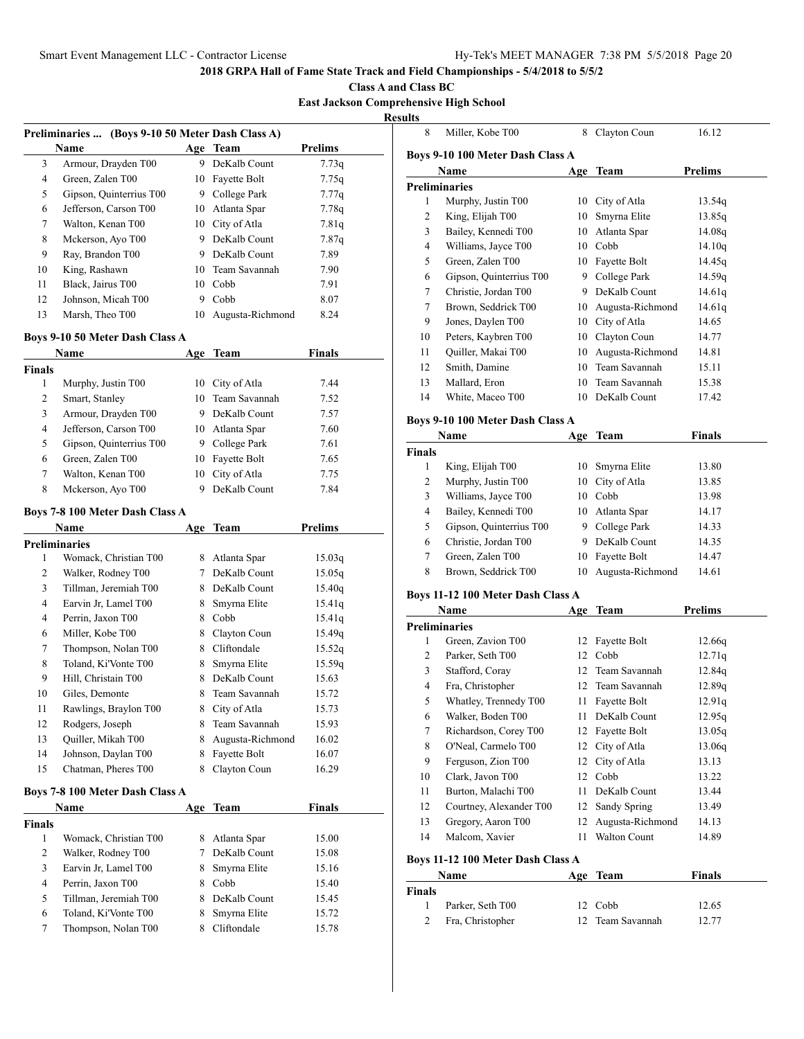**2018 GRPA Hall of Fame State Track and Field Championships - 5/4/2018 to 5/5/2**

**Class A and Class BC**

**East Jackson Comprehensive High School**

**Results**

### Preliminaries ... (Boys 9-10 50 Meter Dash Class A)

| | Name | Age | Team | Prelims |
|---|---|---|---|---|
| 3 | Armour, Drayden T00 | 9 | DeKalb Count | 7.73q |
| 4 | Green, Zalen T00 | 10 | Fayette Bolt | 7.75q |
| 5 | Gipson, Quinterrius T00 | 9 | College Park | 7.77q |
| 6 | Jefferson, Carson T00 | 10 | Atlanta Spar | 7.78q |
| 7 | Walton, Kenan T00 | 10 | City of Atla | 7.81q |
| 8 | Mckerson, Ayo T00 | 9 | DeKalb Count | 7.87q |
| 9 | Ray, Brandon T00 | 9 | DeKalb Count | 7.89 |
| 10 | King, Rashawn | 10 | Team Savannah | 7.90 |
| 11 | Black, Jairus T00 | 10 | Cobb | 7.91 |
| 12 | Johnson, Micah T00 | 9 | Cobb | 8.07 |
| 13 | Marsh, Theo T00 | 10 | Augusta-Richmond | 8.24 |

### Boys 9-10 50 Meter Dash Class A

| | Name | Age | Team | Finals |
|---|---|---|---|---|
| **Finals** | | | | |
| 1 | Murphy, Justin T00 | 10 | City of Atla | 7.44 |
| 2 | Smart, Stanley | 10 | Team Savannah | 7.52 |
| 3 | Armour, Drayden T00 | 9 | DeKalb Count | 7.57 |
| 4 | Jefferson, Carson T00 | 10 | Atlanta Spar | 7.60 |
| 5 | Gipson, Quinterrius T00 | 9 | College Park | 7.61 |
| 6 | Green, Zalen T00 | 10 | Fayette Bolt | 7.65 |
| 7 | Walton, Kenan T00 | 10 | City of Atla | 7.75 |
| 8 | Mckerson, Ayo T00 | 9 | DeKalb Count | 7.84 |

### Boys 7-8 100 Meter Dash Class A

| | Name | Age | Team | Prelims |
|---|---|---|---|---|
| **Preliminaries** | | | | |
| 1 | Womack, Christian T00 | 8 | Atlanta Spar | 15.03q |
| 2 | Walker, Rodney T00 | 7 | DeKalb Count | 15.05q |
| 3 | Tillman, Jeremiah T00 | 8 | DeKalb Count | 15.40q |
| 4 | Earvin Jr, Lamel T00 | 8 | Smyrna Elite | 15.41q |
| 4 | Perrin, Jaxon T00 | 8 | Cobb | 15.41q |
| 6 | Miller, Kobe T00 | 8 | Clayton Coun | 15.49q |
| 7 | Thompson, Nolan T00 | 8 | Cliftondale | 15.52q |
| 8 | Toland, Ki'Vonte T00 | 8 | Smyrna Elite | 15.59q |
| 9 | Hill, Christain T00 | 8 | DeKalb Count | 15.63 |
| 10 | Giles, Demonte | 8 | Team Savannah | 15.72 |
| 11 | Rawlings, Braylon T00 | 8 | City of Atla | 15.73 |
| 12 | Rodgers, Joseph | 8 | Team Savannah | 15.93 |
| 13 | Quiller, Mikah T00 | 8 | Augusta-Richmond | 16.02 |
| 14 | Johnson, Daylan T00 | 8 | Fayette Bolt | 16.07 |
| 15 | Chatman, Pheres T00 | 8 | Clayton Coun | 16.29 |

### Boys 7-8 100 Meter Dash Class A

| | Name | Age | Team | Finals |
|---|---|---|---|---|
| **Finals** | | | | |
| 1 | Womack, Christian T00 | 8 | Atlanta Spar | 15.00 |
| 2 | Walker, Rodney T00 | 7 | DeKalb Count | 15.08 |
| 3 | Earvin Jr, Lamel T00 | 8 | Smyrna Elite | 15.16 |
| 4 | Perrin, Jaxon T00 | 8 | Cobb | 15.40 |
| 5 | Tillman, Jeremiah T00 | 8 | DeKalb Count | 15.45 |
| 6 | Toland, Ki'Vonte T00 | 8 | Smyrna Elite | 15.72 |
| 7 | Thompson, Nolan T00 | 8 | Cliftondale | 15.78 |
| 8 | Miller, Kobe T00 | 8 | Clayton Coun | 16.12 |

### Boys 9-10 100 Meter Dash Class A

| | Name | Age | Team | Prelims |
|---|---|---|---|---|
| **Preliminaries** | | | | |
| 1 | Murphy, Justin T00 | 10 | City of Atla | 13.54q |
| 2 | King, Elijah T00 | 10 | Smyrna Elite | 13.85q |
| 3 | Bailey, Kennedi T00 | 10 | Atlanta Spar | 14.08q |
| 4 | Williams, Jayce T00 | 10 | Cobb | 14.10q |
| 5 | Green, Zalen T00 | 10 | Fayette Bolt | 14.45q |
| 6 | Gipson, Quinterrius T00 | 9 | College Park | 14.59q |
| 7 | Christie, Jordan T00 | 9 | DeKalb Count | 14.61q |
| 7 | Brown, Seddrick T00 | 10 | Augusta-Richmond | 14.61q |
| 9 | Jones, Daylen T00 | 10 | City of Atla | 14.65 |
| 10 | Peters, Kaybren T00 | 10 | Clayton Coun | 14.77 |
| 11 | Quiller, Makai T00 | 10 | Augusta-Richmond | 14.81 |
| 12 | Smith, Damine | 10 | Team Savannah | 15.11 |
| 13 | Mallard, Eron | 10 | Team Savannah | 15.38 |
| 14 | White, Maceo T00 | 10 | DeKalb Count | 17.42 |

### Boys 9-10 100 Meter Dash Class A

| | Name | Age | Team | Finals |
|---|---|---|---|---|
| **Finals** | | | | |
| 1 | King, Elijah T00 | 10 | Smyrna Elite | 13.80 |
| 2 | Murphy, Justin T00 | 10 | City of Atla | 13.85 |
| 3 | Williams, Jayce T00 | 10 | Cobb | 13.98 |
| 4 | Bailey, Kennedi T00 | 10 | Atlanta Spar | 14.17 |
| 5 | Gipson, Quinterrius T00 | 9 | College Park | 14.33 |
| 6 | Christie, Jordan T00 | 9 | DeKalb Count | 14.35 |
| 7 | Green, Zalen T00 | 10 | Fayette Bolt | 14.47 |
| 8 | Brown, Seddrick T00 | 10 | Augusta-Richmond | 14.61 |

### Boys 11-12 100 Meter Dash Class A

| | Name | Age | Team | Prelims |
|---|---|---|---|---|
| **Preliminaries** | | | | |
| 1 | Green, Zavion T00 | 12 | Fayette Bolt | 12.66q |
| 2 | Parker, Seth T00 | 12 | Cobb | 12.71q |
| 3 | Stafford, Coray | 12 | Team Savannah | 12.84q |
| 4 | Fra, Christopher | 12 | Team Savannah | 12.89q |
| 5 | Whatley, Trennedy T00 | 11 | Fayette Bolt | 12.91q |
| 6 | Walker, Boden T00 | 11 | DeKalb Count | 12.95q |
| 7 | Richardson, Corey T00 | 12 | Fayette Bolt | 13.05q |
| 8 | O'Neal, Carmelo T00 | 12 | City of Atla | 13.06q |
| 9 | Ferguson, Zion T00 | 12 | City of Atla | 13.13 |
| 10 | Clark, Javon T00 | 12 | Cobb | 13.22 |
| 11 | Burton, Malachi T00 | 11 | DeKalb Count | 13.44 |
| 12 | Courtney, Alexander T00 | 12 | Sandy Spring | 13.49 |
| 13 | Gregory, Aaron T00 | 12 | Augusta-Richmond | 14.13 |
| 14 | Malcom, Xavier | 11 | Walton Count | 14.89 |

### Boys 11-12 100 Meter Dash Class A

| | Name | Age | Team | Finals |
|---|---|---|---|---|
| **Finals** | | | | |
| 1 | Parker, Seth T00 | 12 | Cobb | 12.65 |
| 2 | Fra, Christopher | 12 | Team Savannah | 12.77 |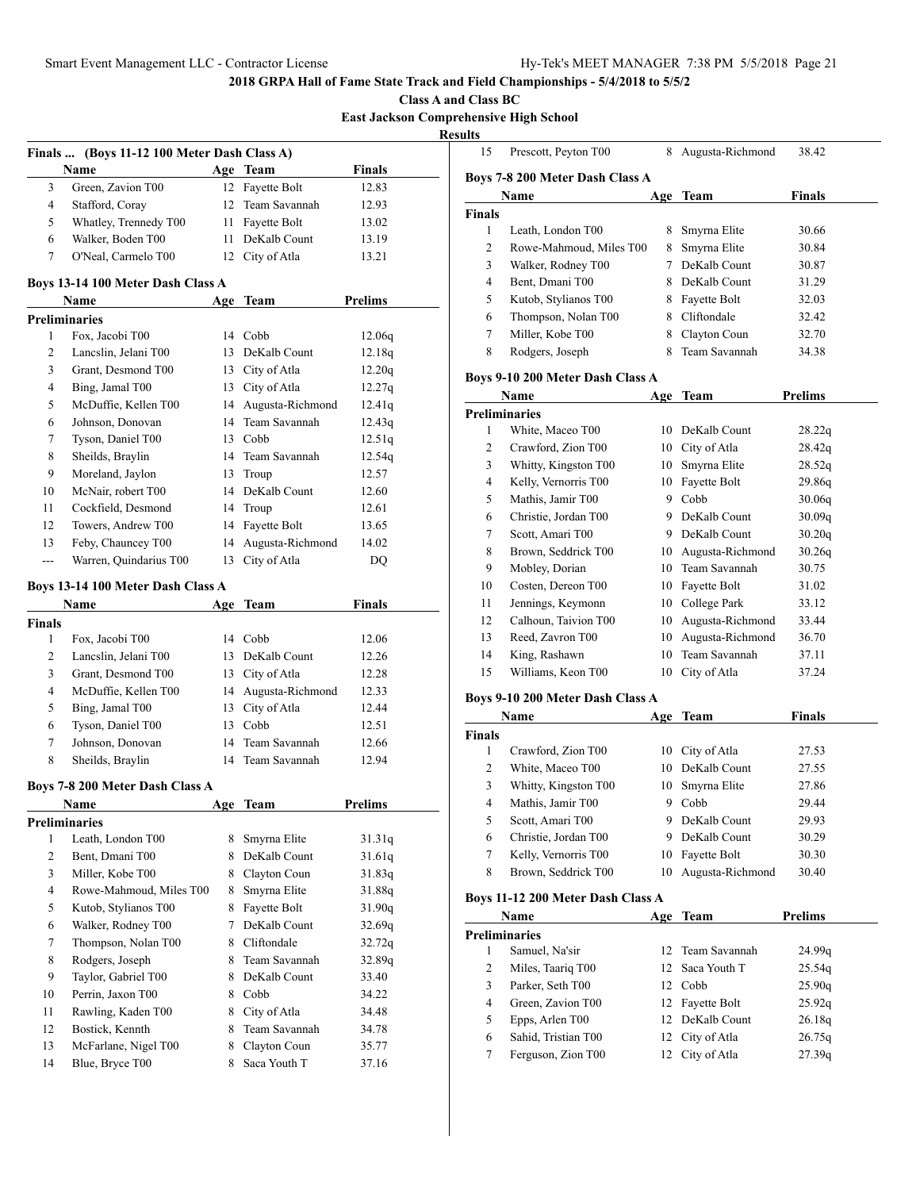**2018 GRPA Hall of Fame State Track and Field Championships - 5/4/2018 to 5/5/2**

**Class A and Class BC**

**East Jackson Comprehensive High School**

**Results**

### Finals ... (Boys 11-12 100 Meter Dash Class A)

| | Name | Age | Team | Finals |
|---|---|---|---|---|
| 3 | Green, Zavion T00 | 12 | Fayette Bolt | 12.83 |
| 4 | Stafford, Coray | 12 | Team Savannah | 12.93 |
| 5 | Whatley, Trennedy T00 | 11 | Fayette Bolt | 13.02 |
| 6 | Walker, Boden T00 | 11 | DeKalb Count | 13.19 |
| 7 | O'Neal, Carmelo T00 | 12 | City of Atla | 13.21 |

### Boys 13-14 100 Meter Dash Class A

| | Name | Age | Team | Prelims |
|---|---|---|---|---|
| **Preliminaries** | | | | |
| 1 | Fox, Jacobi T00 | 14 | Cobb | 12.06q |
| 2 | Lancslin, Jelani T00 | 13 | DeKalb Count | 12.18q |
| 3 | Grant, Desmond T00 | 13 | City of Atla | 12.20q |
| 4 | Bing, Jamal T00 | 13 | City of Atla | 12.27q |
| 5 | McDuffie, Kellen T00 | 14 | Augusta-Richmond | 12.41q |
| 6 | Johnson, Donovan | 14 | Team Savannah | 12.43q |
| 7 | Tyson, Daniel T00 | 13 | Cobb | 12.51q |
| 8 | Sheilds, Braylin | 14 | Team Savannah | 12.54q |
| 9 | Moreland, Jaylon | 13 | Troup | 12.57 |
| 10 | McNair, robert T00 | 14 | DeKalb Count | 12.60 |
| 11 | Cockfield, Desmond | 14 | Troup | 12.61 |
| 12 | Towers, Andrew T00 | 14 | Fayette Bolt | 13.65 |
| 13 | Feby, Chauncey T00 | 14 | Augusta-Richmond | 14.02 |
| --- | Warren, Quindarius T00 | 13 | City of Atla | DQ |

### Boys 13-14 100 Meter Dash Class A

| | Name | Age | Team | Finals |
|---|---|---|---|---|
| **Finals** | | | | |
| 1 | Fox, Jacobi T00 | 14 | Cobb | 12.06 |
| 2 | Lancslin, Jelani T00 | 13 | DeKalb Count | 12.26 |
| 3 | Grant, Desmond T00 | 13 | City of Atla | 12.28 |
| 4 | McDuffie, Kellen T00 | 14 | Augusta-Richmond | 12.33 |
| 5 | Bing, Jamal T00 | 13 | City of Atla | 12.44 |
| 6 | Tyson, Daniel T00 | 13 | Cobb | 12.51 |
| 7 | Johnson, Donovan | 14 | Team Savannah | 12.66 |
| 8 | Sheilds, Braylin | 14 | Team Savannah | 12.94 |

### Boys 7-8 200 Meter Dash Class A

| | Name | Age | Team | Prelims |
|---|---|---|---|---|
| **Preliminaries** | | | | |
| 1 | Leath, London T00 | 8 | Smyrna Elite | 31.31q |
| 2 | Bent, Dmani T00 | 8 | DeKalb Count | 31.61q |
| 3 | Miller, Kobe T00 | 8 | Clayton Coun | 31.83q |
| 4 | Rowe-Mahmoud, Miles T00 | 8 | Smyrna Elite | 31.88q |
| 5 | Kutob, Stylianos T00 | 8 | Fayette Bolt | 31.90q |
| 6 | Walker, Rodney T00 | 7 | DeKalb Count | 32.69q |
| 7 | Thompson, Nolan T00 | 8 | Cliftondale | 32.72q |
| 8 | Rodgers, Joseph | 8 | Team Savannah | 32.89q |
| 9 | Taylor, Gabriel T00 | 8 | DeKalb Count | 33.40 |
| 10 | Perrin, Jaxon T00 | 8 | Cobb | 34.22 |
| 11 | Rawling, Kaden T00 | 8 | City of Atla | 34.48 |
| 12 | Bostick, Kennth | 8 | Team Savannah | 34.78 |
| 13 | McFarlane, Nigel T00 | 8 | Clayton Coun | 35.77 |
| 14 | Blue, Bryce T00 | 8 | Saca Youth T | 37.16 |
| 15 | Prescott, Peyton T00 | 8 | Augusta-Richmond | 38.42 |

### Boys 7-8 200 Meter Dash Class A

| | Name | Age | Team | Finals |
|---|---|---|---|---|
| **Finals** | | | | |
| 1 | Leath, London T00 | 8 | Smyrna Elite | 30.66 |
| 2 | Rowe-Mahmoud, Miles T00 | 8 | Smyrna Elite | 30.84 |
| 3 | Walker, Rodney T00 | 7 | DeKalb Count | 30.87 |
| 4 | Bent, Dmani T00 | 8 | DeKalb Count | 31.29 |
| 5 | Kutob, Stylianos T00 | 8 | Fayette Bolt | 32.03 |
| 6 | Thompson, Nolan T00 | 8 | Cliftondale | 32.42 |
| 7 | Miller, Kobe T00 | 8 | Clayton Coun | 32.70 |
| 8 | Rodgers, Joseph | 8 | Team Savannah | 34.38 |

### Boys 9-10 200 Meter Dash Class A

| | Name | Age | Team | Prelims |
|---|---|---|---|---|
| **Preliminaries** | | | | |
| 1 | White, Maceo T00 | 10 | DeKalb Count | 28.22q |
| 2 | Crawford, Zion T00 | 10 | City of Atla | 28.42q |
| 3 | Whitty, Kingston T00 | 10 | Smyrna Elite | 28.52q |
| 4 | Kelly, Vernorris T00 | 10 | Fayette Bolt | 29.86q |
| 5 | Mathis, Jamir T00 | 9 | Cobb | 30.06q |
| 6 | Christie, Jordan T00 | 9 | DeKalb Count | 30.09q |
| 7 | Scott, Amari T00 | 9 | DeKalb Count | 30.20q |
| 8 | Brown, Seddrick T00 | 10 | Augusta-Richmond | 30.26q |
| 9 | Mobley, Dorian | 10 | Team Savannah | 30.75 |
| 10 | Costen, Dereon T00 | 10 | Fayette Bolt | 31.02 |
| 11 | Jennings, Keymonn | 10 | College Park | 33.12 |
| 12 | Calhoun, Taivion T00 | 10 | Augusta-Richmond | 33.44 |
| 13 | Reed, Zavron T00 | 10 | Augusta-Richmond | 36.70 |
| 14 | King, Rashawn | 10 | Team Savannah | 37.11 |
| 15 | Williams, Keon T00 | 10 | City of Atla | 37.24 |

### Boys 9-10 200 Meter Dash Class A

| | Name | Age | Team | Finals |
|---|---|---|---|---|
| **Finals** | | | | |
| 1 | Crawford, Zion T00 | 10 | City of Atla | 27.53 |
| 2 | White, Maceo T00 | 10 | DeKalb Count | 27.55 |
| 3 | Whitty, Kingston T00 | 10 | Smyrna Elite | 27.86 |
| 4 | Mathis, Jamir T00 | 9 | Cobb | 29.44 |
| 5 | Scott, Amari T00 | 9 | DeKalb Count | 29.93 |
| 6 | Christie, Jordan T00 | 9 | DeKalb Count | 30.29 |
| 7 | Kelly, Vernorris T00 | 10 | Fayette Bolt | 30.30 |
| 8 | Brown, Seddrick T00 | 10 | Augusta-Richmond | 30.40 |

### Boys 11-12 200 Meter Dash Class A

| | Name | Age | Team | Prelims |
|---|---|---|---|---|
| **Preliminaries** | | | | |
| 1 | Samuel, Na'sir | 12 | Team Savannah | 24.99q |
| 2 | Miles, Taariq T00 | 12 | Saca Youth T | 25.54q |
| 3 | Parker, Seth T00 | 12 | Cobb | 25.90q |
| 4 | Green, Zavion T00 | 12 | Fayette Bolt | 25.92q |
| 5 | Epps, Arlen T00 | 12 | DeKalb Count | 26.18q |
| 6 | Sahid, Tristian T00 | 12 | City of Atla | 26.75q |
| 7 | Ferguson, Zion T00 | 12 | City of Atla | 27.39q |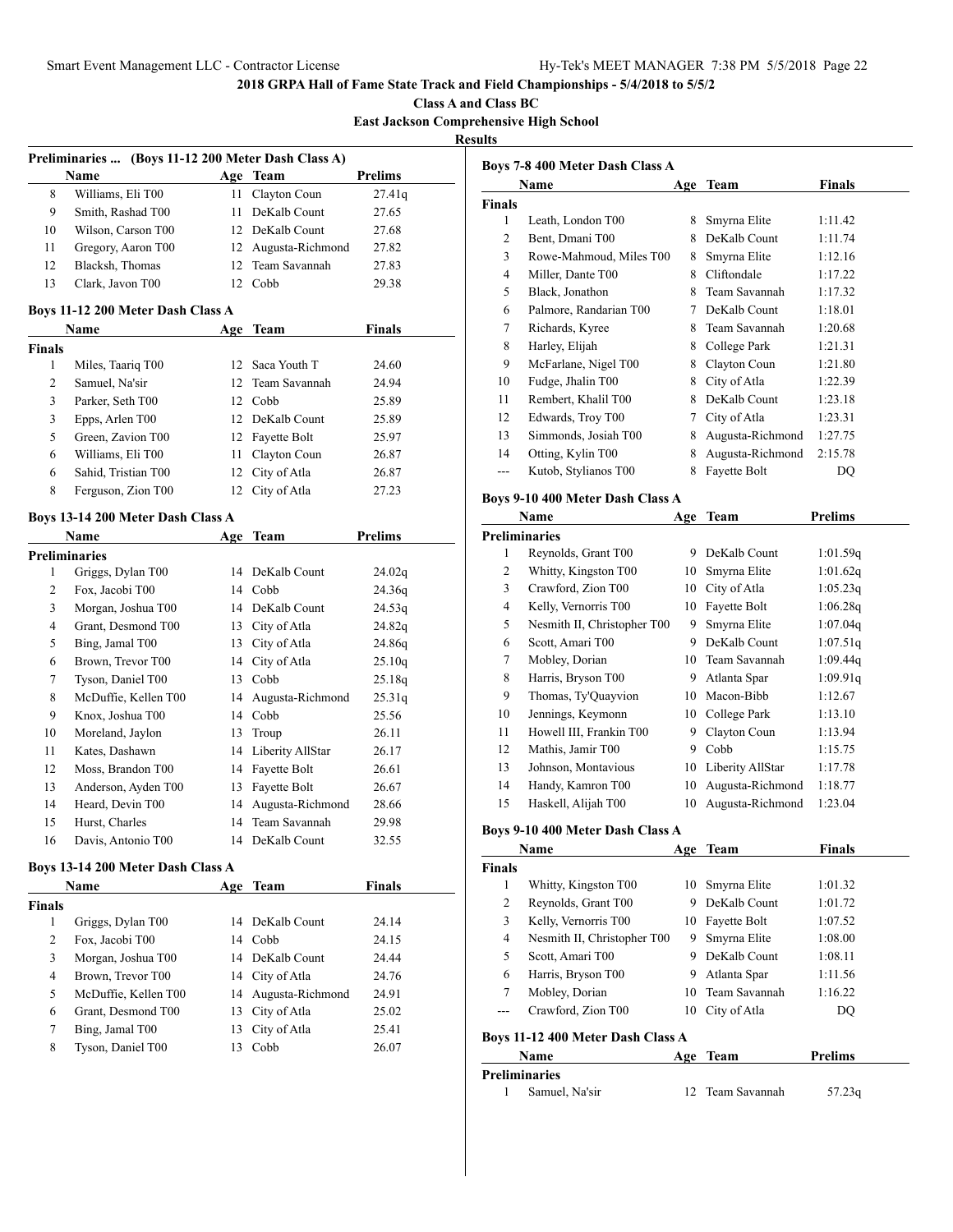## 2018 GRPA Hall of Fame State Track and Field Championships - 5/4/2018 to 5/5/2

**Class A and Class BC**

**East Jackson Comprehensive High School**

**Results**

### Preliminaries ... (Boys 11-12 200 Meter Dash Class A)

| | Name | Age | Team | Prelims |
|---|---|---|---|---|
| 8 | Williams, Eli T00 | 11 | Clayton Coun | 27.41q |
| 9 | Smith, Rashad T00 | 11 | DeKalb Count | 27.65 |
| 10 | Wilson, Carson T00 | 12 | DeKalb Count | 27.68 |
| 11 | Gregory, Aaron T00 | 12 | Augusta-Richmond | 27.82 |
| 12 | Blacksh, Thomas | 12 | Team Savannah | 27.83 |
| 13 | Clark, Javon T00 | 12 | Cobb | 29.38 |

### Boys 11-12 200 Meter Dash Class A

| | Name | Age | Team | Finals |
|---|---|---|---|---|
| **Finals** | | | | |
| 1 | Miles, Taariq T00 | 12 | Saca Youth T | 24.60 |
| 2 | Samuel, Na'sir | 12 | Team Savannah | 24.94 |
| 3 | Parker, Seth T00 | 12 | Cobb | 25.89 |
| 3 | Epps, Arlen T00 | 12 | DeKalb Count | 25.89 |
| 5 | Green, Zavion T00 | 12 | Fayette Bolt | 25.97 |
| 6 | Williams, Eli T00 | 11 | Clayton Coun | 26.87 |
| 6 | Sahid, Tristian T00 | 12 | City of Atla | 26.87 |
| 8 | Ferguson, Zion T00 | 12 | City of Atla | 27.23 |

### Boys 13-14 200 Meter Dash Class A

| | Name | Age | Team | Prelims |
|---|---|---|---|---|
| **Preliminaries** | | | | |
| 1 | Griggs, Dylan T00 | 14 | DeKalb Count | 24.02q |
| 2 | Fox, Jacobi T00 | 14 | Cobb | 24.36q |
| 3 | Morgan, Joshua T00 | 14 | DeKalb Count | 24.53q |
| 4 | Grant, Desmond T00 | 13 | City of Atla | 24.82q |
| 5 | Bing, Jamal T00 | 13 | City of Atla | 24.86q |
| 6 | Brown, Trevor T00 | 14 | City of Atla | 25.10q |
| 7 | Tyson, Daniel T00 | 13 | Cobb | 25.18q |
| 8 | McDuffie, Kellen T00 | 14 | Augusta-Richmond | 25.31q |
| 9 | Knox, Joshua T00 | 14 | Cobb | 25.56 |
| 10 | Moreland, Jaylon | 13 | Troup | 26.11 |
| 11 | Kates, Dashawn | 14 | Liberity AllStar | 26.17 |
| 12 | Moss, Brandon T00 | 14 | Fayette Bolt | 26.61 |
| 13 | Anderson, Ayden T00 | 13 | Fayette Bolt | 26.67 |
| 14 | Heard, Devin T00 | 14 | Augusta-Richmond | 28.66 |
| 15 | Hurst, Charles | 14 | Team Savannah | 29.98 |
| 16 | Davis, Antonio T00 | 14 | DeKalb Count | 32.55 |

### Boys 13-14 200 Meter Dash Class A

| | Name | Age | Team | Finals |
|---|---|---|---|---|
| **Finals** | | | | |
| 1 | Griggs, Dylan T00 | 14 | DeKalb Count | 24.14 |
| 2 | Fox, Jacobi T00 | 14 | Cobb | 24.15 |
| 3 | Morgan, Joshua T00 | 14 | DeKalb Count | 24.44 |
| 4 | Brown, Trevor T00 | 14 | City of Atla | 24.76 |
| 5 | McDuffie, Kellen T00 | 14 | Augusta-Richmond | 24.91 |
| 6 | Grant, Desmond T00 | 13 | City of Atla | 25.02 |
| 7 | Bing, Jamal T00 | 13 | City of Atla | 25.41 |
| 8 | Tyson, Daniel T00 | 13 | Cobb | 26.07 |

### Boys 7-8 400 Meter Dash Class A

| | Name | Age | Team | Finals |
|---|---|---|---|---|
| **Finals** | | | | |
| 1 | Leath, London T00 | 8 | Smyrna Elite | 1:11.42 |
| 2 | Bent, Dmani T00 | 8 | DeKalb Count | 1:11.74 |
| 3 | Rowe-Mahmoud, Miles T00 | 8 | Smyrna Elite | 1:12.16 |
| 4 | Miller, Dante T00 | 8 | Cliftondale | 1:17.22 |
| 5 | Black, Jonathon | 8 | Team Savannah | 1:17.32 |
| 6 | Palmore, Randarian T00 | 7 | DeKalb Count | 1:18.01 |
| 7 | Richards, Kyree | 8 | Team Savannah | 1:20.68 |
| 8 | Harley, Elijah | 8 | College Park | 1:21.31 |
| 9 | McFarlane, Nigel T00 | 8 | Clayton Coun | 1:21.80 |
| 10 | Fudge, Jhalin T00 | 8 | City of Atla | 1:22.39 |
| 11 | Rembert, Khalil T00 | 8 | DeKalb Count | 1:23.18 |
| 12 | Edwards, Troy T00 | 7 | City of Atla | 1:23.31 |
| 13 | Simmonds, Josiah T00 | 8 | Augusta-Richmond | 1:27.75 |
| 14 | Otting, Kylin T00 | 8 | Augusta-Richmond | 2:15.78 |
| --- | Kutob, Stylianos T00 | 8 | Fayette Bolt | DQ |

### Boys 9-10 400 Meter Dash Class A

| | Name | Age | Team | Prelims |
|---|---|---|---|---|
| **Preliminaries** | | | | |
| 1 | Reynolds, Grant T00 | 9 | DeKalb Count | 1:01.59q |
| 2 | Whitty, Kingston T00 | 10 | Smyrna Elite | 1:01.62q |
| 3 | Crawford, Zion T00 | 10 | City of Atla | 1:05.23q |
| 4 | Kelly, Vernorris T00 | 10 | Fayette Bolt | 1:06.28q |
| 5 | Nesmith II, Christopher T00 | 9 | Smyrna Elite | 1:07.04q |
| 6 | Scott, Amari T00 | 9 | DeKalb Count | 1:07.51q |
| 7 | Mobley, Dorian | 10 | Team Savannah | 1:09.44q |
| 8 | Harris, Bryson T00 | 9 | Atlanta Spar | 1:09.91q |
| 9 | Thomas, Ty'Quayvion | 10 | Macon-Bibb | 1:12.67 |
| 10 | Jennings, Keymonn | 10 | College Park | 1:13.10 |
| 11 | Howell III, Frankin T00 | 9 | Clayton Coun | 1:13.94 |
| 12 | Mathis, Jamir T00 | 9 | Cobb | 1:15.75 |
| 13 | Johnson, Montavious | 10 | Liberity AllStar | 1:17.78 |
| 14 | Handy, Kamron T00 | 10 | Augusta-Richmond | 1:18.77 |
| 15 | Haskell, Alijah T00 | 10 | Augusta-Richmond | 1:23.04 |

### Boys 9-10 400 Meter Dash Class A

| | Name | Age | Team | Finals |
|---|---|---|---|---|
| **Finals** | | | | |
| 1 | Whitty, Kingston T00 | 10 | Smyrna Elite | 1:01.32 |
| 2 | Reynolds, Grant T00 | 9 | DeKalb Count | 1:01.72 |
| 3 | Kelly, Vernorris T00 | 10 | Fayette Bolt | 1:07.52 |
| 4 | Nesmith II, Christopher T00 | 9 | Smyrna Elite | 1:08.00 |
| 5 | Scott, Amari T00 | 9 | DeKalb Count | 1:08.11 |
| 6 | Harris, Bryson T00 | 9 | Atlanta Spar | 1:11.56 |
| 7 | Mobley, Dorian | 10 | Team Savannah | 1:16.22 |
| --- | Crawford, Zion T00 | 10 | City of Atla | DQ |

### Boys 11-12 400 Meter Dash Class A

| | Name | Age | Team | Prelims |
|---|---|---|---|---|
| **Preliminaries** | | | | |
| 1 | Samuel, Na'sir | 12 | Team Savannah | 57.23q |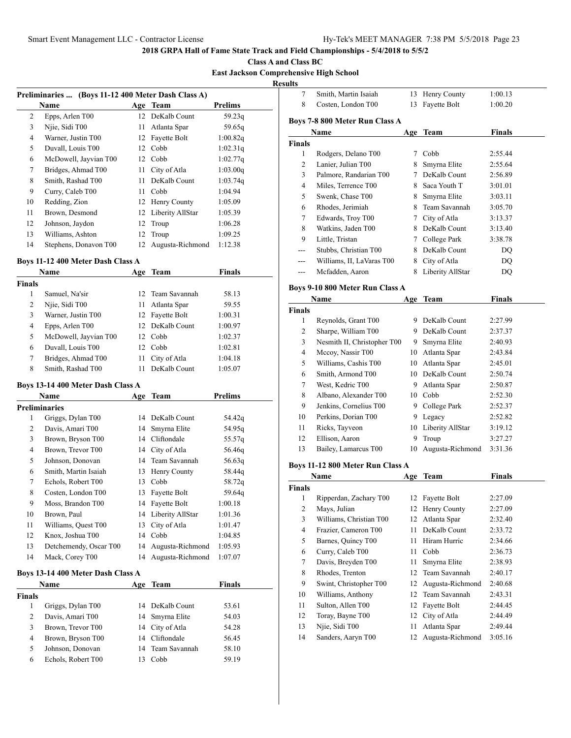## 2018 GRPA Hall of Fame State Track and Field Championships - 5/4/2018 to 5/5/2

**Class A and Class BC**

**East Jackson Comprehensive High School**

**Results**

### Preliminaries ... (Boys 11-12 400 Meter Dash Class A)

| | Name | Age | Team | Prelims |
|---|---|---|---|---|
| 2 | Epps, Arlen T00 | 12 | DeKalb Count | 59.23q |
| 3 | Njie, Sidi T00 | 11 | Atlanta Spar | 59.65q |
| 4 | Warner, Justin T00 | 12 | Fayette Bolt | 1:00.82q |
| 5 | Duvall, Louis T00 | 12 | Cobb | 1:02.31q |
| 6 | McDowell, Jayvian T00 | 12 | Cobb | 1:02.77q |
| 7 | Bridges, Ahmad T00 | 11 | City of Atla | 1:03.00q |
| 8 | Smith, Rashad T00 | 11 | DeKalb Count | 1:03.74q |
| 9 | Curry, Caleb T00 | 11 | Cobb | 1:04.94 |
| 10 | Redding, Zion | 12 | Henry County | 1:05.09 |
| 11 | Brown, Desmond | 12 | Liberity AllStar | 1:05.39 |
| 12 | Johnson, Jaydon | 12 | Troup | 1:06.28 |
| 13 | Williams, Ashton | 12 | Troup | 1:09.25 |
| 14 | Stephens, Donavon T00 | 12 | Augusta-Richmond | 1:12.38 |

### Boys 11-12 400 Meter Dash Class A

| | Name | Age | Team | Finals |
|---|---|---|---|---|
| **Finals** | | | | |
| 1 | Samuel, Na'sir | 12 | Team Savannah | 58.13 |
| 2 | Njie, Sidi T00 | 11 | Atlanta Spar | 59.55 |
| 3 | Warner, Justin T00 | 12 | Fayette Bolt | 1:00.31 |
| 4 | Epps, Arlen T00 | 12 | DeKalb Count | 1:00.97 |
| 5 | McDowell, Jayvian T00 | 12 | Cobb | 1:02.37 |
| 6 | Duvall, Louis T00 | 12 | Cobb | 1:02.81 |
| 7 | Bridges, Ahmad T00 | 11 | City of Atla | 1:04.18 |
| 8 | Smith, Rashad T00 | 11 | DeKalb Count | 1:05.07 |

### Boys 13-14 400 Meter Dash Class A

| | Name | Age | Team | Prelims |
|---|---|---|---|---|
| **Preliminaries** | | | | |
| 1 | Griggs, Dylan T00 | 14 | DeKalb Count | 54.42q |
| 2 | Davis, Amari T00 | 14 | Smyrna Elite | 54.95q |
| 3 | Brown, Bryson T00 | 14 | Cliftondale | 55.57q |
| 4 | Brown, Trevor T00 | 14 | City of Atla | 56.46q |
| 5 | Johnson, Donovan | 14 | Team Savannah | 56.63q |
| 6 | Smith, Martin Isaiah | 13 | Henry County | 58.44q |
| 7 | Echols, Robert T00 | 13 | Cobb | 58.72q |
| 8 | Costen, London T00 | 13 | Fayette Bolt | 59.64q |
| 9 | Moss, Brandon T00 | 14 | Fayette Bolt | 1:00.18 |
| 10 | Brown, Paul | 14 | Liberity AllStar | 1:01.36 |
| 11 | Williams, Quest T00 | 13 | City of Atla | 1:01.47 |
| 12 | Knox, Joshua T00 | 14 | Cobb | 1:04.85 |
| 13 | Detchemendy, Oscar T00 | 14 | Augusta-Richmond | 1:05.93 |
| 14 | Mack, Corey T00 | 14 | Augusta-Richmond | 1:07.07 |

### Boys 13-14 400 Meter Dash Class A

| | Name | Age | Team | Finals |
|---|---|---|---|---|
| **Finals** | | | | |
| 1 | Griggs, Dylan T00 | 14 | DeKalb Count | 53.61 |
| 2 | Davis, Amari T00 | 14 | Smyrna Elite | 54.03 |
| 3 | Brown, Trevor T00 | 14 | City of Atla | 54.28 |
| 4 | Brown, Bryson T00 | 14 | Cliftondale | 56.45 |
| 5 | Johnson, Donovan | 14 | Team Savannah | 58.10 |
| 6 | Echols, Robert T00 | 13 | Cobb | 59.19 |
| 7 | Smith, Martin Isaiah | 13 | Henry County | 1:00.13 |
| 8 | Costen, London T00 | 13 | Fayette Bolt | 1:00.20 |

### Boys 7-8 800 Meter Run Class A

| | Name | Age | Team | Finals |
|---|---|---|---|---|
| **Finals** | | | | |
| 1 | Rodgers, Delano T00 | 7 | Cobb | 2:55.44 |
| 2 | Lanier, Julian T00 | 8 | Smyrna Elite | 2:55.64 |
| 3 | Palmore, Randarian T00 | 7 | DeKalb Count | 2:56.89 |
| 4 | Miles, Terrence T00 | 8 | Saca Youth T | 3:01.01 |
| 5 | Swenk, Chase T00 | 8 | Smyrna Elite | 3:03.11 |
| 6 | Rhodes, Jerimiah | 8 | Team Savannah | 3:05.70 |
| 7 | Edwards, Troy T00 | 7 | City of Atla | 3:13.37 |
| 8 | Watkins, Jaden T00 | 8 | DeKalb Count | 3:13.40 |
| 9 | Little, Tristan | 7 | College Park | 3:38.78 |
| --- | Stubbs, Christian T00 | 8 | DeKalb Count | DQ |
| --- | Williams, II, LaVaras T00 | 8 | City of Atla | DQ |
| --- | Mcfadden, Aaron | 8 | Liberity AllStar | DQ |

### Boys 9-10 800 Meter Run Class A

| | Name | Age | Team | Finals |
|---|---|---|---|---|
| **Finals** | | | | |
| 1 | Reynolds, Grant T00 | 9 | DeKalb Count | 2:27.99 |
| 2 | Sharpe, William T00 | 9 | DeKalb Count | 2:37.37 |
| 3 | Nesmith II, Christopher T00 | 9 | Smyrna Elite | 2:40.93 |
| 4 | Mccoy, Nassir T00 | 10 | Atlanta Spar | 2:43.84 |
| 5 | Williams, Cashis T00 | 10 | Atlanta Spar | 2:45.01 |
| 6 | Smith, Armond T00 | 10 | DeKalb Count | 2:50.74 |
| 7 | West, Kedric T00 | 9 | Atlanta Spar | 2:50.87 |
| 8 | Albano, Alexander T00 | 10 | Cobb | 2:52.30 |
| 9 | Jenkins, Cornelius T00 | 9 | College Park | 2:52.37 |
| 10 | Perkins, Dorian T00 | 9 | Legacy | 2:52.82 |
| 11 | Ricks, Tayveon | 10 | Liberity AllStar | 3:19.12 |
| 12 | Ellison, Aaron | 9 | Troup | 3:27.27 |
| 13 | Bailey, Lamarcus T00 | 10 | Augusta-Richmond | 3:31.36 |

### Boys 11-12 800 Meter Run Class A

| | Name | Age | Team | Finals |
|---|---|---|---|---|
| **Finals** | | | | |
| 1 | Ripperdan, Zachary T00 | 12 | Fayette Bolt | 2:27.09 |
| 2 | Mays, Julian | 12 | Henry County | 2:27.09 |
| 3 | Williams, Christian T00 | 12 | Atlanta Spar | 2:32.40 |
| 4 | Frazier, Cameron T00 | 11 | DeKalb Count | 2:33.72 |
| 5 | Barnes, Quincy T00 | 11 | Hiram Hurric | 2:34.66 |
| 6 | Curry, Caleb T00 | 11 | Cobb | 2:36.73 |
| 7 | Davis, Breyden T00 | 11 | Smyrna Elite | 2:38.93 |
| 8 | Rhodes, Trenton | 12 | Team Savannah | 2:40.17 |
| 9 | Swint, Christopher T00 | 12 | Augusta-Richmond | 2:40.68 |
| 10 | Williams, Anthony | 12 | Team Savannah | 2:43.31 |
| 11 | Sulton, Allen T00 | 12 | Fayette Bolt | 2:44.45 |
| 12 | Toray, Bayne T00 | 12 | City of Atla | 2:44.49 |
| 13 | Njie, Sidi T00 | 11 | Atlanta Spar | 2:49.44 |
| 14 | Sanders, Aaryn T00 | 12 | Augusta-Richmond | 3:05.16 |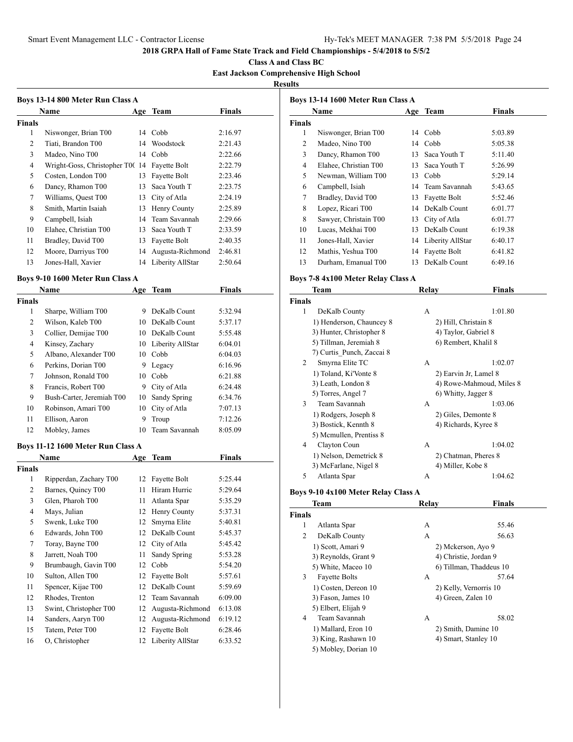**2018 GRPA Hall of Fame State Track and Field Championships - 5/4/2018 to 5/5/2**

**Class A and Class BC**

**East Jackson Comprehensive High School**

**Results**

### Boys 13-14 800 Meter Run Class A

| | Name | Age | Team | Finals |
|---|---|---|---|---|
| **Finals** | | | | |
| 1 | Niswonger, Brian T00 | 14 | Cobb | 2:16.97 |
| 2 | Tiati, Brandon T00 | 14 | Woodstock | 2:21.43 |
| 3 | Madeo, Nino T00 | 14 | Cobb | 2:22.66 |
| 4 | Wright-Goss, Christopher T0( | 14 | Fayette Bolt | 2:22.79 |
| 5 | Costen, London T00 | 13 | Fayette Bolt | 2:23.46 |
| 6 | Dancy, Rhamon T00 | 13 | Saca Youth T | 2:23.75 |
| 7 | Williams, Quest T00 | 13 | City of Atla | 2:24.19 |
| 8 | Smith, Martin Isaiah | 13 | Henry County | 2:25.89 |
| 9 | Campbell, Isiah | 14 | Team Savannah | 2:29.66 |
| 10 | Elahee, Christian T00 | 13 | Saca Youth T | 2:33.59 |
| 11 | Bradley, David T00 | 13 | Fayette Bolt | 2:40.35 |
| 12 | Moore, Darriyus T00 | 14 | Augusta-Richmond | 2:46.81 |
| 13 | Jones-Hall, Xavier | 14 | Liberty AllStar | 2:50.64 |

### Boys 9-10 1600 Meter Run Class A

| | Name | Age | Team | Finals |
|---|---|---|---|---|
| **Finals** | | | | |
| 1 | Sharpe, William T00 | 9 | DeKalb Count | 5:32.94 |
| 2 | Wilson, Kaleb T00 | 10 | DeKalb Count | 5:37.17 |
| 3 | Collier, Demijae T00 | 10 | DeKalb Count | 5:55.48 |
| 4 | Kinsey, Zachary | 10 | Liberty AllStar | 6:04.01 |
| 5 | Albano, Alexander T00 | 10 | Cobb | 6:04.03 |
| 6 | Perkins, Dorian T00 | 9 | Legacy | 6:16.96 |
| 7 | Johnson, Ronald T00 | 10 | Cobb | 6:21.88 |
| 8 | Francis, Robert T00 | 9 | City of Atla | 6:24.48 |
| 9 | Bush-Carter, Jeremiah T00 | 10 | Sandy Spring | 6:34.76 |
| 10 | Robinson, Amari T00 | 10 | City of Atla | 7:07.13 |
| 11 | Ellison, Aaron | 9 | Troup | 7:12.26 |
| 12 | Mobley, James | 10 | Team Savannah | 8:05.09 |

### Boys 11-12 1600 Meter Run Class A

| | Name | Age | Team | Finals |
|---|---|---|---|---|
| **Finals** | | | | |
| 1 | Ripperdan, Zachary T00 | 12 | Fayette Bolt | 5:25.44 |
| 2 | Barnes, Quincy T00 | 11 | Hiram Hurric | 5:29.64 |
| 3 | Glen, Pharoh T00 | 11 | Atlanta Spar | 5:35.29 |
| 4 | Mays, Julian | 12 | Henry County | 5:37.31 |
| 5 | Swenk, Luke T00 | 12 | Smyrna Elite | 5:40.81 |
| 6 | Edwards, John T00 | 12 | DeKalb Count | 5:45.37 |
| 7 | Toray, Bayne T00 | 12 | City of Atla | 5:45.42 |
| 8 | Jarrett, Noah T00 | 11 | Sandy Spring | 5:53.28 |
| 9 | Brumbaugh, Gavin T00 | 12 | Cobb | 5:54.20 |
| 10 | Sulton, Allen T00 | 12 | Fayette Bolt | 5:57.61 |
| 11 | Spencer, Kijae T00 | 12 | DeKalb Count | 5:59.69 |
| 12 | Rhodes, Trenton | 12 | Team Savannah | 6:09.00 |
| 13 | Swint, Christopher T00 | 12 | Augusta-Richmond | 6:13.08 |
| 14 | Sanders, Aaryn T00 | 12 | Augusta-Richmond | 6:19.12 |
| 15 | Tatem, Peter T00 | 12 | Fayette Bolt | 6:28.46 |
| 16 | O, Christopher | 12 | Liberty AllStar | 6:33.52 |

### Boys 13-14 1600 Meter Run Class A

| | Name | Age | Team | Finals |
|---|---|---|---|---|
| **Finals** | | | | |
| 1 | Niswonger, Brian T00 | 14 | Cobb | 5:03.89 |
| 2 | Madeo, Nino T00 | 14 | Cobb | 5:05.38 |
| 3 | Dancy, Rhamon T00 | 13 | Saca Youth T | 5:11.40 |
| 4 | Elahee, Christian T00 | 13 | Saca Youth T | 5:26.99 |
| 5 | Newman, William T00 | 13 | Cobb | 5:29.14 |
| 6 | Campbell, Isiah | 14 | Team Savannah | 5:43.65 |
| 7 | Bradley, David T00 | 13 | Fayette Bolt | 5:52.46 |
| 8 | Lopez, Ricari T00 | 14 | DeKalb Count | 6:01.77 |
| 8 | Sawyer, Christain T00 | 13 | City of Atla | 6:01.77 |
| 10 | Lucas, Mekhai T00 | 13 | DeKalb Count | 6:19.38 |
| 11 | Jones-Hall, Xavier | 14 | Liberty AllStar | 6:40.17 |
| 12 | Mathis, Yeshua T00 | 14 | Fayette Bolt | 6:41.82 |
| 13 | Durham, Emanual T00 | 13 | DeKalb Count | 6:49.16 |

### Boys 7-8 4x100 Meter Relay Class A

| | Team | Relay | Finals |
|---|---|---|---|
| **Finals** | | | |
| 1 | DeKalb County | A | 1:01.80 |
| | 1) Henderson, Chauncey 8 | 2) Hill, Christain 8 | |
| | 3) Hunter, Christopher 8 | 4) Taylor, Gabriel 8 | |
| | 5) Tillman, Jeremiah 8 | 6) Rembert, Khalil 8 | |
| | 7) Curtis_Punch, Zaccai 8 | | |
| 2 | Smyrna Elite TC | A | 1:02.07 |
| | 1) Toland, Ki'Vonte 8 | 2) Earvin Jr, Lamel 8 | |
| | 3) Leath, London 8 | 4) Rowe-Mahmoud, Miles 8 | |
| | 5) Torres, Angel 7 | 6) Whitty, Jagger 8 | |
| 3 | Team Savannah | A | 1:03.06 |
| | 1) Rodgers, Joseph 8 | 2) Giles, Demonte 8 | |
| | 3) Bostick, Kennth 8 | 4) Richards, Kyree 8 | |
| | 5) Mcmullen, Prentiss 8 | | |
| 4 | Clayton Coun | A | 1:04.02 |
| | 1) Nelson, Demetrick 8 | 2) Chatman, Pheres 8 | |
| | 3) McFarlane, Nigel 8 | 4) Miller, Kobe 8 | |
| 5 | Atlanta Spar | A | 1:04.62 |

### Boys 9-10 4x100 Meter Relay Class A

| | Team | Relay | Finals |
|---|---|---|---|
| **Finals** | | | |
| 1 | Atlanta Spar | A | 55.46 |
| 2 | DeKalb County | A | 56.63 |
| | 1) Scott, Amari 9 | 2) Mckerson, Ayo 9 | |
| | 3) Reynolds, Grant 9 | 4) Christie, Jordan 9 | |
| | 5) White, Maceo 10 | 6) Tillman, Thaddeus 10 | |
| 3 | Fayette Bolts | A | 57.64 |
| | 1) Costen, Dereon 10 | 2) Kelly, Vernorris 10 | |
| | 3) Fason, James 10 | 4) Green, Zalen 10 | |
| | 5) Elbert, Elijah 9 | | |
| 4 | Team Savannah | A | 58.02 |
| | 1) Mallard, Eron 10 | 2) Smith, Damine 10 | |
| | 3) King, Rashawn 10 | 4) Smart, Stanley 10 | |
| | 5) Mobley, Dorian 10 | | |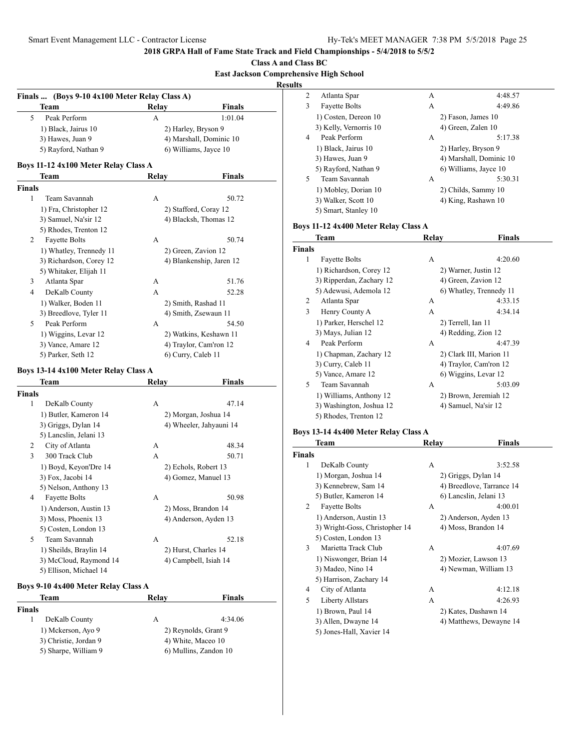**2018 GRPA Hall of Fame State Track and Field Championships - 5/4/2018 to 5/5/2**

**Class A and Class BC**

**East Jackson Comprehensive High School**

**Results**

### Finals ... (Boys 9-10 4x100 Meter Relay Class A)

| | Team | Relay | Finals |
|---|---|---|---|
| 5 | Peak Perform | A | 1:01.04 |
| | 1) Black, Jairus 10 | 2) Harley, Bryson 9 | |
| | 3) Hawes, Juan 9 | 4) Marshall, Dominic 10 | |
| | 5) Rayford, Nathan 9 | 6) Williams, Jayce 10 | |

### Boys 11-12 4x100 Meter Relay Class A

| | Team | Relay | Finals |
|---|---|---|---|
| **Finals** | | | |
| 1 | Team Savannah | A | 50.72 |
| | 1) Fra, Christopher 12 | 2) Stafford, Coray 12 | |
| | 3) Samuel, Na'sir 12 | 4) Blacksh, Thomas 12 | |
| | 5) Rhodes, Trenton 12 | | |
| 2 | Fayette Bolts | A | 50.74 |
| | 1) Whatley, Trennedy 11 | 2) Green, Zavion 12 | |
| | 3) Richardson, Corey 12 | 4) Blankenship, Jaren 12 | |
| | 5) Whitaker, Elijah 11 | | |
| 3 | Atlanta Spar | A | 51.76 |
| 4 | DeKalb County | A | 52.28 |
| | 1) Walker, Boden 11 | 2) Smith, Rashad 11 | |
| | 3) Breedlove, Tyler 11 | 4) Smith, Zsewaun 11 | |
| 5 | Peak Perform | A | 54.50 |
| | 1) Wiggins, Levar 12 | 2) Watkins, Keshawn 11 | |
| | 3) Vance, Amare 12 | 4) Traylor, Cam'ron 12 | |
| | 5) Parker, Seth 12 | 6) Curry, Caleb 11 | |

### Boys 13-14 4x100 Meter Relay Class A

| | Team | Relay | Finals |
|---|---|---|---|
| **Finals** | | | |
| 1 | DeKalb County | A | 47.14 |
| | 1) Butler, Kameron 14 | 2) Morgan, Joshua 14 | |
| | 3) Griggs, Dylan 14 | 4) Wheeler, Jahyauni 14 | |
| | 5) Lancslin, Jelani 13 | | |
| 2 | City of Atlanta | A | 48.34 |
| 3 | 300 Track Club | A | 50.71 |
| | 1) Boyd, Keyon'Dre 14 | 2) Echols, Robert 13 | |
| | 3) Fox, Jacobi 14 | 4) Gomez, Manuel 13 | |
| | 5) Nelson, Anthony 13 | | |
| 4 | Fayette Bolts | A | 50.98 |
| | 1) Anderson, Austin 13 | 2) Moss, Brandon 14 | |
| | 3) Moss, Phoenix 13 | 4) Anderson, Ayden 13 | |
| | 5) Costen, London 13 | | |
| 5 | Team Savannah | A | 52.18 |
| | 1) Sheilds, Braylin 14 | 2) Hurst, Charles 14 | |
| | 3) McCloud, Raymond 14 | 4) Campbell, Isiah 14 | |
| | 5) Ellison, Michael 14 | | |

### Boys 9-10 4x400 Meter Relay Class A

| | Team | Relay | Finals |
|---|---|---|---|
| **Finals** | | | |
| 1 | DeKalb County | A | 4:34.06 |
| | 1) Mckerson, Ayo 9 | 2) Reynolds, Grant 9 | |
| | 3) Christie, Jordan 9 | 4) White, Maceo 10 | |
| | 5) Sharpe, William 9 | 6) Mullins, Zandon 10 | |
| 2 | Atlanta Spar | A | 4:48.57 |
| 3 | Fayette Bolts | A | 4:49.86 |
| | 1) Costen, Dereon 10 | 2) Fason, James 10 | |
| | 3) Kelly, Vernorris 10 | 4) Green, Zalen 10 | |
| 4 | Peak Perform | A | 5:17.38 |
| | 1) Black, Jairus 10 | 2) Harley, Bryson 9 | |
| | 3) Hawes, Juan 9 | 4) Marshall, Dominic 10 | |
| | 5) Rayford, Nathan 9 | 6) Williams, Jayce 10 | |
| 5 | Team Savannah | A | 5:30.31 |
| | 1) Mobley, Dorian 10 | 2) Childs, Sammy 10 | |
| | 3) Walker, Scott 10 | 4) King, Rashawn 10 | |
| | 5) Smart, Stanley 10 | | |

### Boys 11-12 4x400 Meter Relay Class A

| | Team | Relay | Finals |
|---|---|---|---|
| **Finals** | | | |
| 1 | Fayette Bolts | A | 4:20.60 |
| | 1) Richardson, Corey 12 | 2) Warner, Justin 12 | |
| | 3) Ripperdan, Zachary 12 | 4) Green, Zavion 12 | |
| | 5) Adewusi, Ademola 12 | 6) Whatley, Trennedy 11 | |
| 2 | Atlanta Spar | A | 4:33.15 |
| 3 | Henry County A | A | 4:34.14 |
| | 1) Parker, Herschel 12 | 2) Terrell, Ian 11 | |
| | 3) Mays, Julian 12 | 4) Redding, Zion 12 | |
| 4 | Peak Perform | A | 4:47.39 |
| | 1) Chapman, Zachary 12 | 2) Clark III, Marion 11 | |
| | 3) Curry, Caleb 11 | 4) Traylor, Cam'ron 12 | |
| | 5) Vance, Amare 12 | 6) Wiggins, Levar 12 | |
| 5 | Team Savannah | A | 5:03.09 |
| | 1) Williams, Anthony 12 | 2) Brown, Jeremiah 12 | |
| | 3) Washington, Joshua 12 | 4) Samuel, Na'sir 12 | |
| | 5) Rhodes, Trenton 12 | | |

### Boys 13-14 4x400 Meter Relay Class A

| | Team | Relay | Finals |
|---|---|---|---|
| **Finals** | | | |
| 1 | DeKalb County | A | 3:52.58 |
| | 1) Morgan, Joshua 14 | 2) Griggs, Dylan 14 | |
| | 3) Kennebrew, Sam 14 | 4) Breedlove, Tarrance 14 | |
| | 5) Butler, Kameron 14 | 6) Lancslin, Jelani 13 | |
| 2 | Fayette Bolts | A | 4:00.01 |
| | 1) Anderson, Austin 13 | 2) Anderson, Ayden 13 | |
| | 3) Wright-Goss, Christopher 14 | 4) Moss, Brandon 14 | |
| | 5) Costen, London 13 | | |
| 3 | Marietta Track Club | A | 4:07.69 |
| | 1) Niswonger, Brian 14 | 2) Mozier, Lawson 13 | |
| | 3) Madeo, Nino 14 | 4) Newman, William 13 | |
| | 5) Harrison, Zachary 14 | | |
| 4 | City of Atlanta | A | 4:12.18 |
| 5 | Liberty Allstars | A | 4:26.93 |
| | 1) Brown, Paul 14 | 2) Kates, Dashawn 14 | |
| | 3) Allen, Dwayne 14 | 4) Matthews, Dewayne 14 | |
| | 5) Jones-Hall, Xavier 14 | | |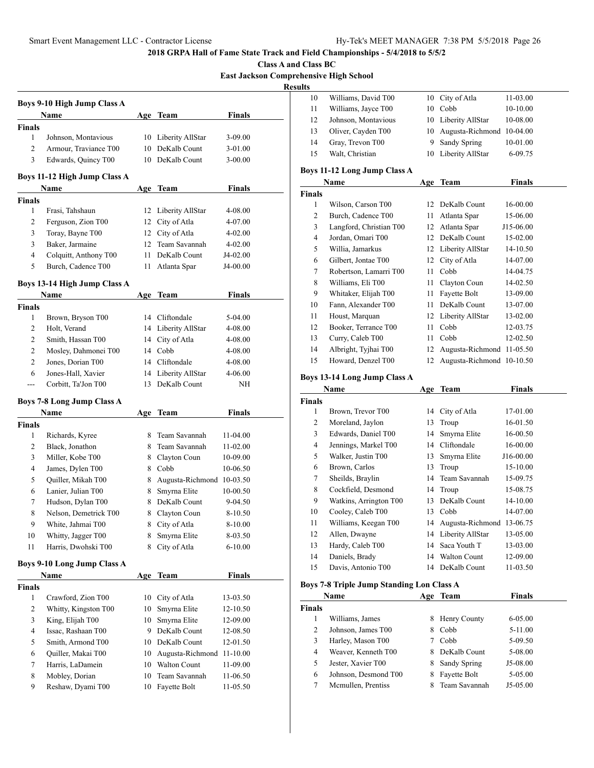## 2018 GRPA Hall of Fame State Track and Field Championships - 5/4/2018 to 5/5/2

**Class A and Class BC**

**East Jackson Comprehensive High School**

**Results**

### Boys 9-10 High Jump Class A

| | Name | Age | Team | Finals |
|---|---|---|---|---|
| **Finals** | | | | |
| 1 | Johnson, Montavious | 10 | Liberity AllStar | 3-09.00 |
| 2 | Armour, Traviance T00 | 10 | DeKalb Count | 3-01.00 |
| 3 | Edwards, Quincy T00 | 10 | DeKalb Count | 3-00.00 |

### Boys 11-12 High Jump Class A

| | Name | Age | Team | Finals |
|---|---|---|---|---|
| **Finals** | | | | |
| 1 | Frasi, Tahshaun | 12 | Liberity AllStar | 4-08.00 |
| 2 | Ferguson, Zion T00 | 12 | City of Atla | 4-07.00 |
| 3 | Toray, Bayne T00 | 12 | City of Atla | 4-02.00 |
| 3 | Baker, Jarmaine | 12 | Team Savannah | 4-02.00 |
| 4 | Colquitt, Anthony T00 | 11 | DeKalb Count | J4-02.00 |
| 5 | Burch, Cadence T00 | 11 | Atlanta Spar | J4-00.00 |

### Boys 13-14 High Jump Class A

| | Name | Age | Team | Finals |
|---|---|---|---|---|
| **Finals** | | | | |
| 1 | Brown, Bryson T00 | 14 | Cliftondale | 5-04.00 |
| 2 | Holt, Verand | 14 | Liberity AllStar | 4-08.00 |
| 2 | Smith, Hassan T00 | 14 | City of Atla | 4-08.00 |
| 2 | Mosley, Dahmonei T00 | 14 | Cobb | 4-08.00 |
| 2 | Jones, Dorian T00 | 14 | Cliftondale | 4-08.00 |
| 6 | Jones-Hall, Xavier | 14 | Liberity AllStar | 4-06.00 |
| --- | Corbitt, Ta'Jon T00 | 13 | DeKalb Count | NH |

### Boys 7-8 Long Jump Class A

| | Name | Age | Team | Finals |
|---|---|---|---|---|
| **Finals** | | | | |
| 1 | Richards, Kyree | 8 | Team Savannah | 11-04.00 |
| 2 | Black, Jonathon | 8 | Team Savannah | 11-02.00 |
| 3 | Miller, Kobe T00 | 8 | Clayton Coun | 10-09.00 |
| 4 | James, Dylen T00 | 8 | Cobb | 10-06.50 |
| 5 | Quiller, Mikah T00 | 8 | Augusta-Richmond | 10-03.50 |
| 6 | Lanier, Julian T00 | 8 | Smyrna Elite | 10-00.50 |
| 7 | Hudson, Dylan T00 | 8 | DeKalb Count | 9-04.50 |
| 8 | Nelson, Demetrick T00 | 8 | Clayton Coun | 8-10.50 |
| 9 | White, Jahmai T00 | 8 | City of Atla | 8-10.00 |
| 10 | Whitty, Jagger T00 | 8 | Smyrna Elite | 8-03.50 |
| 11 | Harris, Dwohski T00 | 8 | City of Atla | 6-10.00 |

### Boys 9-10 Long Jump Class A

| | Name | Age | Team | Finals |
|---|---|---|---|---|
| **Finals** | | | | |
| 1 | Crawford, Zion T00 | 10 | City of Atla | 13-03.50 |
| 2 | Whitty, Kingston T00 | 10 | Smyrna Elite | 12-10.50 |
| 3 | King, Elijah T00 | 10 | Smyrna Elite | 12-09.00 |
| 4 | Issac, Rashaan T00 | 9 | DeKalb Count | 12-08.50 |
| 5 | Smith, Armond T00 | 10 | DeKalb Count | 12-01.50 |
| 6 | Quiller, Makai T00 | 10 | Augusta-Richmond | 11-10.00 |
| 7 | Harris, LaDamein | 10 | Walton Count | 11-09.00 |
| 8 | Mobley, Dorian | 10 | Team Savannah | 11-06.50 |
| 9 | Reshaw, Dyami T00 | 10 | Fayette Bolt | 11-05.50 |
| 10 | Williams, David T00 | 10 | City of Atla | 11-03.00 |
| 11 | Williams, Jayce T00 | 10 | Cobb | 10-10.00 |
| 12 | Johnson, Montavious | 10 | Liberity AllStar | 10-08.00 |
| 13 | Oliver, Cayden T00 | 10 | Augusta-Richmond | 10-04.00 |
| 14 | Gray, Trevon T00 | 9 | Sandy Spring | 10-01.00 |
| 15 | Walt, Christian | 10 | Liberity AllStar | 6-09.75 |

### Boys 11-12 Long Jump Class A

| | Name | Age | Team | Finals |
|---|---|---|---|---|
| **Finals** | | | | |
| 1 | Wilson, Carson T00 | 12 | DeKalb Count | 16-00.00 |
| 2 | Burch, Cadence T00 | 11 | Atlanta Spar | 15-06.00 |
| 3 | Langford, Christian T00 | 12 | Atlanta Spar | J15-06.00 |
| 4 | Jordan, Omari T00 | 12 | DeKalb Count | 15-02.00 |
| 5 | Willia, Jamarkus | 12 | Liberity AllStar | 14-10.50 |
| 6 | Gilbert, Jontae T00 | 12 | City of Atla | 14-07.00 |
| 7 | Robertson, Lamarri T00 | 11 | Cobb | 14-04.75 |
| 8 | Williams, Eli T00 | 11 | Clayton Coun | 14-02.50 |
| 9 | Whitaker, Elijah T00 | 11 | Fayette Bolt | 13-09.00 |
| 10 | Fann, Alexander T00 | 11 | DeKalb Count | 13-07.00 |
| 11 | Houst, Marquan | 12 | Liberity AllStar | 13-02.00 |
| 12 | Booker, Terrance T00 | 11 | Cobb | 12-03.75 |
| 13 | Curry, Caleb T00 | 11 | Cobb | 12-02.50 |
| 14 | Albright, Tyjhai T00 | 12 | Augusta-Richmond | 11-05.50 |
| 15 | Howard, Denzel T00 | 12 | Augusta-Richmond | 10-10.50 |

### Boys 13-14 Long Jump Class A

| | Name | Age | Team | Finals |
|---|---|---|---|---|
| **Finals** | | | | |
| 1 | Brown, Trevor T00 | 14 | City of Atla | 17-01.00 |
| 2 | Moreland, Jaylon | 13 | Troup | 16-01.50 |
| 3 | Edwards, Daniel T00 | 14 | Smyrna Elite | 16-00.50 |
| 4 | Jennings, Markel T00 | 14 | Cliftondale | 16-00.00 |
| 5 | Walker, Justin T00 | 13 | Smyrna Elite | J16-00.00 |
| 6 | Brown, Carlos | 13 | Troup | 15-10.00 |
| 7 | Sheilds, Braylin | 14 | Team Savannah | 15-09.75 |
| 8 | Cockfield, Desmond | 14 | Troup | 15-08.75 |
| 9 | Watkins, Arrington T00 | 13 | DeKalb Count | 14-10.00 |
| 10 | Cooley, Caleb T00 | 13 | Cobb | 14-07.00 |
| 11 | Williams, Keegan T00 | 14 | Augusta-Richmond | 13-06.75 |
| 12 | Allen, Dwayne | 14 | Liberity AllStar | 13-05.00 |
| 13 | Hardy, Caleb T00 | 14 | Saca Youth T | 13-03.00 |
| 14 | Daniels, Brady | 14 | Walton Count | 12-09.00 |
| 15 | Davis, Antonio T00 | 14 | DeKalb Count | 11-03.50 |

### Boys 7-8 Triple Jump Standing Lon Class A

| | Name | Age | Team | Finals |
|---|---|---|---|---|
| **Finals** | | | | |
| 1 | Williams, James | 8 | Henry County | 6-05.00 |
| 2 | Johnson, James T00 | 8 | Cobb | 5-11.00 |
| 3 | Harley, Mason T00 | 7 | Cobb | 5-09.50 |
| 4 | Weaver, Kenneth T00 | 8 | DeKalb Count | 5-08.00 |
| 5 | Jester, Xavier T00 | 8 | Sandy Spring | J5-08.00 |
| 6 | Johnson, Desmond T00 | 8 | Fayette Bolt | 5-05.00 |
| 7 | Mcmullen, Prentiss | 8 | Team Savannah | J5-05.00 |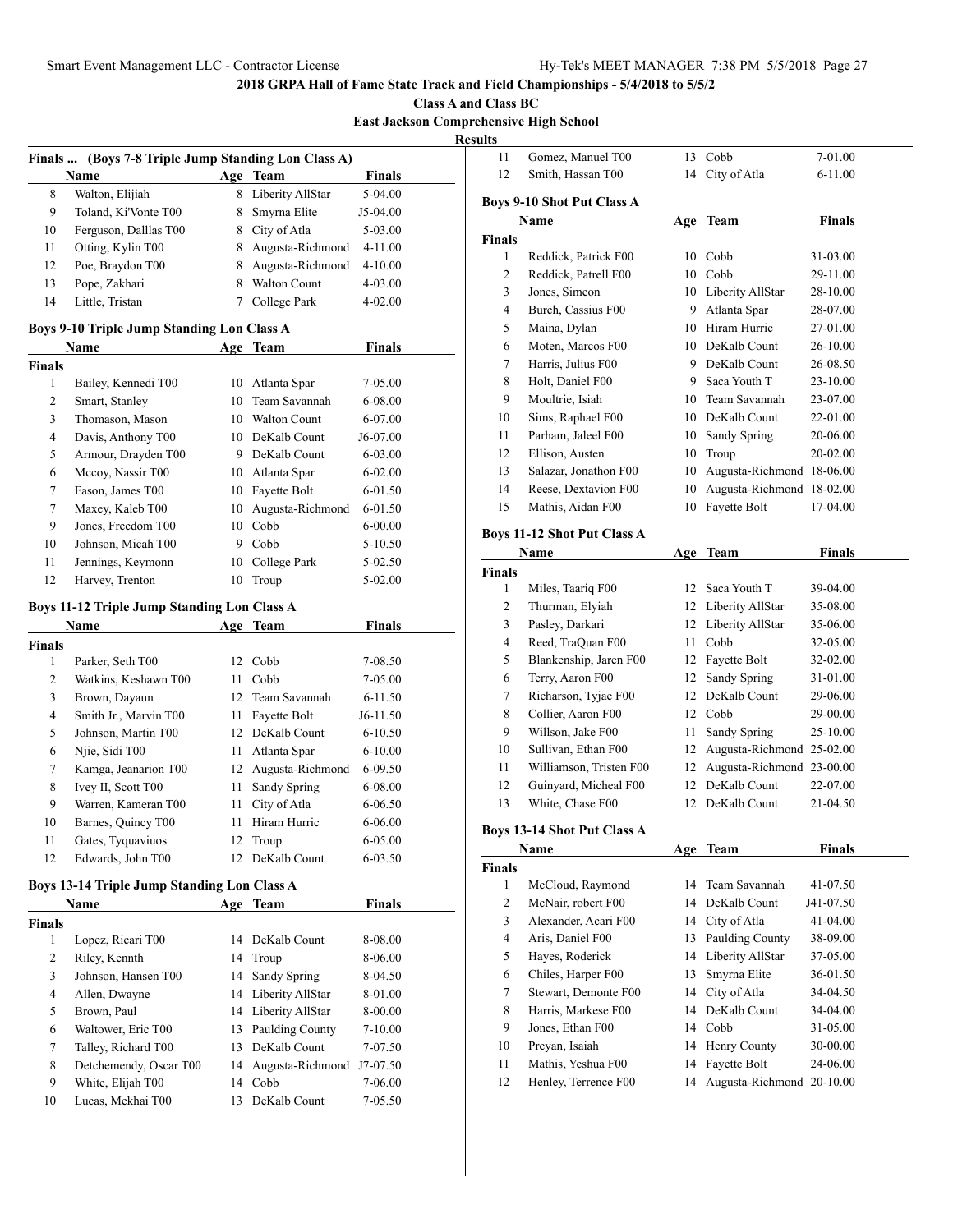## 2018 GRPA Hall of Fame State Track and Field Championships - 5/4/2018 to 5/5/2

**Class A and Class BC**

**East Jackson Comprehensive High School**

**Results**

### Finals ... (Boys 7-8 Triple Jump Standing Lon Class A)

| | Name | Age | Team | Finals |
|---|---|---|---|---|
| 8 | Walton, Elijiah | 8 | Liberity AllStar | 5-04.00 |
| 9 | Toland, Ki'Vonte T00 | 8 | Smyrna Elite | J5-04.00 |
| 10 | Ferguson, Dalllas T00 | 8 | City of Atla | 5-03.00 |
| 11 | Otting, Kylin T00 | 8 | Augusta-Richmond | 4-11.00 |
| 12 | Poe, Braydon T00 | 8 | Augusta-Richmond | 4-10.00 |
| 13 | Pope, Zakhari | 8 | Walton Count | 4-03.00 |
| 14 | Little, Tristan | 7 | College Park | 4-02.00 |

### Boys 9-10 Triple Jump Standing Lon Class A

| | Name | Age | Team | Finals |
|---|---|---|---|---|
| **Finals** | | | | |
| 1 | Bailey, Kennedi T00 | 10 | Atlanta Spar | 7-05.00 |
| 2 | Smart, Stanley | 10 | Team Savannah | 6-08.00 |
| 3 | Thomason, Mason | 10 | Walton Count | 6-07.00 |
| 4 | Davis, Anthony T00 | 10 | DeKalb Count | J6-07.00 |
| 5 | Armour, Drayden T00 | 9 | DeKalb Count | 6-03.00 |
| 6 | Mccoy, Nassir T00 | 10 | Atlanta Spar | 6-02.00 |
| 7 | Fason, James T00 | 10 | Fayette Bolt | 6-01.50 |
| 7 | Maxey, Kaleb T00 | 10 | Augusta-Richmond | 6-01.50 |
| 9 | Jones, Freedom T00 | 10 | Cobb | 6-00.00 |
| 10 | Johnson, Micah T00 | 9 | Cobb | 5-10.50 |
| 11 | Jennings, Keymonn | 10 | College Park | 5-02.50 |
| 12 | Harvey, Trenton | 10 | Troup | 5-02.00 |

### Boys 11-12 Triple Jump Standing Lon Class A

| | Name | Age | Team | Finals |
|---|---|---|---|---|
| **Finals** | | | | |
| 1 | Parker, Seth T00 | 12 | Cobb | 7-08.50 |
| 2 | Watkins, Keshawn T00 | 11 | Cobb | 7-05.00 |
| 3 | Brown, Dayaun | 12 | Team Savannah | 6-11.50 |
| 4 | Smith Jr., Marvin T00 | 11 | Fayette Bolt | J6-11.50 |
| 5 | Johnson, Martin T00 | 12 | DeKalb Count | 6-10.50 |
| 6 | Njie, Sidi T00 | 11 | Atlanta Spar | 6-10.00 |
| 7 | Kamga, Jeanarion T00 | 12 | Augusta-Richmond | 6-09.50 |
| 8 | Ivey II, Scott T00 | 11 | Sandy Spring | 6-08.00 |
| 9 | Warren, Kameran T00 | 11 | City of Atla | 6-06.50 |
| 10 | Barnes, Quincy T00 | 11 | Hiram Hurric | 6-06.00 |
| 11 | Gates, Tyquaviuos | 12 | Troup | 6-05.00 |
| 12 | Edwards, John T00 | 12 | DeKalb Count | 6-03.50 |

### Boys 13-14 Triple Jump Standing Lon Class A

| | Name | Age | Team | Finals |
|---|---|---|---|---|
| **Finals** | | | | |
| 1 | Lopez, Ricari T00 | 14 | DeKalb Count | 8-08.00 |
| 2 | Riley, Kennth | 14 | Troup | 8-06.00 |
| 3 | Johnson, Hansen T00 | 14 | Sandy Spring | 8-04.50 |
| 4 | Allen, Dwayne | 14 | Liberity AllStar | 8-01.00 |
| 5 | Brown, Paul | 14 | Liberity AllStar | 8-00.00 |
| 6 | Waltower, Eric T00 | 13 | Paulding County | 7-10.00 |
| 7 | Talley, Richard T00 | 13 | DeKalb Count | 7-07.50 |
| 8 | Detchemendy, Oscar T00 | 14 | Augusta-Richmond | J7-07.50 |
| 9 | White, Elijah T00 | 14 | Cobb | 7-06.00 |
| 10 | Lucas, Mekhai T00 | 13 | DeKalb Count | 7-05.50 |
| 11 | Gomez, Manuel T00 | 13 | Cobb | 7-01.00 |
| 12 | Smith, Hassan T00 | 14 | City of Atla | 6-11.00 |

### Boys 9-10 Shot Put Class A

| | Name | Age | Team | Finals |
|---|---|---|---|---|
| **Finals** | | | | |
| 1 | Reddick, Patrick F00 | 10 | Cobb | 31-03.00 |
| 2 | Reddick, Patrell F00 | 10 | Cobb | 29-11.00 |
| 3 | Jones, Simeon | 10 | Liberity AllStar | 28-10.00 |
| 4 | Burch, Cassius F00 | 9 | Atlanta Spar | 28-07.00 |
| 5 | Maina, Dylan | 10 | Hiram Hurric | 27-01.00 |
| 6 | Moten, Marcos F00 | 10 | DeKalb Count | 26-10.00 |
| 7 | Harris, Julius F00 | 9 | DeKalb Count | 26-08.50 |
| 8 | Holt, Daniel F00 | 9 | Saca Youth T | 23-10.00 |
| 9 | Moultrie, Isiah | 10 | Team Savannah | 23-07.00 |
| 10 | Sims, Raphael F00 | 10 | DeKalb Count | 22-01.00 |
| 11 | Parham, Jaleel F00 | 10 | Sandy Spring | 20-06.00 |
| 12 | Ellison, Austen | 10 | Troup | 20-02.00 |
| 13 | Salazar, Jonathon F00 | 10 | Augusta-Richmond | 18-06.00 |
| 14 | Reese, Dextavion F00 | 10 | Augusta-Richmond | 18-02.00 |
| 15 | Mathis, Aidan F00 | 10 | Fayette Bolt | 17-04.00 |

### Boys 11-12 Shot Put Class A

| | Name | Age | Team | Finals |
|---|---|---|---|---|
| **Finals** | | | | |
| 1 | Miles, Taariq F00 | 12 | Saca Youth T | 39-04.00 |
| 2 | Thurman, Elyiah | 12 | Liberity AllStar | 35-08.00 |
| 3 | Pasley, Darkari | 12 | Liberity AllStar | 35-06.00 |
| 4 | Reed, TraQuan F00 | 11 | Cobb | 32-05.00 |
| 5 | Blankenship, Jaren F00 | 12 | Fayette Bolt | 32-02.00 |
| 6 | Terry, Aaron F00 | 12 | Sandy Spring | 31-01.00 |
| 7 | Richarson, Tyjae F00 | 12 | DeKalb Count | 29-06.00 |
| 8 | Collier, Aaron F00 | 12 | Cobb | 29-00.00 |
| 9 | Willson, Jake F00 | 11 | Sandy Spring | 25-10.00 |
| 10 | Sullivan, Ethan F00 | 12 | Augusta-Richmond | 25-02.00 |
| 11 | Williamson, Tristen F00 | 12 | Augusta-Richmond | 23-00.00 |
| 12 | Guinyard, Micheal F00 | 12 | DeKalb Count | 22-07.00 |
| 13 | White, Chase F00 | 12 | DeKalb Count | 21-04.50 |

### Boys 13-14 Shot Put Class A

| | Name | Age | Team | Finals |
|---|---|---|---|---|
| **Finals** | | | | |
| 1 | McCloud, Raymond | 14 | Team Savannah | 41-07.50 |
| 2 | McNair, robert F00 | 14 | DeKalb Count | J41-07.50 |
| 3 | Alexander, Acari F00 | 14 | City of Atla | 41-04.00 |
| 4 | Aris, Daniel F00 | 13 | Paulding County | 38-09.00 |
| 5 | Hayes, Roderick | 14 | Liberity AllStar | 37-05.00 |
| 6 | Chiles, Harper F00 | 13 | Smyrna Elite | 36-01.50 |
| 7 | Stewart, Demonte F00 | 14 | City of Atla | 34-04.50 |
| 8 | Harris, Markese F00 | 14 | DeKalb Count | 34-04.00 |
| 9 | Jones, Ethan F00 | 14 | Cobb | 31-05.00 |
| 10 | Preyan, Isaiah | 14 | Henry County | 30-00.00 |
| 11 | Mathis, Yeshua F00 | 14 | Fayette Bolt | 24-06.00 |
| 12 | Henley, Terrence F00 | 14 | Augusta-Richmond | 20-10.00 |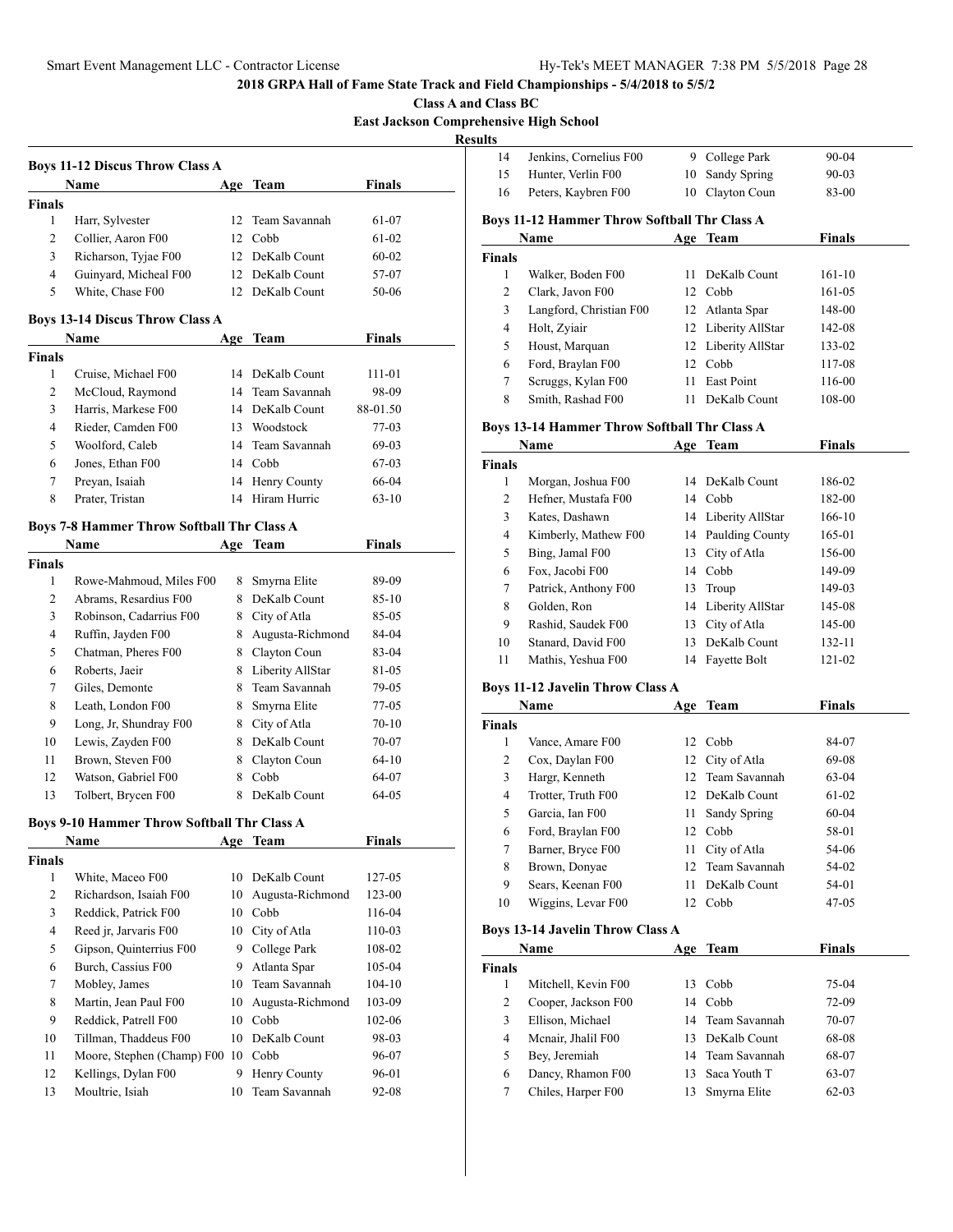**2018 GRPA Hall of Fame State Track and Field Championships - 5/4/2018 to 5/5/2**

**Class A and Class BC**

**East Jackson Comprehensive High School**

**Results**

### Boys 11-12 Discus Throw Class A

| | Name | Age | Team | Finals |
|---|---|---|---|---|
| **Finals** | | | | |
| 1 | Harr, Sylvester | 12 | Team Savannah | 61-07 |
| 2 | Collier, Aaron F00 | 12 | Cobb | 61-02 |
| 3 | Richarson, Tyjae F00 | 12 | DeKalb Count | 60-02 |
| 4 | Guinyard, Micheal F00 | 12 | DeKalb Count | 57-07 |
| 5 | White, Chase F00 | 12 | DeKalb Count | 50-06 |

### Boys 13-14 Discus Throw Class A

| | Name | Age | Team | Finals |
|---|---|---|---|---|
| **Finals** | | | | |
| 1 | Cruise, Michael F00 | 14 | DeKalb Count | 111-01 |
| 2 | McCloud, Raymond | 14 | Team Savannah | 98-09 |
| 3 | Harris, Markese F00 | 14 | DeKalb Count | 88-01.50 |
| 4 | Rieder, Camden F00 | 13 | Woodstock | 77-03 |
| 5 | Woolford, Caleb | 14 | Team Savannah | 69-03 |
| 6 | Jones, Ethan F00 | 14 | Cobb | 67-03 |
| 7 | Preyan, Isaiah | 14 | Henry County | 66-04 |
| 8 | Prater, Tristan | 14 | Hiram Hurric | 63-10 |

### Boys 7-8 Hammer Throw Softball Thr Class A

| | Name | Age | Team | Finals |
|---|---|---|---|---|
| **Finals** | | | | |
| 1 | Rowe-Mahmoud, Miles F00 | 8 | Smyrna Elite | 89-09 |
| 2 | Abrams, Resardius F00 | 8 | DeKalb Count | 85-10 |
| 3 | Robinson, Cadarrius F00 | 8 | City of Atla | 85-05 |
| 4 | Ruffin, Jayden F00 | 8 | Augusta-Richmond | 84-04 |
| 5 | Chatman, Pheres F00 | 8 | Clayton Coun | 83-04 |
| 6 | Roberts, Jaeir | 8 | Liberty AllStar | 81-05 |
| 7 | Giles, Demonte | 8 | Team Savannah | 79-05 |
| 8 | Leath, London F00 | 8 | Smyrna Elite | 77-05 |
| 9 | Long, Jr, Shundray F00 | 8 | City of Atla | 70-10 |
| 10 | Lewis, Zayden F00 | 8 | DeKalb Count | 70-07 |
| 11 | Brown, Steven F00 | 8 | Clayton Coun | 64-10 |
| 12 | Watson, Gabriel F00 | 8 | Cobb | 64-07 |
| 13 | Tolbert, Brycen F00 | 8 | DeKalb Count | 64-05 |

### Boys 9-10 Hammer Throw Softball Thr Class A

| | Name | Age | Team | Finals |
|---|---|---|---|---|
| **Finals** | | | | |
| 1 | White, Maceo F00 | 10 | DeKalb Count | 127-05 |
| 2 | Richardson, Isaiah F00 | 10 | Augusta-Richmond | 123-00 |
| 3 | Reddick, Patrick F00 | 10 | Cobb | 116-04 |
| 4 | Reed jr, Jarvaris F00 | 10 | City of Atla | 110-03 |
| 5 | Gipson, Quinterrius F00 | 9 | College Park | 108-02 |
| 6 | Burch, Cassius F00 | 9 | Atlanta Spar | 105-04 |
| 7 | Mobley, James | 10 | Team Savannah | 104-10 |
| 8 | Martin, Jean Paul F00 | 10 | Augusta-Richmond | 103-09 |
| 9 | Reddick, Patrell F00 | 10 | Cobb | 102-06 |
| 10 | Tillman, Thaddeus F00 | 10 | DeKalb Count | 98-03 |
| 11 | Moore, Stephen (Champ) F00 | 10 | Cobb | 96-07 |
| 12 | Kellings, Dylan F00 | 9 | Henry County | 96-01 |
| 13 | Moultrie, Isiah | 10 | Team Savannah | 92-08 |
| 14 | Jenkins, Cornelius F00 | 9 | College Park | 90-04 |
| 15 | Hunter, Verlin F00 | 10 | Sandy Spring | 90-03 |
| 16 | Peters, Kaybren F00 | 10 | Clayton Coun | 83-00 |

### Boys 11-12 Hammer Throw Softball Thr Class A

| | Name | Age | Team | Finals |
|---|---|---|---|---|
| **Finals** | | | | |
| 1 | Walker, Boden F00 | 11 | DeKalb Count | 161-10 |
| 2 | Clark, Javon F00 | 12 | Cobb | 161-05 |
| 3 | Langford, Christian F00 | 12 | Atlanta Spar | 148-00 |
| 4 | Holt, Zyiair | 12 | Liberty AllStar | 142-08 |
| 5 | Houst, Marquan | 12 | Liberty AllStar | 133-02 |
| 6 | Ford, Braylan F00 | 12 | Cobb | 117-08 |
| 7 | Scruggs, Kylan F00 | 11 | East Point | 116-00 |
| 8 | Smith, Rashad F00 | 11 | DeKalb Count | 108-00 |

### Boys 13-14 Hammer Throw Softball Thr Class A

| | Name | Age | Team | Finals |
|---|---|---|---|---|
| **Finals** | | | | |
| 1 | Morgan, Joshua F00 | 14 | DeKalb Count | 186-02 |
| 2 | Hefner, Mustafa F00 | 14 | Cobb | 182-00 |
| 3 | Kates, Dashawn | 14 | Liberty AllStar | 166-10 |
| 4 | Kimberly, Mathew F00 | 14 | Paulding County | 165-01 |
| 5 | Bing, Jamal F00 | 13 | City of Atla | 156-00 |
| 6 | Fox, Jacobi F00 | 14 | Cobb | 149-09 |
| 7 | Patrick, Anthony F00 | 13 | Troup | 149-03 |
| 8 | Golden, Ron | 14 | Liberty AllStar | 145-08 |
| 9 | Rashid, Saudek F00 | 13 | City of Atla | 145-00 |
| 10 | Stanard, David F00 | 13 | DeKalb Count | 132-11 |
| 11 | Mathis, Yeshua F00 | 14 | Fayette Bolt | 121-02 |

### Boys 11-12 Javelin Throw Class A

| | Name | Age | Team | Finals |
|---|---|---|---|---|
| **Finals** | | | | |
| 1 | Vance, Amare F00 | 12 | Cobb | 84-07 |
| 2 | Cox, Daylan F00 | 12 | City of Atla | 69-08 |
| 3 | Hargr, Kenneth | 12 | Team Savannah | 63-04 |
| 4 | Trotter, Truth F00 | 12 | DeKalb Count | 61-02 |
| 5 | Garcia, Ian F00 | 11 | Sandy Spring | 60-04 |
| 6 | Ford, Braylan F00 | 12 | Cobb | 58-01 |
| 7 | Barner, Bryce F00 | 11 | City of Atla | 54-06 |
| 8 | Brown, Donyae | 12 | Team Savannah | 54-02 |
| 9 | Sears, Keenan F00 | 11 | DeKalb Count | 54-01 |
| 10 | Wiggins, Levar F00 | 12 | Cobb | 47-05 |

### Boys 13-14 Javelin Throw Class A

| | Name | Age | Team | Finals |
|---|---|---|---|---|
| **Finals** | | | | |
| 1 | Mitchell, Kevin F00 | 13 | Cobb | 75-04 |
| 2 | Cooper, Jackson F00 | 14 | Cobb | 72-09 |
| 3 | Ellison, Michael | 14 | Team Savannah | 70-07 |
| 4 | Mcnair, Jhalil F00 | 13 | DeKalb Count | 68-08 |
| 5 | Bey, Jeremiah | 14 | Team Savannah | 68-07 |
| 6 | Dancy, Rhamon F00 | 13 | Saca Youth T | 63-07 |
| 7 | Chiles, Harper F00 | 13 | Smyrna Elite | 62-03 |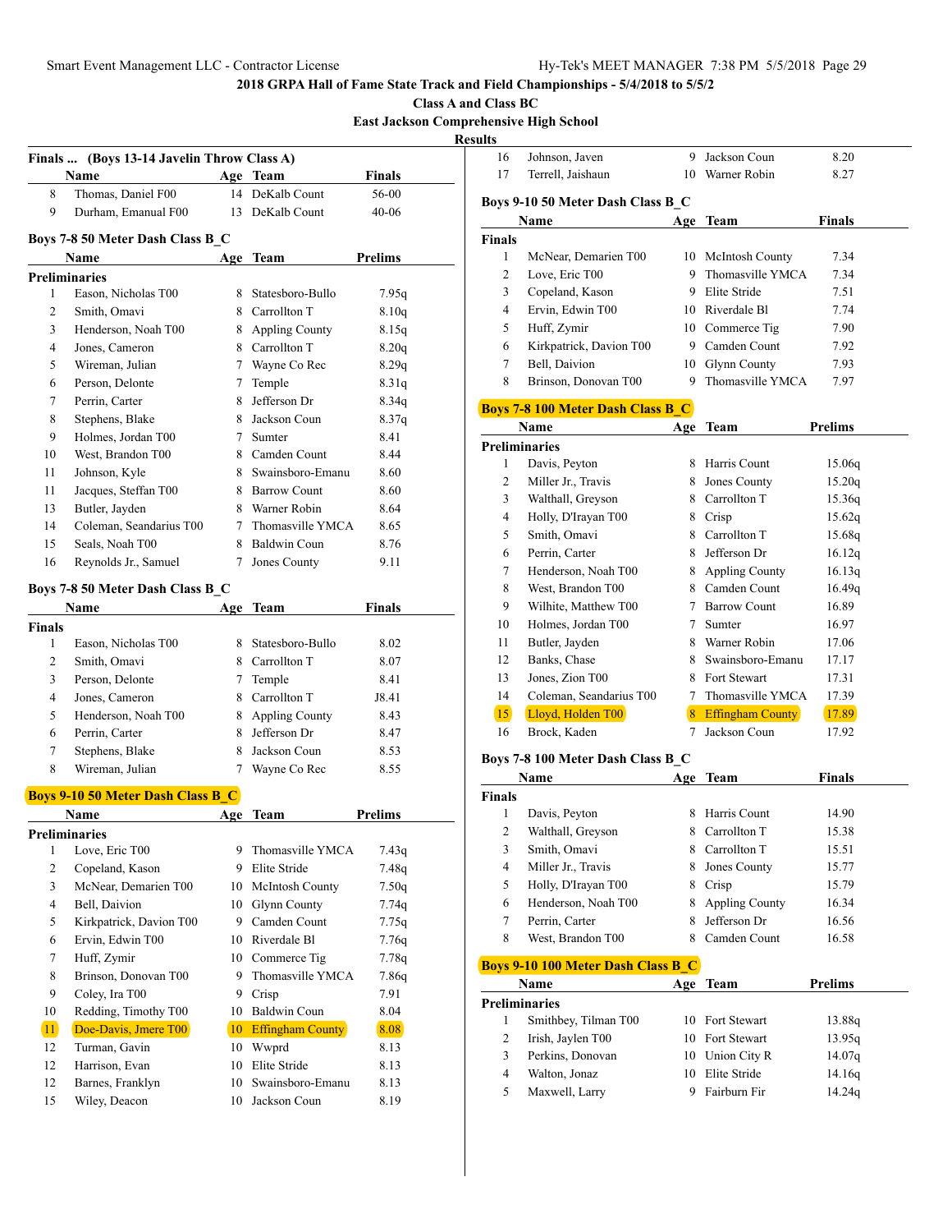**2018 GRPA Hall of Fame State Track and Field Championships - 5/4/2018 to 5/5/2**

**Class A and Class BC**

**East Jackson Comprehensive High School**

**Results**

### Finals ... (Boys 13-14 Javelin Throw Class A)

| | Name | Age | Team | Finals |
|---|---|---|---|---|
| 8 | Thomas, Daniel F00 | 14 | DeKalb Count | 56-00 |
| 9 | Durham, Emanual F00 | 13 | DeKalb Count | 40-06 |

### Boys 7-8 50 Meter Dash Class B_C

| | Name | Age | Team | Prelims |
|---|---|---|---|---|
| **Preliminaries** | | | | |
| 1 | Eason, Nicholas T00 | 8 | Statesboro-Bullo | 7.95q |
| 2 | Smith, Omavi | 8 | Carrollton T | 8.10q |
| 3 | Henderson, Noah T00 | 8 | Appling County | 8.15q |
| 4 | Jones, Cameron | 8 | Carrollton T | 8.20q |
| 5 | Wireman, Julian | 7 | Wayne Co Rec | 8.29q |
| 6 | Person, Delonte | 7 | Temple | 8.31q |
| 7 | Perrin, Carter | 8 | Jefferson Dr | 8.34q |
| 8 | Stephens, Blake | 8 | Jackson Coun | 8.37q |
| 9 | Holmes, Jordan T00 | 7 | Sumter | 8.41 |
| 10 | West, Brandon T00 | 8 | Camden Count | 8.44 |
| 11 | Johnson, Kyle | 8 | Swainsboro-Emanu | 8.60 |
| 11 | Jacques, Steffan T00 | 8 | Barrow Count | 8.60 |
| 13 | Butler, Jayden | 8 | Warner Robin | 8.64 |
| 14 | Coleman, Seandarius T00 | 7 | Thomasville YMCA | 8.65 |
| 15 | Seals, Noah T00 | 8 | Baldwin Coun | 8.76 |
| 16 | Reynolds Jr., Samuel | 7 | Jones County | 9.11 |

### Boys 7-8 50 Meter Dash Class B_C

| | Name | Age | Team | Finals |
|---|---|---|---|---|
| **Finals** | | | | |
| 1 | Eason, Nicholas T00 | 8 | Statesboro-Bullo | 8.02 |
| 2 | Smith, Omavi | 8 | Carrollton T | 8.07 |
| 3 | Person, Delonte | 7 | Temple | 8.41 |
| 4 | Jones, Cameron | 8 | Carrollton T | J8.41 |
| 5 | Henderson, Noah T00 | 8 | Appling County | 8.43 |
| 6 | Perrin, Carter | 8 | Jefferson Dr | 8.47 |
| 7 | Stephens, Blake | 8 | Jackson Coun | 8.53 |
| 8 | Wireman, Julian | 7 | Wayne Co Rec | 8.55 |

### Boys 9-10 50 Meter Dash Class B_C

| | Name | Age | Team | Prelims |
|---|---|---|---|---|
| **Preliminaries** | | | | |
| 1 | Love, Eric T00 | 9 | Thomasville YMCA | 7.43q |
| 2 | Copeland, Kason | 9 | Elite Stride | 7.48q |
| 3 | McNear, Demarien T00 | 10 | McIntosh County | 7.50q |
| 4 | Bell, Daivion | 10 | Glynn County | 7.74q |
| 5 | Kirkpatrick, Davion T00 | 9 | Camden Count | 7.75q |
| 6 | Ervin, Edwin T00 | 10 | Riverdale Bl | 7.76q |
| 7 | Huff, Zymir | 10 | Commerce Tig | 7.78q |
| 8 | Brinson, Donovan T00 | 9 | Thomasville YMCA | 7.86q |
| 9 | Coley, Ira T00 | 9 | Crisp | 7.91 |
| 10 | Redding, Timothy T00 | 10 | Baldwin Coun | 8.04 |
| 11 | Doe-Davis, Jmere T00 | 10 | Effingham County | 8.08 |
| 12 | Turman, Gavin | 10 | Wwprd | 8.13 |
| 12 | Harrison, Evan | 10 | Elite Stride | 8.13 |
| 12 | Barnes, Franklyn | 10 | Swainsboro-Emanu | 8.13 |
| 15 | Wiley, Deacon | 10 | Jackson Coun | 8.19 |
| 16 | Johnson, Javen | 9 | Jackson Coun | 8.20 |
| 17 | Terrell, Jaishaun | 10 | Warner Robin | 8.27 |

### Boys 9-10 50 Meter Dash Class B_C

| | Name | Age | Team | Finals |
|---|---|---|---|---|
| **Finals** | | | | |
| 1 | McNear, Demarien T00 | 10 | McIntosh County | 7.34 |
| 2 | Love, Eric T00 | 9 | Thomasville YMCA | 7.34 |
| 3 | Copeland, Kason | 9 | Elite Stride | 7.51 |
| 4 | Ervin, Edwin T00 | 10 | Riverdale Bl | 7.74 |
| 5 | Huff, Zymir | 10 | Commerce Tig | 7.90 |
| 6 | Kirkpatrick, Davion T00 | 9 | Camden Count | 7.92 |
| 7 | Bell, Daivion | 10 | Glynn County | 7.93 |
| 8 | Brinson, Donovan T00 | 9 | Thomasville YMCA | 7.97 |

### Boys 7-8 100 Meter Dash Class B_C

| | Name | Age | Team | Prelims |
|---|---|---|---|---|
| **Preliminaries** | | | | |
| 1 | Davis, Peyton | 8 | Harris Count | 15.06q |
| 2 | Miller Jr., Travis | 8 | Jones County | 15.20q |
| 3 | Walthall, Greyson | 8 | Carrollton T | 15.36q |
| 4 | Holly, D'Irayan T00 | 8 | Crisp | 15.62q |
| 5 | Smith, Omavi | 8 | Carrollton T | 15.68q |
| 6 | Perrin, Carter | 8 | Jefferson Dr | 16.12q |
| 7 | Henderson, Noah T00 | 8 | Appling County | 16.13q |
| 8 | West, Brandon T00 | 8 | Camden Count | 16.49q |
| 9 | Wilhite, Matthew T00 | 7 | Barrow Count | 16.89 |
| 10 | Holmes, Jordan T00 | 7 | Sumter | 16.97 |
| 11 | Butler, Jayden | 8 | Warner Robin | 17.06 |
| 12 | Banks, Chase | 8 | Swainsboro-Emanu | 17.17 |
| 13 | Jones, Zion T00 | 8 | Fort Stewart | 17.31 |
| 14 | Coleman, Seandarius T00 | 7 | Thomasville YMCA | 17.39 |
| 15 | Lloyd, Holden T00 | 8 | Effingham County | 17.89 |
| 16 | Brock, Kaden | 7 | Jackson Coun | 17.92 |

### Boys 7-8 100 Meter Dash Class B_C

| | Name | Age | Team | Finals |
|---|---|---|---|---|
| **Finals** | | | | |
| 1 | Davis, Peyton | 8 | Harris Count | 14.90 |
| 2 | Walthall, Greyson | 8 | Carrollton T | 15.38 |
| 3 | Smith, Omavi | 8 | Carrollton T | 15.51 |
| 4 | Miller Jr., Travis | 8 | Jones County | 15.77 |
| 5 | Holly, D'Irayan T00 | 8 | Crisp | 15.79 |
| 6 | Henderson, Noah T00 | 8 | Appling County | 16.34 |
| 7 | Perrin, Carter | 8 | Jefferson Dr | 16.56 |
| 8 | West, Brandon T00 | 8 | Camden Count | 16.58 |

### Boys 9-10 100 Meter Dash Class B_C

| | Name | Age | Team | Prelims |
|---|---|---|---|---|
| **Preliminaries** | | | | |
| 1 | Smithbey, Tilman T00 | 10 | Fort Stewart | 13.88q |
| 2 | Irish, Jaylen T00 | 10 | Fort Stewart | 13.95q |
| 3 | Perkins, Donovan | 10 | Union City R | 14.07q |
| 4 | Walton, Jonaz | 10 | Elite Stride | 14.16q |
| 5 | Maxwell, Larry | 9 | Fairburn Fir | 14.24q |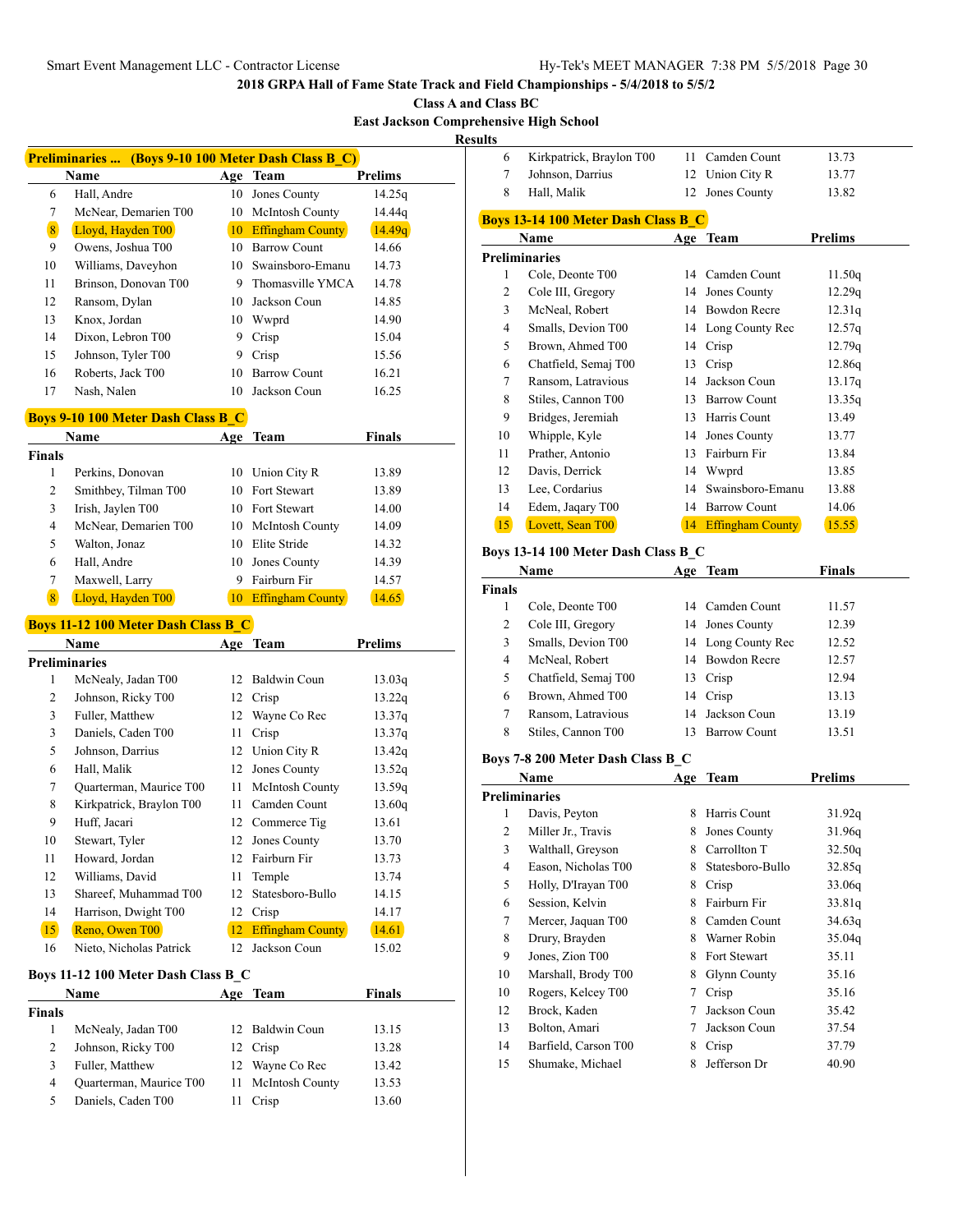# 2018 GRPA Hall of Fame State Track and Field Championships - 5/4/2018 to 5/5/2

## Class A and Class BC

## East Jackson Comprehensive High School

## Results

### Preliminaries ... (Boys 9-10 100 Meter Dash Class B_C)

| | Name | Age | Team | Prelims |
|---|---|---|---|---|
| 6 | Hall, Andre | 10 | Jones County | 14.25q |
| 7 | McNear, Demarien T00 | 10 | McIntosh County | 14.44q |
| 8 | Lloyd, Hayden T00 | 10 | Effingham County | 14.49q |
| 9 | Owens, Joshua T00 | 10 | Barrow Count | 14.66 |
| 10 | Williams, Daveyhon | 10 | Swainsboro-Emanu | 14.73 |
| 11 | Brinson, Donovan T00 | 9 | Thomasville YMCA | 14.78 |
| 12 | Ransom, Dylan | 10 | Jackson Coun | 14.85 |
| 13 | Knox, Jordan | 10 | Wwprd | 14.90 |
| 14 | Dixon, Lebron T00 | 9 | Crisp | 15.04 |
| 15 | Johnson, Tyler T00 | 9 | Crisp | 15.56 |
| 16 | Roberts, Jack T00 | 10 | Barrow Count | 16.21 |
| 17 | Nash, Nalen | 10 | Jackson Coun | 16.25 |

### Boys 9-10 100 Meter Dash Class B_C

**Finals**

| | Name | Age | Team | Finals |
|---|---|---|---|---|
| 1 | Perkins, Donovan | 10 | Union City R | 13.89 |
| 2 | Smithbey, Tilman T00 | 10 | Fort Stewart | 13.89 |
| 3 | Irish, Jaylen T00 | 10 | Fort Stewart | 14.00 |
| 4 | McNear, Demarien T00 | 10 | McIntosh County | 14.09 |
| 5 | Walton, Jonaz | 10 | Elite Stride | 14.32 |
| 6 | Hall, Andre | 10 | Jones County | 14.39 |
| 7 | Maxwell, Larry | 9 | Fairburn Fir | 14.57 |
| 8 | Lloyd, Hayden T00 | 10 | Effingham County | 14.65 |

### Boys 11-12 100 Meter Dash Class B_C

**Preliminaries**

| | Name | Age | Team | Prelims |
|---|---|---|---|---|
| 1 | McNealy, Jadan T00 | 12 | Baldwin Coun | 13.03q |
| 2 | Johnson, Ricky T00 | 12 | Crisp | 13.22q |
| 3 | Fuller, Matthew | 12 | Wayne Co Rec | 13.37q |
| 3 | Daniels, Caden T00 | 11 | Crisp | 13.37q |
| 5 | Johnson, Darrius | 12 | Union City R | 13.42q |
| 6 | Hall, Malik | 12 | Jones County | 13.52q |
| 7 | Quarterman, Maurice T00 | 11 | McIntosh County | 13.59q |
| 8 | Kirkpatrick, Braylon T00 | 11 | Camden Count | 13.60q |
| 9 | Huff, Jacari | 12 | Commerce Tig | 13.61 |
| 10 | Stewart, Tyler | 12 | Jones County | 13.70 |
| 11 | Howard, Jordan | 12 | Fairburn Fir | 13.73 |
| 12 | Williams, David | 11 | Temple | 13.74 |
| 13 | Shareef, Muhammad T00 | 12 | Statesboro-Bullo | 14.15 |
| 14 | Harrison, Dwight T00 | 12 | Crisp | 14.17 |
| 15 | Reno, Owen T00 | 12 | Effingham County | 14.61 |
| 16 | Nieto, Nicholas Patrick | 12 | Jackson Coun | 15.02 |

### Boys 11-12 100 Meter Dash Class B_C

**Finals**

| | Name | Age | Team | Finals |
|---|---|---|---|---|
| 1 | McNealy, Jadan T00 | 12 | Baldwin Coun | 13.15 |
| 2 | Johnson, Ricky T00 | 12 | Crisp | 13.28 |
| 3 | Fuller, Matthew | 12 | Wayne Co Rec | 13.42 |
| 4 | Quarterman, Maurice T00 | 11 | McIntosh County | 13.53 |
| 5 | Daniels, Caden T00 | 11 | Crisp | 13.60 |
| 6 | Kirkpatrick, Braylon T00 | 11 | Camden Count | 13.73 |
| 7 | Johnson, Darrius | 12 | Union City R | 13.77 |
| 8 | Hall, Malik | 12 | Jones County | 13.82 |

### Boys 13-14 100 Meter Dash Class B_C

**Preliminaries**

| | Name | Age | Team | Prelims |
|---|---|---|---|---|
| 1 | Cole, Deonte T00 | 14 | Camden Count | 11.50q |
| 2 | Cole III, Gregory | 14 | Jones County | 12.29q |
| 3 | McNeal, Robert | 14 | Bowdon Recre | 12.31q |
| 4 | Smalls, Devion T00 | 14 | Long County Rec | 12.57q |
| 5 | Brown, Ahmed T00 | 14 | Crisp | 12.79q |
| 6 | Chatfield, Semaj T00 | 13 | Crisp | 12.86q |
| 7 | Ransom, Latravious | 14 | Jackson Coun | 13.17q |
| 8 | Stiles, Cannon T00 | 13 | Barrow Count | 13.35q |
| 9 | Bridges, Jeremiah | 13 | Harris Count | 13.49 |
| 10 | Whipple, Kyle | 14 | Jones County | 13.77 |
| 11 | Prather, Antonio | 13 | Fairburn Fir | 13.84 |
| 12 | Davis, Derrick | 14 | Wwprd | 13.85 |
| 13 | Lee, Cordarius | 14 | Swainsboro-Emanu | 13.88 |
| 14 | Edem, Jaqary T00 | 14 | Barrow Count | 14.06 |
| 15 | Lovett, Sean T00 | 14 | Effingham County | 15.55 |

### Boys 13-14 100 Meter Dash Class B_C

**Finals**

| | Name | Age | Team | Finals |
|---|---|---|---|---|
| 1 | Cole, Deonte T00 | 14 | Camden Count | 11.57 |
| 2 | Cole III, Gregory | 14 | Jones County | 12.39 |
| 3 | Smalls, Devion T00 | 14 | Long County Rec | 12.52 |
| 4 | McNeal, Robert | 14 | Bowdon Recre | 12.57 |
| 5 | Chatfield, Semaj T00 | 13 | Crisp | 12.94 |
| 6 | Brown, Ahmed T00 | 14 | Crisp | 13.13 |
| 7 | Ransom, Latravious | 14 | Jackson Coun | 13.19 |
| 8 | Stiles, Cannon T00 | 13 | Barrow Count | 13.51 |

### Boys 7-8 200 Meter Dash Class B_C

**Preliminaries**

| | Name | Age | Team | Prelims |
|---|---|---|---|---|
| 1 | Davis, Peyton | 8 | Harris Count | 31.92q |
| 2 | Miller Jr., Travis | 8 | Jones County | 31.96q |
| 3 | Walthall, Greyson | 8 | Carrollton T | 32.50q |
| 4 | Eason, Nicholas T00 | 8 | Statesboro-Bullo | 32.85q |
| 5 | Holly, D'Irayan T00 | 8 | Crisp | 33.06q |
| 6 | Session, Kelvin | 8 | Fairburn Fir | 33.81q |
| 7 | Mercer, Jaquan T00 | 8 | Camden Count | 34.63q |
| 8 | Drury, Brayden | 8 | Warner Robin | 35.04q |
| 9 | Jones, Zion T00 | 8 | Fort Stewart | 35.11 |
| 10 | Marshall, Brody T00 | 8 | Glynn County | 35.16 |
| 10 | Rogers, Kelcey T00 | 7 | Crisp | 35.16 |
| 12 | Brock, Kaden | 7 | Jackson Coun | 35.42 |
| 13 | Bolton, Amari | 7 | Jackson Coun | 37.54 |
| 14 | Barfield, Carson T00 | 8 | Crisp | 37.79 |
| 15 | Shumake, Michael | 8 | Jefferson Dr | 40.90 |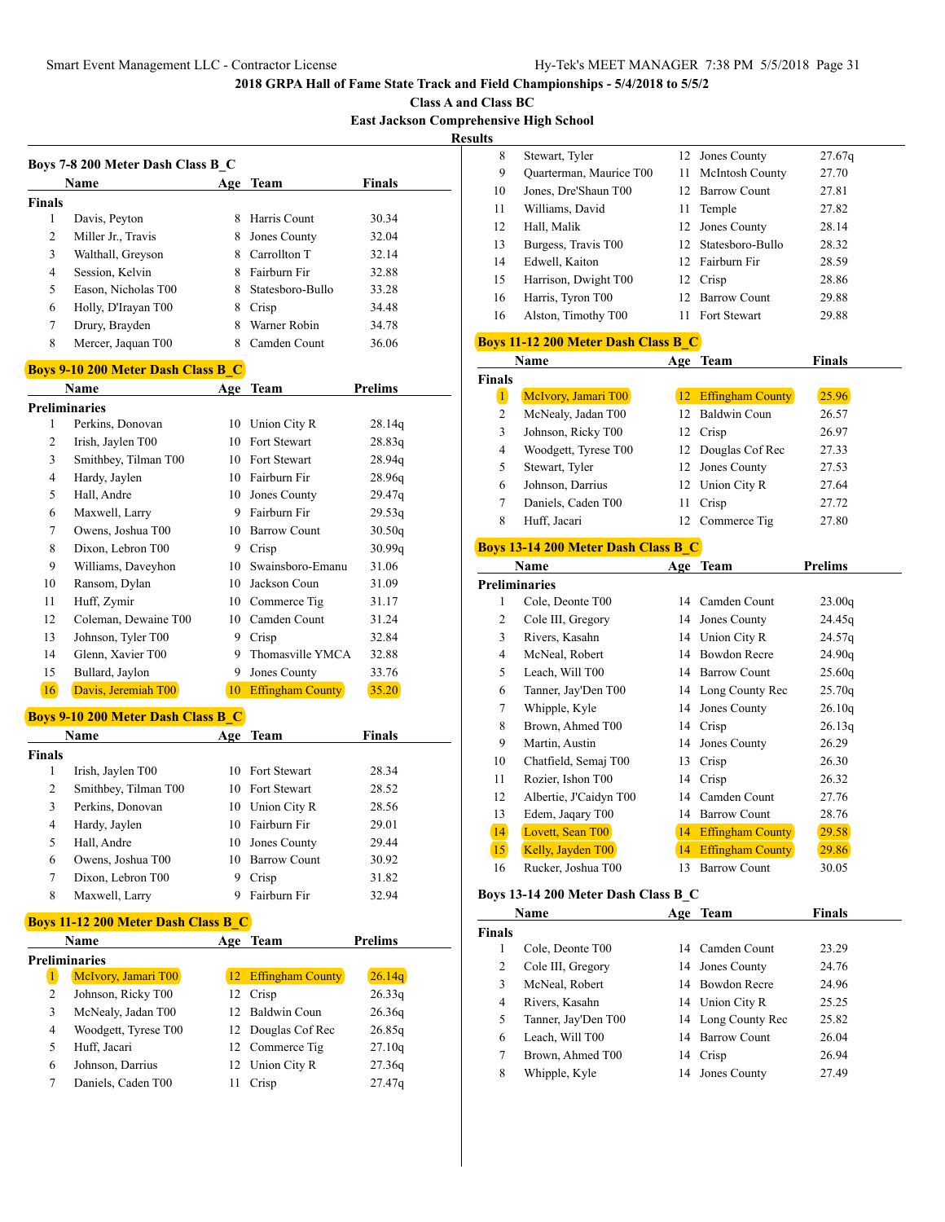**2018 GRPA Hall of Fame State Track and Field Championships - 5/4/2018 to 5/5/2**

**Class A and Class BC**

**East Jackson Comprehensive High School**

**Results**

### Boys 7-8 200 Meter Dash Class B_C

| | Name | Age | Team | Finals |
|---|---|---|---|---|
| **Finals** | | | | |
| 1 | Davis, Peyton | 8 | Harris Count | 30.34 |
| 2 | Miller Jr., Travis | 8 | Jones County | 32.04 |
| 3 | Walthall, Greyson | 8 | Carrollton T | 32.14 |
| 4 | Session, Kelvin | 8 | Fairburn Fir | 32.88 |
| 5 | Eason, Nicholas T00 | 8 | Statesboro-Bullo | 33.28 |
| 6 | Holly, D'Irayan T00 | 8 | Crisp | 34.48 |
| 7 | Drury, Brayden | 8 | Warner Robin | 34.78 |
| 8 | Mercer, Jaquan T00 | 8 | Camden Count | 36.06 |

### Boys 9-10 200 Meter Dash Class B_C

| | Name | Age | Team | Prelims |
|---|---|---|---|---|
| **Preliminaries** | | | | |
| 1 | Perkins, Donovan | 10 | Union City R | 28.14q |
| 2 | Irish, Jaylen T00 | 10 | Fort Stewart | 28.83q |
| 3 | Smithbey, Tilman T00 | 10 | Fort Stewart | 28.94q |
| 4 | Hardy, Jaylen | 10 | Fairburn Fir | 28.96q |
| 5 | Hall, Andre | 10 | Jones County | 29.47q |
| 6 | Maxwell, Larry | 9 | Fairburn Fir | 29.53q |
| 7 | Owens, Joshua T00 | 10 | Barrow Count | 30.50q |
| 8 | Dixon, Lebron T00 | 9 | Crisp | 30.99q |
| 9 | Williams, Daveyhon | 10 | Swainsboro-Emanu | 31.06 |
| 10 | Ransom, Dylan | 10 | Jackson Coun | 31.09 |
| 11 | Huff, Zymir | 10 | Commerce Tig | 31.17 |
| 12 | Coleman, Dewaine T00 | 10 | Camden Count | 31.24 |
| 13 | Johnson, Tyler T00 | 9 | Crisp | 32.84 |
| 14 | Glenn, Xavier T00 | 9 | Thomasville YMCA | 32.88 |
| 15 | Bullard, Jaylon | 9 | Jones County | 33.76 |
| 16 | Davis, Jeremiah T00 | 10 | Effingham County | 35.20 |

### Boys 9-10 200 Meter Dash Class B_C

| | Name | Age | Team | Finals |
|---|---|---|---|---|
| **Finals** | | | | |
| 1 | Irish, Jaylen T00 | 10 | Fort Stewart | 28.34 |
| 2 | Smithbey, Tilman T00 | 10 | Fort Stewart | 28.52 |
| 3 | Perkins, Donovan | 10 | Union City R | 28.56 |
| 4 | Hardy, Jaylen | 10 | Fairburn Fir | 29.01 |
| 5 | Hall, Andre | 10 | Jones County | 29.44 |
| 6 | Owens, Joshua T00 | 10 | Barrow Count | 30.92 |
| 7 | Dixon, Lebron T00 | 9 | Crisp | 31.82 |
| 8 | Maxwell, Larry | 9 | Fairburn Fir | 32.94 |

### Boys 11-12 200 Meter Dash Class B_C

| | Name | Age | Team | Prelims |
|---|---|---|---|---|
| **Preliminaries** | | | | |
| 1 | McIvory, Jamari T00 | 12 | Effingham County | 26.14q |
| 2 | Johnson, Ricky T00 | 12 | Crisp | 26.33q |
| 3 | McNealy, Jadan T00 | 12 | Baldwin Coun | 26.36q |
| 4 | Woodgett, Tyrese T00 | 12 | Douglas Cof Rec | 26.85q |
| 5 | Huff, Jacari | 12 | Commerce Tig | 27.10q |
| 6 | Johnson, Darrius | 12 | Union City R | 27.36q |
| 7 | Daniels, Caden T00 | 11 | Crisp | 27.47q |
| 8 | Stewart, Tyler | 12 | Jones County | 27.67q |
| 9 | Quarterman, Maurice T00 | 11 | McIntosh County | 27.70 |
| 10 | Jones, Dre'Shaun T00 | 12 | Barrow Count | 27.81 |
| 11 | Williams, David | 11 | Temple | 27.82 |
| 12 | Hall, Malik | 12 | Jones County | 28.14 |
| 13 | Burgess, Travis T00 | 12 | Statesboro-Bullo | 28.32 |
| 14 | Edwell, Kaiton | 12 | Fairburn Fir | 28.59 |
| 15 | Harrison, Dwight T00 | 12 | Crisp | 28.86 |
| 16 | Harris, Tyron T00 | 12 | Barrow Count | 29.88 |
| 16 | Alston, Timothy T00 | 11 | Fort Stewart | 29.88 |

### Boys 11-12 200 Meter Dash Class B_C

| | Name | Age | Team | Finals |
|---|---|---|---|---|
| **Finals** | | | | |
| 1 | McIvory, Jamari T00 | 12 | Effingham County | 25.96 |
| 2 | McNealy, Jadan T00 | 12 | Baldwin Coun | 26.57 |
| 3 | Johnson, Ricky T00 | 12 | Crisp | 26.97 |
| 4 | Woodgett, Tyrese T00 | 12 | Douglas Cof Rec | 27.33 |
| 5 | Stewart, Tyler | 12 | Jones County | 27.53 |
| 6 | Johnson, Darrius | 12 | Union City R | 27.64 |
| 7 | Daniels, Caden T00 | 11 | Crisp | 27.72 |
| 8 | Huff, Jacari | 12 | Commerce Tig | 27.80 |

### Boys 13-14 200 Meter Dash Class B_C

| | Name | Age | Team | Prelims |
|---|---|---|---|---|
| **Preliminaries** | | | | |
| 1 | Cole, Deonte T00 | 14 | Camden Count | 23.00q |
| 2 | Cole III, Gregory | 14 | Jones County | 24.45q |
| 3 | Rivers, Kasahn | 14 | Union City R | 24.57q |
| 4 | McNeal, Robert | 14 | Bowdon Recre | 24.90q |
| 5 | Leach, Will T00 | 14 | Barrow Count | 25.60q |
| 6 | Tanner, Jay'Den T00 | 14 | Long County Rec | 25.70q |
| 7 | Whipple, Kyle | 14 | Jones County | 26.10q |
| 8 | Brown, Ahmed T00 | 14 | Crisp | 26.13q |
| 9 | Martin, Austin | 14 | Jones County | 26.29 |
| 10 | Chatfield, Semaj T00 | 13 | Crisp | 26.30 |
| 11 | Rozier, Ishon T00 | 14 | Crisp | 26.32 |
| 12 | Albertie, J'Caidyn T00 | 14 | Camden Count | 27.76 |
| 13 | Edem, Jaqary T00 | 14 | Barrow Count | 28.76 |
| 14 | Lovett, Sean T00 | 14 | Effingham County | 29.58 |
| 15 | Kelly, Jayden T00 | 14 | Effingham County | 29.86 |
| 16 | Rucker, Joshua T00 | 13 | Barrow Count | 30.05 |

### Boys 13-14 200 Meter Dash Class B_C

| | Name | Age | Team | Finals |
|---|---|---|---|---|
| **Finals** | | | | |
| 1 | Cole, Deonte T00 | 14 | Camden Count | 23.29 |
| 2 | Cole III, Gregory | 14 | Jones County | 24.76 |
| 3 | McNeal, Robert | 14 | Bowdon Recre | 24.96 |
| 4 | Rivers, Kasahn | 14 | Union City R | 25.25 |
| 5 | Tanner, Jay'Den T00 | 14 | Long County Rec | 25.82 |
| 6 | Leach, Will T00 | 14 | Barrow Count | 26.04 |
| 7 | Brown, Ahmed T00 | 14 | Crisp | 26.94 |
| 8 | Whipple, Kyle | 14 | Jones County | 27.49 |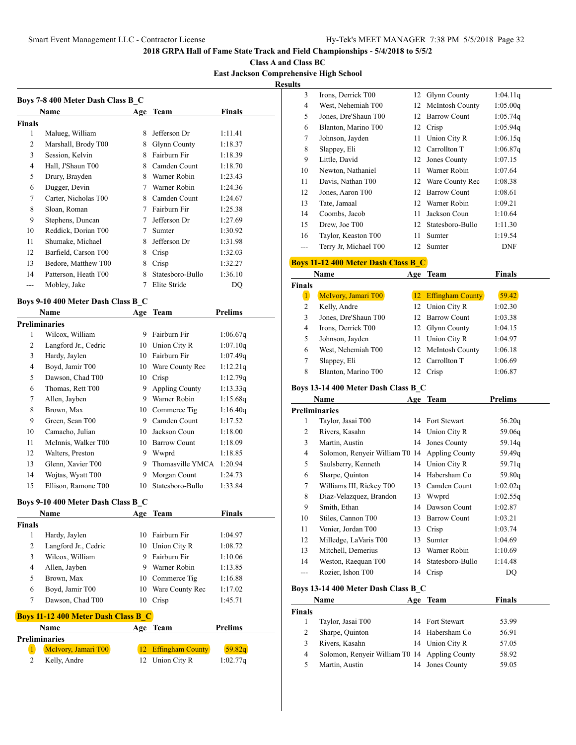2018 GRPA Hall of Fame State Track and Field Championships - 5/4/2018 to 5/5/2

Class A and Class BC

East Jackson Comprehensive High School

Results

### Boys 7-8 400 Meter Dash Class B_C

| | Name | Age | Team | Finals |
|---|---|---|---|---|
| **Finals** | | | | |
| 1 | Malueg, William | 8 | Jefferson Dr | 1:11.41 |
| 2 | Marshall, Brody T00 | 8 | Glynn County | 1:18.37 |
| 3 | Session, Kelvin | 8 | Fairburn Fir | 1:18.39 |
| 4 | Hall, J'Shaun T00 | 8 | Camden Count | 1:18.70 |
| 5 | Drury, Brayden | 8 | Warner Robin | 1:23.43 |
| 6 | Dugger, Devin | 7 | Warner Robin | 1:24.36 |
| 7 | Carter, Nicholas T00 | 8 | Camden Count | 1:24.67 |
| 8 | Sloan, Roman | 7 | Fairburn Fir | 1:25.38 |
| 9 | Stephens, Duncan | 7 | Jefferson Dr | 1:27.69 |
| 10 | Reddick, Dorian T00 | 7 | Sumter | 1:30.92 |
| 11 | Shumake, Michael | 8 | Jefferson Dr | 1:31.98 |
| 12 | Barfield, Carson T00 | 8 | Crisp | 1:32.03 |
| 13 | Bedore, Matthew T00 | 8 | Crisp | 1:32.27 |
| 14 | Patterson, Heath T00 | 8 | Statesboro-Bullo | 1:36.10 |
| --- | Mobley, Jake | 7 | Elite Stride | DQ |

### Boys 9-10 400 Meter Dash Class B_C

| | Name | Age | Team | Prelims |
|---|---|---|---|---|
| **Preliminaries** | | | | |
| 1 | Wilcox, William | 9 | Fairburn Fir | 1:06.67q |
| 2 | Langford Jr., Cedric | 10 | Union City R | 1:07.10q |
| 3 | Hardy, Jaylen | 10 | Fairburn Fir | 1:07.49q |
| 4 | Boyd, Jamir T00 | 10 | Ware County Rec | 1:12.21q |
| 5 | Dawson, Chad T00 | 10 | Crisp | 1:12.79q |
| 6 | Thomas, Rett T00 | 9 | Appling County | 1:13.33q |
| 7 | Allen, Jayben | 9 | Warner Robin | 1:15.68q |
| 8 | Brown, Max | 10 | Commerce Tig | 1:16.40q |
| 9 | Green, Sean T00 | 9 | Camden Count | 1:17.52 |
| 10 | Camacho, Julian | 10 | Jackson Coun | 1:18.00 |
| 11 | McInnis, Walker T00 | 10 | Barrow Count | 1:18.09 |
| 12 | Walters, Preston | 9 | Wwprd | 1:18.85 |
| 13 | Glenn, Xavier T00 | 9 | Thomasville YMCA | 1:20.94 |
| 14 | Wojtas, Wyatt T00 | 9 | Morgan Count | 1:24.73 |
| 15 | Ellison, Ramone T00 | 10 | Statesboro-Bullo | 1:33.84 |

### Boys 9-10 400 Meter Dash Class B_C

| | Name | Age | Team | Finals |
|---|---|---|---|---|
| **Finals** | | | | |
| 1 | Hardy, Jaylen | 10 | Fairburn Fir | 1:04.97 |
| 2 | Langford Jr., Cedric | 10 | Union City R | 1:08.72 |
| 3 | Wilcox, William | 9 | Fairburn Fir | 1:10.06 |
| 4 | Allen, Jayben | 9 | Warner Robin | 1:13.85 |
| 5 | Brown, Max | 10 | Commerce Tig | 1:16.88 |
| 6 | Boyd, Jamir T00 | 10 | Ware County Rec | 1:17.02 |
| 7 | Dawson, Chad T00 | 10 | Crisp | 1:45.71 |

### Boys 11-12 400 Meter Dash Class B_C

| | Name | Age | Team | Prelims |
|---|---|---|---|---|
| **Preliminaries** | | | | |
| 1 | McIvory, Jamari T00 | 12 | Effingham County | 59.82q |
| 2 | Kelly, Andre | 12 | Union City R | 1:02.77q |
| 3 | Irons, Derrick T00 | 12 | Glynn County | 1:04.11q |
| 4 | West, Nehemiah T00 | 12 | McIntosh County | 1:05.00q |
| 5 | Jones, Dre'Shaun T00 | 12 | Barrow Count | 1:05.74q |
| 6 | Blanton, Marino T00 | 12 | Crisp | 1:05.94q |
| 7 | Johnson, Jayden | 11 | Union City R | 1:06.15q |
| 8 | Slappey, Eli | 12 | Carrollton T | 1:06.87q |
| 9 | Little, David | 12 | Jones County | 1:07.15 |
| 10 | Newton, Nathaniel | 11 | Warner Robin | 1:07.64 |
| 11 | Davis, Nathan T00 | 12 | Ware County Rec | 1:08.38 |
| 12 | Jones, Aaron T00 | 12 | Barrow Count | 1:08.61 |
| 13 | Tate, Jamaal | 12 | Warner Robin | 1:09.21 |
| 14 | Coombs, Jacob | 11 | Jackson Coun | 1:10.64 |
| 15 | Drew, Joe T00 | 12 | Statesboro-Bullo | 1:11.30 |
| 16 | Taylor, Keaston T00 | 11 | Sumter | 1:19.54 |
| --- | Terry Jr, Michael T00 | 12 | Sumter | DNF |

### Boys 11-12 400 Meter Dash Class B_C

| | Name | Age | Team | Finals |
|---|---|---|---|---|
| **Finals** | | | | |
| 1 | McIvory, Jamari T00 | 12 | Effingham County | 59.42 |
| 2 | Kelly, Andre | 12 | Union City R | 1:02.30 |
| 3 | Jones, Dre'Shaun T00 | 12 | Barrow Count | 1:03.38 |
| 4 | Irons, Derrick T00 | 12 | Glynn County | 1:04.15 |
| 5 | Johnson, Jayden | 11 | Union City R | 1:04.97 |
| 6 | West, Nehemiah T00 | 12 | McIntosh County | 1:06.18 |
| 7 | Slappey, Eli | 12 | Carrollton T | 1:06.69 |
| 8 | Blanton, Marino T00 | 12 | Crisp | 1:06.87 |

### Boys 13-14 400 Meter Dash Class B_C

| | Name | Age | Team | Prelims |
|---|---|---|---|---|
| **Preliminaries** | | | | |
| 1 | Taylor, Jasai T00 | 14 | Fort Stewart | 56.20q |
| 2 | Rivers, Kasahn | 14 | Union City R | 59.06q |
| 3 | Martin, Austin | 14 | Jones County | 59.14q |
| 4 | Solomon, Renyeir William T0 | 14 | Appling County | 59.49q |
| 5 | Saulsberry, Kenneth | 14 | Union City R | 59.71q |
| 6 | Sharpe, Quinton | 14 | Habersham Co | 59.80q |
| 7 | Williams III, Rickey T00 | 13 | Camden Count | 1:02.02q |
| 8 | Diaz-Velazquez, Brandon | 13 | Wwprd | 1:02.55q |
| 9 | Smith, Ethan | 14 | Dawson Count | 1:02.87 |
| 10 | Stiles, Cannon T00 | 13 | Barrow Count | 1:03.21 |
| 11 | Vonier, Jordan T00 | 13 | Crisp | 1:03.74 |
| 12 | Milledge, LaVaris T00 | 13 | Sumter | 1:04.69 |
| 13 | Mitchell, Demerius | 13 | Warner Robin | 1:10.69 |
| 14 | Weston, Raequan T00 | 14 | Statesboro-Bullo | 1:14.48 |
| --- | Rozier, Ishon T00 | 14 | Crisp | DQ |

### Boys 13-14 400 Meter Dash Class B_C

| | Name | Age | Team | Finals |
|---|---|---|---|---|
| **Finals** | | | | |
| 1 | Taylor, Jasai T00 | 14 | Fort Stewart | 53.99 |
| 2 | Sharpe, Quinton | 14 | Habersham Co | 56.91 |
| 3 | Rivers, Kasahn | 14 | Union City R | 57.05 |
| 4 | Solomon, Renyeir William T0 | 14 | Appling County | 58.92 |
| 5 | Martin, Austin | 14 | Jones County | 59.05 |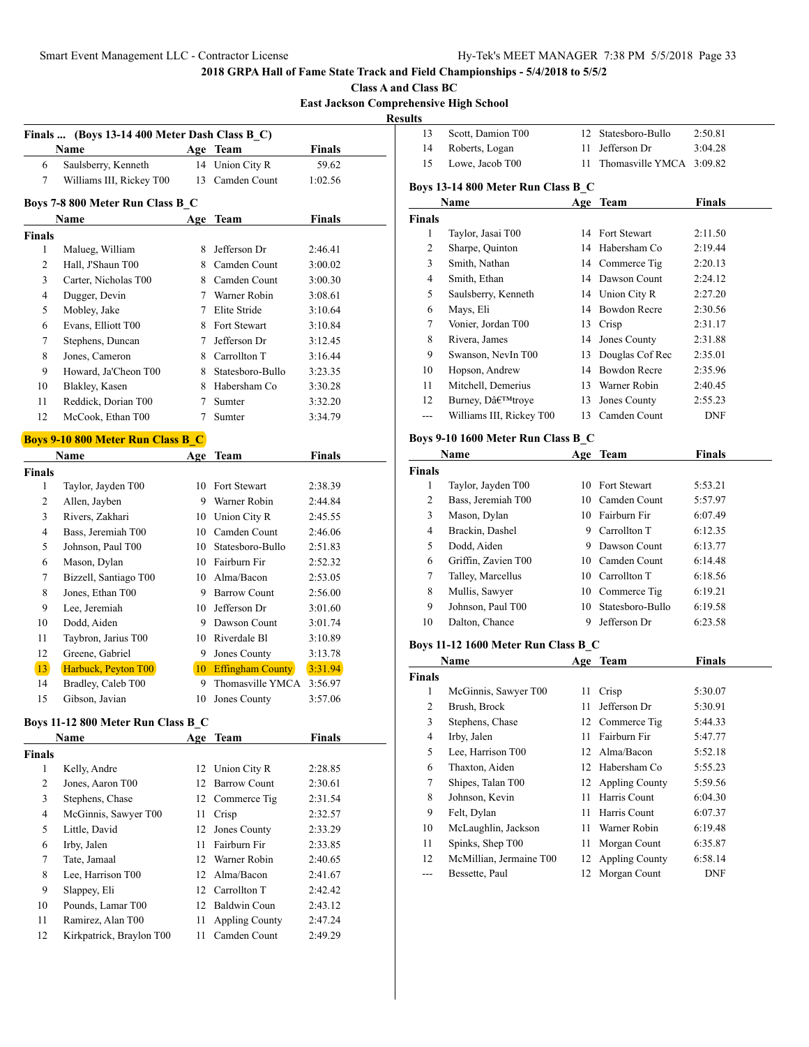2018 GRPA Hall of Fame State Track and Field Championships - 5/4/2018 to 5/5/2

Class A and Class BC

East Jackson Comprehensive High School

Results

### Finals ... (Boys 13-14 400 Meter Dash Class B_C)

| | Name | Age | Team | Finals |
|---|---|---|---|---|
| 6 | Saulsberry, Kenneth | 14 | Union City R | 59.62 |
| 7 | Williams III, Rickey T00 | 13 | Camden Count | 1:02.56 |

### Boys 7-8 800 Meter Run Class B_C

| | Name | Age | Team | Finals |
|---|---|---|---|---|
| **Finals** | | | | |
| 1 | Malueg, William | 8 | Jefferson Dr | 2:46.41 |
| 2 | Hall, J'Shaun T00 | 8 | Camden Count | 3:00.02 |
| 3 | Carter, Nicholas T00 | 8 | Camden Count | 3:00.30 |
| 4 | Dugger, Devin | 7 | Warner Robin | 3:08.61 |
| 5 | Mobley, Jake | 7 | Elite Stride | 3:10.64 |
| 6 | Evans, Elliott T00 | 8 | Fort Stewart | 3:10.84 |
| 7 | Stephens, Duncan | 7 | Jefferson Dr | 3:12.45 |
| 8 | Jones, Cameron | 8 | Carrollton T | 3:16.44 |
| 9 | Howard, Ja'Cheon T00 | 8 | Statesboro-Bullo | 3:23.35 |
| 10 | Blakley, Kasen | 8 | Habersham Co | 3:30.28 |
| 11 | Reddick, Dorian T00 | 7 | Sumter | 3:32.20 |
| 12 | McCook, Ethan T00 | 7 | Sumter | 3:34.79 |

### Boys 9-10 800 Meter Run Class B_C

| | Name | Age | Team | Finals |
|---|---|---|---|---|
| **Finals** | | | | |
| 1 | Taylor, Jayden T00 | 10 | Fort Stewart | 2:38.39 |
| 2 | Allen, Jayben | 9 | Warner Robin | 2:44.84 |
| 3 | Rivers, Zakhari | 10 | Union City R | 2:45.55 |
| 4 | Bass, Jeremiah T00 | 10 | Camden Count | 2:46.06 |
| 5 | Johnson, Paul T00 | 10 | Statesboro-Bullo | 2:51.83 |
| 6 | Mason, Dylan | 10 | Fairburn Fir | 2:52.32 |
| 7 | Bizzell, Santiago T00 | 10 | Alma/Bacon | 2:53.05 |
| 8 | Jones, Ethan T00 | 9 | Barrow Count | 2:56.00 |
| 9 | Lee, Jeremiah | 10 | Jefferson Dr | 3:01.60 |
| 10 | Dodd, Aiden | 9 | Dawson Count | 3:01.74 |
| 11 | Taybron, Jarius T00 | 10 | Riverdale Bl | 3:10.89 |
| 12 | Greene, Gabriel | 9 | Jones County | 3:13.78 |
| 13 | Harbuck, Peyton T00 | 10 | Effingham County | 3:31.94 |
| 14 | Bradley, Caleb T00 | 9 | Thomasville YMCA | 3:56.97 |
| 15 | Gibson, Javian | 10 | Jones County | 3:57.06 |

### Boys 11-12 800 Meter Run Class B_C

| | Name | Age | Team | Finals |
|---|---|---|---|---|
| **Finals** | | | | |
| 1 | Kelly, Andre | 12 | Union City R | 2:28.85 |
| 2 | Jones, Aaron T00 | 12 | Barrow Count | 2:30.61 |
| 3 | Stephens, Chase | 12 | Commerce Tig | 2:31.54 |
| 4 | McGinnis, Sawyer T00 | 11 | Crisp | 2:32.57 |
| 5 | Little, David | 12 | Jones County | 2:33.29 |
| 6 | Irby, Jalen | 11 | Fairburn Fir | 2:33.85 |
| 7 | Tate, Jamaal | 12 | Warner Robin | 2:40.65 |
| 8 | Lee, Harrison T00 | 12 | Alma/Bacon | 2:41.67 |
| 9 | Slappey, Eli | 12 | Carrollton T | 2:42.42 |
| 10 | Pounds, Lamar T00 | 12 | Baldwin Coun | 2:43.12 |
| 11 | Ramirez, Alan T00 | 11 | Appling County | 2:47.24 |
| 12 | Kirkpatrick, Braylon T00 | 11 | Camden Count | 2:49.29 |
| 13 | Scott, Damion T00 | 12 | Statesboro-Bullo | 2:50.81 |
| 14 | Roberts, Logan | 11 | Jefferson Dr | 3:04.28 |
| 15 | Lowe, Jacob T00 | 11 | Thomasville YMCA | 3:09.82 |

### Boys 13-14 800 Meter Run Class B_C

| | Name | Age | Team | Finals |
|---|---|---|---|---|
| **Finals** | | | | |
| 1 | Taylor, Jasai T00 | 14 | Fort Stewart | 2:11.50 |
| 2 | Sharpe, Quinton | 14 | Habersham Co | 2:19.44 |
| 3 | Smith, Nathan | 14 | Commerce Tig | 2:20.13 |
| 4 | Smith, Ethan | 14 | Dawson Count | 2:24.12 |
| 5 | Saulsberry, Kenneth | 14 | Union City R | 2:27.20 |
| 6 | Mays, Eli | 14 | Bowdon Recre | 2:30.56 |
| 7 | Vonier, Jordan T00 | 13 | Crisp | 2:31.17 |
| 8 | Rivera, James | 14 | Jones County | 2:31.88 |
| 9 | Swanson, NevIn T00 | 13 | Douglas Cof Rec | 2:35.01 |
| 10 | Hopson, Andrew | 14 | Bowdon Recre | 2:35.96 |
| 11 | Mitchell, Demerius | 13 | Warner Robin | 2:40.45 |
| 12 | Burney, Dâ€™troye | 13 | Jones County | 2:55.23 |
| --- | Williams III, Rickey T00 | 13 | Camden Count | DNF |

### Boys 9-10 1600 Meter Run Class B_C

| | Name | Age | Team | Finals |
|---|---|---|---|---|
| **Finals** | | | | |
| 1 | Taylor, Jayden T00 | 10 | Fort Stewart | 5:53.21 |
| 2 | Bass, Jeremiah T00 | 10 | Camden Count | 5:57.97 |
| 3 | Mason, Dylan | 10 | Fairburn Fir | 6:07.49 |
| 4 | Brackin, Dashel | 9 | Carrollton T | 6:12.35 |
| 5 | Dodd, Aiden | 9 | Dawson Count | 6:13.77 |
| 6 | Griffin, Zavien T00 | 10 | Camden Count | 6:14.48 |
| 7 | Talley, Marcellus | 10 | Carrollton T | 6:18.56 |
| 8 | Mullis, Sawyer | 10 | Commerce Tig | 6:19.21 |
| 9 | Johnson, Paul T00 | 10 | Statesboro-Bullo | 6:19.58 |
| 10 | Dalton, Chance | 9 | Jefferson Dr | 6:23.58 |

### Boys 11-12 1600 Meter Run Class B_C

| | Name | Age | Team | Finals |
|---|---|---|---|---|
| **Finals** | | | | |
| 1 | McGinnis, Sawyer T00 | 11 | Crisp | 5:30.07 |
| 2 | Brush, Brock | 11 | Jefferson Dr | 5:30.91 |
| 3 | Stephens, Chase | 12 | Commerce Tig | 5:44.33 |
| 4 | Irby, Jalen | 11 | Fairburn Fir | 5:47.77 |
| 5 | Lee, Harrison T00 | 12 | Alma/Bacon | 5:52.18 |
| 6 | Thaxton, Aiden | 12 | Habersham Co | 5:55.23 |
| 7 | Shipes, Talan T00 | 12 | Appling County | 5:59.56 |
| 8 | Johnson, Kevin | 11 | Harris Count | 6:04.30 |
| 9 | Felt, Dylan | 11 | Harris Count | 6:07.37 |
| 10 | McLaughlin, Jackson | 11 | Warner Robin | 6:19.48 |
| 11 | Spinks, Shep T00 | 11 | Morgan Count | 6:35.87 |
| 12 | McMillian, Jermaine T00 | 12 | Appling County | 6:58.14 |
| --- | Bessette, Paul | 12 | Morgan Count | DNF |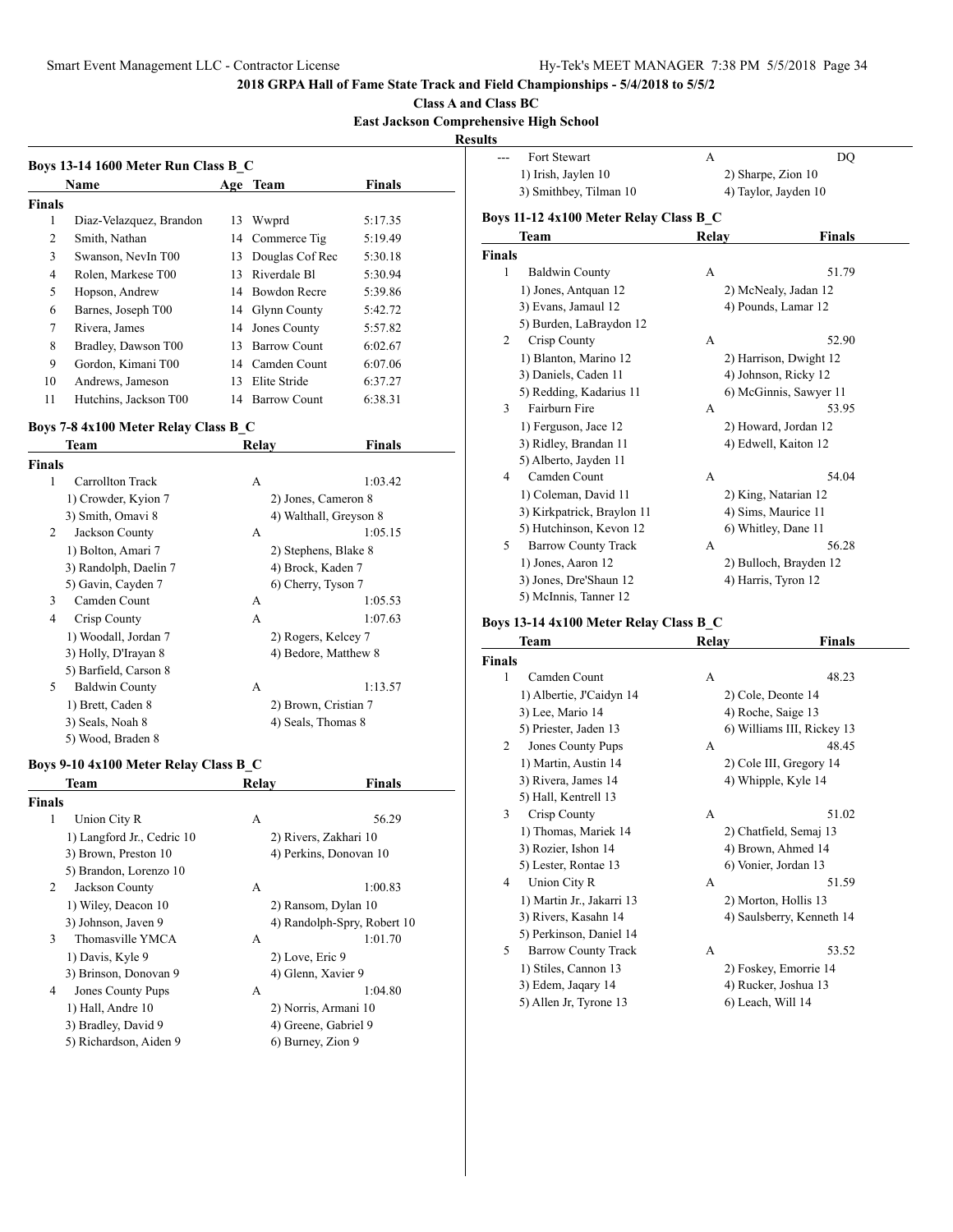**2018 GRPA Hall of Fame State Track and Field Championships - 5/4/2018 to 5/5/2**

**Class A and Class BC**

**East Jackson Comprehensive High School**

**Results**

### Boys 13-14 1600 Meter Run Class B_C

| | Name | Age | Team | Finals |
|---|---|---|---|---|
| **Finals** | | | | |
| 1 | Diaz-Velazquez, Brandon | 13 | Wwprd | 5:17.35 |
| 2 | Smith, Nathan | 14 | Commerce Tig | 5:19.49 |
| 3 | Swanson, NevIn T00 | 13 | Douglas Cof Rec | 5:30.18 |
| 4 | Rolen, Markese T00 | 13 | Riverdale Bl | 5:30.94 |
| 5 | Hopson, Andrew | 14 | Bowdon Recre | 5:39.86 |
| 6 | Barnes, Joseph T00 | 14 | Glynn County | 5:42.72 |
| 7 | Rivera, James | 14 | Jones County | 5:57.82 |
| 8 | Bradley, Dawson T00 | 13 | Barrow Count | 6:02.67 |
| 9 | Gordon, Kimani T00 | 14 | Camden Count | 6:07.06 |
| 10 | Andrews, Jameson | 13 | Elite Stride | 6:37.27 |
| 11 | Hutchins, Jackson T00 | 14 | Barrow Count | 6:38.31 |

### Boys 7-8 4x100 Meter Relay Class B_C

| | Team | Relay | Finals |
|---|---|---|---|
| **Finals** | | | |
| 1 | Carrollton Track | A | 1:03.42 |
| | 1) Crowder, Kyion 7 | 2) Jones, Cameron 8 | |
| | 3) Smith, Omavi 8 | 4) Walthall, Greyson 8 | |
| 2 | Jackson County | A | 1:05.15 |
| | 1) Bolton, Amari 7 | 2) Stephens, Blake 8 | |
| | 3) Randolph, Daelin 7 | 4) Brock, Kaden 7 | |
| | 5) Gavin, Cayden 7 | 6) Cherry, Tyson 7 | |
| 3 | Camden Count | A | 1:05.53 |
| 4 | Crisp County | A | 1:07.63 |
| | 1) Woodall, Jordan 7 | 2) Rogers, Kelcey 7 | |
| | 3) Holly, D'Irayan 8 | 4) Bedore, Matthew 8 | |
| | 5) Barfield, Carson 8 | | |
| 5 | Baldwin County | A | 1:13.57 |
| | 1) Brett, Caden 8 | 2) Brown, Cristian 7 | |
| | 3) Seals, Noah 8 | 4) Seals, Thomas 8 | |
| | 5) Wood, Braden 8 | | |

### Boys 9-10 4x100 Meter Relay Class B_C

| | Team | Relay | Finals |
|---|---|---|---|
| **Finals** | | | |
| 1 | Union City R | A | 56.29 |
| | 1) Langford Jr., Cedric 10 | 2) Rivers, Zakhari 10 | |
| | 3) Brown, Preston 10 | 4) Perkins, Donovan 10 | |
| | 5) Brandon, Lorenzo 10 | | |
| 2 | Jackson County | A | 1:00.83 |
| | 1) Wiley, Deacon 10 | 2) Ransom, Dylan 10 | |
| | 3) Johnson, Javen 9 | 4) Randolph-Spry, Robert 10 | |
| 3 | Thomasville YMCA | A | 1:01.70 |
| | 1) Davis, Kyle 9 | 2) Love, Eric 9 | |
| | 3) Brinson, Donovan 9 | 4) Glenn, Xavier 9 | |
| 4 | Jones County Pups | A | 1:04.80 |
| | 1) Hall, Andre 10 | 2) Norris, Armani 10 | |
| | 3) Bradley, David 9 | 4) Greene, Gabriel 9 | |
| | 5) Richardson, Aiden 9 | 6) Burney, Zion 9 | |
| --- | Fort Stewart | A | DQ |
| | 1) Irish, Jaylen 10 | 2) Sharpe, Zion 10 | |
| | 3) Smithbey, Tilman 10 | 4) Taylor, Jayden 10 | |

### Boys 11-12 4x100 Meter Relay Class B_C

| | Team | Relay | Finals |
|---|---|---|---|
| **Finals** | | | |
| 1 | Baldwin County | A | 51.79 |
| | 1) Jones, Antquan 12 | 2) McNealy, Jadan 12 | |
| | 3) Evans, Jamaul 12 | 4) Pounds, Lamar 12 | |
| | 5) Burden, LaBraydon 12 | | |
| 2 | Crisp County | A | 52.90 |
| | 1) Blanton, Marino 12 | 2) Harrison, Dwight 12 | |
| | 3) Daniels, Caden 11 | 4) Johnson, Ricky 12 | |
| | 5) Redding, Kadarius 11 | 6) McGinnis, Sawyer 11 | |
| 3 | Fairburn Fire | A | 53.95 |
| | 1) Ferguson, Jace 12 | 2) Howard, Jordan 12 | |
| | 3) Ridley, Brandan 11 | 4) Edwell, Kaiton 12 | |
| | 5) Alberto, Jayden 11 | | |
| 4 | Camden Count | A | 54.04 |
| | 1) Coleman, David 11 | 2) King, Natarian 12 | |
| | 3) Kirkpatrick, Braylon 11 | 4) Sims, Maurice 11 | |
| | 5) Hutchinson, Kevon 12 | 6) Whitley, Dane 11 | |
| 5 | Barrow County Track | A | 56.28 |
| | 1) Jones, Aaron 12 | 2) Bulloch, Brayden 12 | |
| | 3) Jones, Dre'Shaun 12 | 4) Harris, Tyron 12 | |
| | 5) McInnis, Tanner 12 | | |

### Boys 13-14 4x100 Meter Relay Class B_C

| | Team | Relay | Finals |
|---|---|---|---|
| **Finals** | | | |
| 1 | Camden Count | A | 48.23 |
| | 1) Albertie, J'Caidyn 14 | 2) Cole, Deonte 14 | |
| | 3) Lee, Mario 14 | 4) Roche, Saige 13 | |
| | 5) Priester, Jaden 13 | 6) Williams III, Rickey 13 | |
| 2 | Jones County Pups | A | 48.45 |
| | 1) Martin, Austin 14 | 2) Cole III, Gregory 14 | |
| | 3) Rivera, James 14 | 4) Whipple, Kyle 14 | |
| | 5) Hall, Kentrell 13 | | |
| 3 | Crisp County | A | 51.02 |
| | 1) Thomas, Mariek 14 | 2) Chatfield, Semaj 13 | |
| | 3) Rozier, Ishon 14 | 4) Brown, Ahmed 14 | |
| | 5) Lester, Rontae 13 | 6) Vonier, Jordan 13 | |
| 4 | Union City R | A | 51.59 |
| | 1) Martin Jr., Jakarri 13 | 2) Morton, Hollis 13 | |
| | 3) Rivers, Kasahn 14 | 4) Saulsberry, Kenneth 14 | |
| | 5) Perkinson, Daniel 14 | | |
| 5 | Barrow County Track | A | 53.52 |
| | 1) Stiles, Cannon 13 | 2) Foskey, Emorrie 14 | |
| | 3) Edem, Jaqary 14 | 4) Rucker, Joshua 13 | |
| | 5) Allen Jr, Tyrone 13 | 6) Leach, Will 14 | |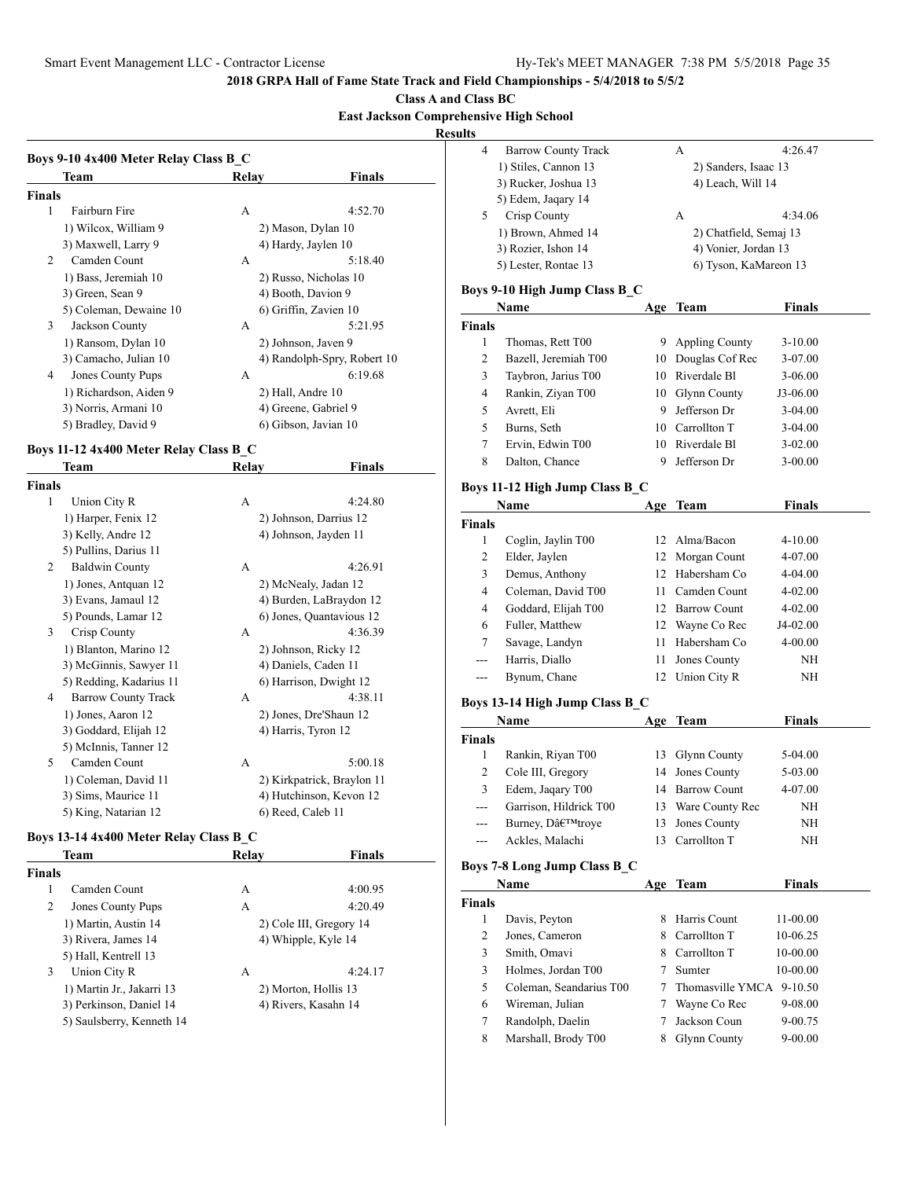**2018 GRPA Hall of Fame State Track and Field Championships - 5/4/2018 to 5/5/2**

**Class A and Class BC**

**East Jackson Comprehensive High School**

**Results**

### Boys 9-10 4x400 Meter Relay Class B_C

| | Team | Relay | Finals |
|---|---|---|---|
| **Finals** | | | |
| 1 | Fairburn Fire | A | 4:52.70 |
| | 1) Wilcox, William 9 | 2) Mason, Dylan 10 | |
| | 3) Maxwell, Larry 9 | 4) Hardy, Jaylen 10 | |
| 2 | Camden Count | A | 5:18.40 |
| | 1) Bass, Jeremiah 10 | 2) Russo, Nicholas 10 | |
| | 3) Green, Sean 9 | 4) Booth, Davion 9 | |
| | 5) Coleman, Dewaine 10 | 6) Griffin, Zavien 10 | |
| 3 | Jackson County | A | 5:21.95 |
| | 1) Ransom, Dylan 10 | 2) Johnson, Javen 9 | |
| | 3) Camacho, Julian 10 | 4) Randolph-Spry, Robert 10 | |
| 4 | Jones County Pups | A | 6:19.68 |
| | 1) Richardson, Aiden 9 | 2) Hall, Andre 10 | |
| | 3) Norris, Armani 10 | 4) Greene, Gabriel 9 | |
| | 5) Bradley, David 9 | 6) Gibson, Javian 10 | |

### Boys 11-12 4x400 Meter Relay Class B_C

| | Team | Relay | Finals |
|---|---|---|---|
| **Finals** | | | |
| 1 | Union City R | A | 4:24.80 |
| | 1) Harper, Fenix 12 | 2) Johnson, Darrius 12 | |
| | 3) Kelly, Andre 12 | 4) Johnson, Jayden 11 | |
| | 5) Pullins, Darius 11 | | |
| 2 | Baldwin County | A | 4:26.91 |
| | 1) Jones, Antquan 12 | 2) McNealy, Jadan 12 | |
| | 3) Evans, Jamaul 12 | 4) Burden, LaBraydon 12 | |
| | 5) Pounds, Lamar 12 | 6) Jones, Quantavious 12 | |
| 3 | Crisp County | A | 4:36.39 |
| | 1) Blanton, Marino 12 | 2) Johnson, Ricky 12 | |
| | 3) McGinnis, Sawyer 11 | 4) Daniels, Caden 11 | |
| | 5) Redding, Kadarius 11 | 6) Harrison, Dwight 12 | |
| 4 | Barrow County Track | A | 4:38.11 |
| | 1) Jones, Aaron 12 | 2) Jones, Dre'Shaun 12 | |
| | 3) Goddard, Elijah 12 | 4) Harris, Tyron 12 | |
| | 5) McInnis, Tanner 12 | | |
| 5 | Camden Count | A | 5:00.18 |
| | 1) Coleman, David 11 | 2) Kirkpatrick, Braylon 11 | |
| | 3) Sims, Maurice 11 | 4) Hutchinson, Kevon 12 | |
| | 5) King, Natarian 12 | 6) Reed, Caleb 11 | |

### Boys 13-14 4x400 Meter Relay Class B_C

| | Team | Relay | Finals |
|---|---|---|---|
| **Finals** | | | |
| 1 | Camden Count | A | 4:00.95 |
| 2 | Jones County Pups | A | 4:20.49 |
| | 1) Martin, Austin 14 | 2) Cole III, Gregory 14 | |
| | 3) Rivera, James 14 | 4) Whipple, Kyle 14 | |
| | 5) Hall, Kentrell 13 | | |
| 3 | Union City R | A | 4:24.17 |
| | 1) Martin Jr., Jakarri 13 | 2) Morton, Hollis 13 | |
| | 3) Perkinson, Daniel 14 | 4) Rivers, Kasahn 14 | |
| | 5) Saulsberry, Kenneth 14 | | |
| 4 | Barrow County Track | A | 4:26.47 |
| | 1) Stiles, Cannon 13 | 2) Sanders, Isaac 13 | |
| | 3) Rucker, Joshua 13 | 4) Leach, Will 14 | |
| | 5) Edem, Jaqary 14 | | |
| 5 | Crisp County | A | 4:34.06 |
| | 1) Brown, Ahmed 14 | 2) Chatfield, Semaj 13 | |
| | 3) Rozier, Ishon 14 | 4) Vonier, Jordan 13 | |
| | 5) Lester, Rontae 13 | 6) Tyson, KaMareon 13 | |

### Boys 9-10 High Jump Class B_C

| | Name | Age | Team | Finals |
|---|---|---|---|---|
| **Finals** | | | | |
| 1 | Thomas, Rett T00 | 9 | Appling County | 3-10.00 |
| 2 | Bazell, Jeremiah T00 | 10 | Douglas Cof Rec | 3-07.00 |
| 3 | Taybron, Jarius T00 | 10 | Riverdale Bl | 3-06.00 |
| 4 | Rankin, Ziyan T00 | 10 | Glynn County | J3-06.00 |
| 5 | Avrett, Eli | 9 | Jefferson Dr | 3-04.00 |
| 5 | Burns, Seth | 10 | Carrollton T | 3-04.00 |
| 7 | Ervin, Edwin T00 | 10 | Riverdale Bl | 3-02.00 |
| 8 | Dalton, Chance | 9 | Jefferson Dr | 3-00.00 |

### Boys 11-12 High Jump Class B_C

| | Name | Age | Team | Finals |
|---|---|---|---|---|
| **Finals** | | | | |
| 1 | Coglin, Jaylin T00 | 12 | Alma/Bacon | 4-10.00 |
| 2 | Elder, Jaylen | 12 | Morgan Count | 4-07.00 |
| 3 | Demus, Anthony | 12 | Habersham Co | 4-04.00 |
| 4 | Coleman, David T00 | 11 | Camden Count | 4-02.00 |
| 4 | Goddard, Elijah T00 | 12 | Barrow Count | 4-02.00 |
| 6 | Fuller, Matthew | 12 | Wayne Co Rec | J4-02.00 |
| 7 | Savage, Landyn | 11 | Habersham Co | 4-00.00 |
| --- | Harris, Diallo | 11 | Jones County | NH |
| --- | Bynum, Chane | 12 | Union City R | NH |

### Boys 13-14 High Jump Class B_C

| | Name | Age | Team | Finals |
|---|---|---|---|---|
| **Finals** | | | | |
| 1 | Rankin, Riyan T00 | 13 | Glynn County | 5-04.00 |
| 2 | Cole III, Gregory | 14 | Jones County | 5-03.00 |
| 3 | Edem, Jaqary T00 | 14 | Barrow Count | 4-07.00 |
| --- | Garrison, Hildrick T00 | 13 | Ware County Rec | NH |
| --- | Burney, Dâ€™troye | 13 | Jones County | NH |
| --- | Ackles, Malachi | 13 | Carrollton T | NH |

### Boys 7-8 Long Jump Class B_C

| | Name | Age | Team | Finals |
|---|---|---|---|---|
| **Finals** | | | | |
| 1 | Davis, Peyton | 8 | Harris Count | 11-00.00 |
| 2 | Jones, Cameron | 8 | Carrollton T | 10-06.25 |
| 3 | Smith, Omavi | 8 | Carrollton T | 10-00.00 |
| 3 | Holmes, Jordan T00 | 7 | Sumter | 10-00.00 |
| 5 | Coleman, Seandarius T00 | 7 | Thomasville YMCA | 9-10.50 |
| 6 | Wireman, Julian | 7 | Wayne Co Rec | 9-08.00 |
| 7 | Randolph, Daelin | 7 | Jackson Coun | 9-00.75 |
| 8 | Marshall, Brody T00 | 8 | Glynn County | 9-00.00 |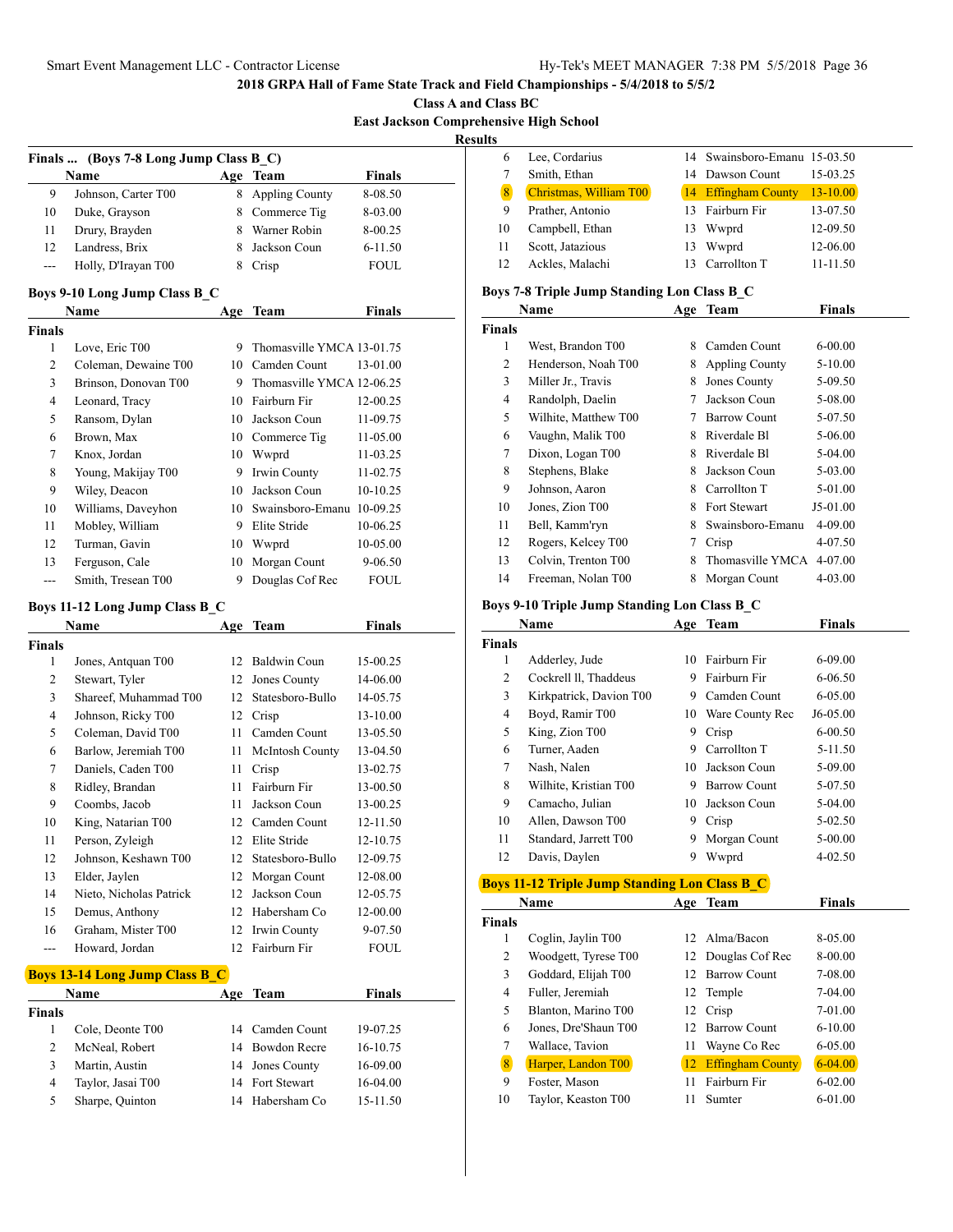## 2018 GRPA Hall of Fame State Track and Field Championships - 5/4/2018 to 5/5/2

### Class A and Class BC

### East Jackson Comprehensive High School

### Results

#### Finals ... (Boys 7-8 Long Jump Class B_C)

| | Name | Age | Team | Finals |
|---|---|---|---|---|
| 9 | Johnson, Carter T00 | 8 | Appling County | 8-08.50 |
| 10 | Duke, Grayson | 8 | Commerce Tig | 8-03.00 |
| 11 | Drury, Brayden | 8 | Warner Robin | 8-00.25 |
| 12 | Landress, Brix | 8 | Jackson Coun | 6-11.50 |
| --- | Holly, D'Irayan T00 | 8 | Crisp | FOUL |

#### Boys 9-10 Long Jump Class B_C

| | Name | Age | Team | Finals |
|---|---|---|---|---|
| **Finals** | | | | |
| 1 | Love, Eric T00 | 9 | Thomasville YMCA | 13-01.75 |
| 2 | Coleman, Dewaine T00 | 10 | Camden Count | 13-01.00 |
| 3 | Brinson, Donovan T00 | 9 | Thomasville YMCA | 12-06.25 |
| 4 | Leonard, Tracy | 10 | Fairburn Fir | 12-00.25 |
| 5 | Ransom, Dylan | 10 | Jackson Coun | 11-09.75 |
| 6 | Brown, Max | 10 | Commerce Tig | 11-05.00 |
| 7 | Knox, Jordan | 10 | Wwprd | 11-03.25 |
| 8 | Young, Makijay T00 | 9 | Irwin County | 11-02.75 |
| 9 | Wiley, Deacon | 10 | Jackson Coun | 10-10.25 |
| 10 | Williams, Daveyhon | 10 | Swainsboro-Emanu | 10-09.25 |
| 11 | Mobley, William | 9 | Elite Stride | 10-06.25 |
| 12 | Turman, Gavin | 10 | Wwprd | 10-05.00 |
| 13 | Ferguson, Cale | 10 | Morgan Count | 9-06.50 |
| --- | Smith, Tresean T00 | 9 | Douglas Cof Rec | FOUL |

#### Boys 11-12 Long Jump Class B_C

| | Name | Age | Team | Finals |
|---|---|---|---|---|
| **Finals** | | | | |
| 1 | Jones, Antquan T00 | 12 | Baldwin Coun | 15-00.25 |
| 2 | Stewart, Tyler | 12 | Jones County | 14-06.00 |
| 3 | Shareef, Muhammad T00 | 12 | Statesboro-Bullo | 14-05.75 |
| 4 | Johnson, Ricky T00 | 12 | Crisp | 13-10.00 |
| 5 | Coleman, David T00 | 11 | Camden Count | 13-05.50 |
| 6 | Barlow, Jeremiah T00 | 11 | McIntosh County | 13-04.50 |
| 7 | Daniels, Caden T00 | 11 | Crisp | 13-02.75 |
| 8 | Ridley, Brandan | 11 | Fairburn Fir | 13-00.50 |
| 9 | Coombs, Jacob | 11 | Jackson Coun | 13-00.25 |
| 10 | King, Natarian T00 | 12 | Camden Count | 12-11.50 |
| 11 | Person, Zyleigh | 12 | Elite Stride | 12-10.75 |
| 12 | Johnson, Keshawn T00 | 12 | Statesboro-Bullo | 12-09.75 |
| 13 | Elder, Jaylen | 12 | Morgan Count | 12-08.00 |
| 14 | Nieto, Nicholas Patrick | 12 | Jackson Coun | 12-05.75 |
| 15 | Demus, Anthony | 12 | Habersham Co | 12-00.00 |
| 16 | Graham, Mister T00 | 12 | Irwin County | 9-07.50 |
| --- | Howard, Jordan | 12 | Fairburn Fir | FOUL |

#### Boys 13-14 Long Jump Class B_C

| | Name | Age | Team | Finals |
|---|---|---|---|---|
| **Finals** | | | | |
| 1 | Cole, Deonte T00 | 14 | Camden Count | 19-07.25 |
| 2 | McNeal, Robert | 14 | Bowdon Recre | 16-10.75 |
| 3 | Martin, Austin | 14 | Jones County | 16-09.00 |
| 4 | Taylor, Jasai T00 | 14 | Fort Stewart | 16-04.00 |
| 5 | Sharpe, Quinton | 14 | Habersham Co | 15-11.50 |
| 6 | Lee, Cordarius | 14 | Swainsboro-Emanu | 15-03.50 |
| 7 | Smith, Ethan | 14 | Dawson Count | 15-03.25 |
| 8 | Christmas, William T00 | 14 | Effingham County | 13-10.00 |
| 9 | Prather, Antonio | 13 | Fairburn Fir | 13-07.50 |
| 10 | Campbell, Ethan | 13 | Wwprd | 12-09.50 |
| 11 | Scott, Jatazious | 13 | Wwprd | 12-06.00 |
| 12 | Ackles, Malachi | 13 | Carrollton T | 11-11.50 |

#### Boys 7-8 Triple Jump Standing Lon Class B_C

| | Name | Age | Team | Finals |
|---|---|---|---|---|
| **Finals** | | | | |
| 1 | West, Brandon T00 | 8 | Camden Count | 6-00.00 |
| 2 | Henderson, Noah T00 | 8 | Appling County | 5-10.00 |
| 3 | Miller Jr., Travis | 8 | Jones County | 5-09.50 |
| 4 | Randolph, Daelin | 7 | Jackson Coun | 5-08.00 |
| 5 | Wilhite, Matthew T00 | 7 | Barrow Count | 5-07.50 |
| 6 | Vaughn, Malik T00 | 8 | Riverdale Bl | 5-06.00 |
| 7 | Dixon, Logan T00 | 8 | Riverdale Bl | 5-04.00 |
| 8 | Stephens, Blake | 8 | Jackson Coun | 5-03.00 |
| 9 | Johnson, Aaron | 8 | Carrollton T | 5-01.00 |
| 10 | Jones, Zion T00 | 8 | Fort Stewart | J5-01.00 |
| 11 | Bell, Kamm'ryn | 8 | Swainsboro-Emanu | 4-09.00 |
| 12 | Rogers, Kelcey T00 | 7 | Crisp | 4-07.50 |
| 13 | Colvin, Trenton T00 | 8 | Thomasville YMCA | 4-07.00 |
| 14 | Freeman, Nolan T00 | 8 | Morgan Count | 4-03.00 |

#### Boys 9-10 Triple Jump Standing Lon Class B_C

| | Name | Age | Team | Finals |
|---|---|---|---|---|
| **Finals** | | | | |
| 1 | Adderley, Jude | 10 | Fairburn Fir | 6-09.00 |
| 2 | Cockrell ll, Thaddeus | 9 | Fairburn Fir | 6-06.50 |
| 3 | Kirkpatrick, Davion T00 | 9 | Camden Count | 6-05.00 |
| 4 | Boyd, Ramir T00 | 10 | Ware County Rec | J6-05.00 |
| 5 | King, Zion T00 | 9 | Crisp | 6-00.50 |
| 6 | Turner, Aaden | 9 | Carrollton T | 5-11.50 |
| 7 | Nash, Nalen | 10 | Jackson Coun | 5-09.00 |
| 8 | Wilhite, Kristian T00 | 9 | Barrow Count | 5-07.50 |
| 9 | Camacho, Julian | 10 | Jackson Coun | 5-04.00 |
| 10 | Allen, Dawson T00 | 9 | Crisp | 5-02.50 |
| 11 | Standard, Jarrett T00 | 9 | Morgan Count | 5-00.00 |
| 12 | Davis, Daylen | 9 | Wwprd | 4-02.50 |

#### Boys 11-12 Triple Jump Standing Lon Class B_C

| | Name | Age | Team | Finals |
|---|---|---|---|---|
| **Finals** | | | | |
| 1 | Coglin, Jaylin T00 | 12 | Alma/Bacon | 8-05.00 |
| 2 | Woodgett, Tyrese T00 | 12 | Douglas Cof Rec | 8-00.00 |
| 3 | Goddard, Elijah T00 | 12 | Barrow Count | 7-08.00 |
| 4 | Fuller, Jeremiah | 12 | Temple | 7-04.00 |
| 5 | Blanton, Marino T00 | 12 | Crisp | 7-01.00 |
| 6 | Jones, Dre'Shaun T00 | 12 | Barrow Count | 6-10.00 |
| 7 | Wallace, Tavion | 11 | Wayne Co Rec | 6-05.00 |
| 8 | Harper, Landon T00 | 12 | Effingham County | 6-04.00 |
| 9 | Foster, Mason | 11 | Fairburn Fir | 6-02.00 |
| 10 | Taylor, Keaston T00 | 11 | Sumter | 6-01.00 |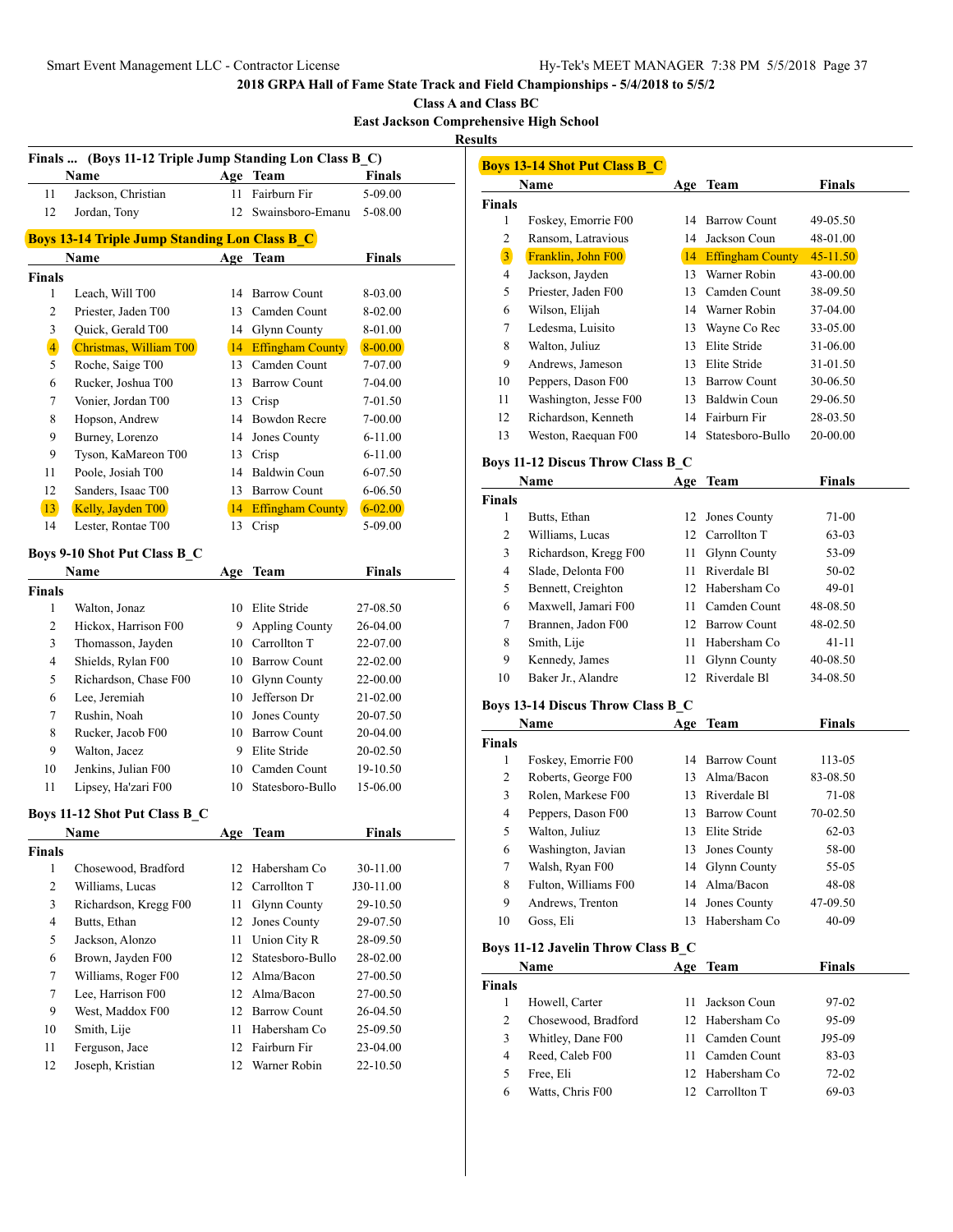2018 GRPA Hall of Fame State Track and Field Championships - 5/4/2018 to 5/5/2

Class A and Class BC

East Jackson Comprehensive High School

Results

### Finals ... (Boys 11-12 Triple Jump Standing Lon Class B_C)

| | Name | Age | Team | Finals |
|---|---|---|---|---|
| 11 | Jackson, Christian | 11 | Fairburn Fir | 5-09.00 |
| 12 | Jordan, Tony | 12 | Swainsboro-Emanu | 5-08.00 |

### Boys 13-14 Triple Jump Standing Lon Class B_C

| | Name | Age | Team | Finals |
|---|---|---|---|---|
| **Finals** | | | | |
| 1 | Leach, Will T00 | 14 | Barrow Count | 8-03.00 |
| 2 | Priester, Jaden T00 | 13 | Camden Count | 8-02.00 |
| 3 | Quick, Gerald T00 | 14 | Glynn County | 8-01.00 |
| 4 | Christmas, William T00 | 14 | Effingham County | 8-00.00 |
| 5 | Roche, Saige T00 | 13 | Camden Count | 7-07.00 |
| 6 | Rucker, Joshua T00 | 13 | Barrow Count | 7-04.00 |
| 7 | Vonier, Jordan T00 | 13 | Crisp | 7-01.50 |
| 8 | Hopson, Andrew | 14 | Bowdon Recre | 7-00.00 |
| 9 | Burney, Lorenzo | 14 | Jones County | 6-11.00 |
| 9 | Tyson, KaMareon T00 | 13 | Crisp | 6-11.00 |
| 11 | Poole, Josiah T00 | 14 | Baldwin Coun | 6-07.50 |
| 12 | Sanders, Isaac T00 | 13 | Barrow Count | 6-06.50 |
| 13 | Kelly, Jayden T00 | 14 | Effingham County | 6-02.00 |
| 14 | Lester, Rontae T00 | 13 | Crisp | 5-09.00 |

### Boys 9-10 Shot Put Class B_C

| | Name | Age | Team | Finals |
|---|---|---|---|---|
| **Finals** | | | | |
| 1 | Walton, Jonaz | 10 | Elite Stride | 27-08.50 |
| 2 | Hickox, Harrison F00 | 9 | Appling County | 26-04.00 |
| 3 | Thomasson, Jayden | 10 | Carrollton T | 22-07.00 |
| 4 | Shields, Rylan F00 | 10 | Barrow Count | 22-02.00 |
| 5 | Richardson, Chase F00 | 10 | Glynn County | 22-00.00 |
| 6 | Lee, Jeremiah | 10 | Jefferson Dr | 21-02.00 |
| 7 | Rushin, Noah | 10 | Jones County | 20-07.50 |
| 8 | Rucker, Jacob F00 | 10 | Barrow Count | 20-04.00 |
| 9 | Walton, Jacez | 9 | Elite Stride | 20-02.50 |
| 10 | Jenkins, Julian F00 | 10 | Camden Count | 19-10.50 |
| 11 | Lipsey, Ha'zari F00 | 10 | Statesboro-Bullo | 15-06.00 |

### Boys 11-12 Shot Put Class B_C

| | Name | Age | Team | Finals |
|---|---|---|---|---|
| **Finals** | | | | |
| 1 | Chosewood, Bradford | 12 | Habersham Co | 30-11.00 |
| 2 | Williams, Lucas | 12 | Carrollton T | J30-11.00 |
| 3 | Richardson, Kregg F00 | 11 | Glynn County | 29-10.50 |
| 4 | Butts, Ethan | 12 | Jones County | 29-07.50 |
| 5 | Jackson, Alonzo | 11 | Union City R | 28-09.50 |
| 6 | Brown, Jayden F00 | 12 | Statesboro-Bullo | 28-02.00 |
| 7 | Williams, Roger F00 | 12 | Alma/Bacon | 27-00.50 |
| 7 | Lee, Harrison F00 | 12 | Alma/Bacon | 27-00.50 |
| 9 | West, Maddox F00 | 12 | Barrow Count | 26-04.50 |
| 10 | Smith, Lije | 11 | Habersham Co | 25-09.50 |
| 11 | Ferguson, Jace | 12 | Fairburn Fir | 23-04.00 |
| 12 | Joseph, Kristian | 12 | Warner Robin | 22-10.50 |

### Boys 13-14 Shot Put Class B_C

| | Name | Age | Team | Finals |
|---|---|---|---|---|
| **Finals** | | | | |
| 1 | Foskey, Emorrie F00 | 14 | Barrow Count | 49-05.50 |
| 2 | Ransom, Latravious | 14 | Jackson Coun | 48-01.00 |
| 3 | Franklin, John F00 | 14 | Effingham County | 45-11.50 |
| 4 | Jackson, Jayden | 13 | Warner Robin | 43-00.00 |
| 5 | Priester, Jaden F00 | 13 | Camden Count | 38-09.50 |
| 6 | Wilson, Elijah | 14 | Warner Robin | 37-04.00 |
| 7 | Ledesma, Luisito | 13 | Wayne Co Rec | 33-05.00 |
| 8 | Walton, Juliuz | 13 | Elite Stride | 31-06.00 |
| 9 | Andrews, Jameson | 13 | Elite Stride | 31-01.50 |
| 10 | Peppers, Dason F00 | 13 | Barrow Count | 30-06.50 |
| 11 | Washington, Jesse F00 | 13 | Baldwin Coun | 29-06.50 |
| 12 | Richardson, Kenneth | 14 | Fairburn Fir | 28-03.50 |
| 13 | Weston, Raequan F00 | 14 | Statesboro-Bullo | 20-00.00 |

### Boys 11-12 Discus Throw Class B_C

| | Name | Age | Team | Finals |
|---|---|---|---|---|
| **Finals** | | | | |
| 1 | Butts, Ethan | 12 | Jones County | 71-00 |
| 2 | Williams, Lucas | 12 | Carrollton T | 63-03 |
| 3 | Richardson, Kregg F00 | 11 | Glynn County | 53-09 |
| 4 | Slade, Delonta F00 | 11 | Riverdale Bl | 50-02 |
| 5 | Bennett, Creighton | 12 | Habersham Co | 49-01 |
| 6 | Maxwell, Jamari F00 | 11 | Camden Count | 48-08.50 |
| 7 | Brannen, Jadon F00 | 12 | Barrow Count | 48-02.50 |
| 8 | Smith, Lije | 11 | Habersham Co | 41-11 |
| 9 | Kennedy, James | 11 | Glynn County | 40-08.50 |
| 10 | Baker Jr., Alandre | 12 | Riverdale Bl | 34-08.50 |

### Boys 13-14 Discus Throw Class B_C

| | Name | Age | Team | Finals |
|---|---|---|---|---|
| **Finals** | | | | |
| 1 | Foskey, Emorrie F00 | 14 | Barrow Count | 113-05 |
| 2 | Roberts, George F00 | 13 | Alma/Bacon | 83-08.50 |
| 3 | Rolen, Markese F00 | 13 | Riverdale Bl | 71-08 |
| 4 | Peppers, Dason F00 | 13 | Barrow Count | 70-02.50 |
| 5 | Walton, Juliuz | 13 | Elite Stride | 62-03 |
| 6 | Washington, Javian | 13 | Jones County | 58-00 |
| 7 | Walsh, Ryan F00 | 14 | Glynn County | 55-05 |
| 8 | Fulton, Williams F00 | 14 | Alma/Bacon | 48-08 |
| 9 | Andrews, Trenton | 14 | Jones County | 47-09.50 |
| 10 | Goss, Eli | 13 | Habersham Co | 40-09 |

### Boys 11-12 Javelin Throw Class B_C

| | Name | Age | Team | Finals |
|---|---|---|---|---|
| **Finals** | | | | |
| 1 | Howell, Carter | 11 | Jackson Coun | 97-02 |
| 2 | Chosewood, Bradford | 12 | Habersham Co | 95-09 |
| 3 | Whitley, Dane F00 | 11 | Camden Count | J95-09 |
| 4 | Reed, Caleb F00 | 11 | Camden Count | 83-03 |
| 5 | Free, Eli | 12 | Habersham Co | 72-02 |
| 6 | Watts, Chris F00 | 12 | Carrollton T | 69-03 |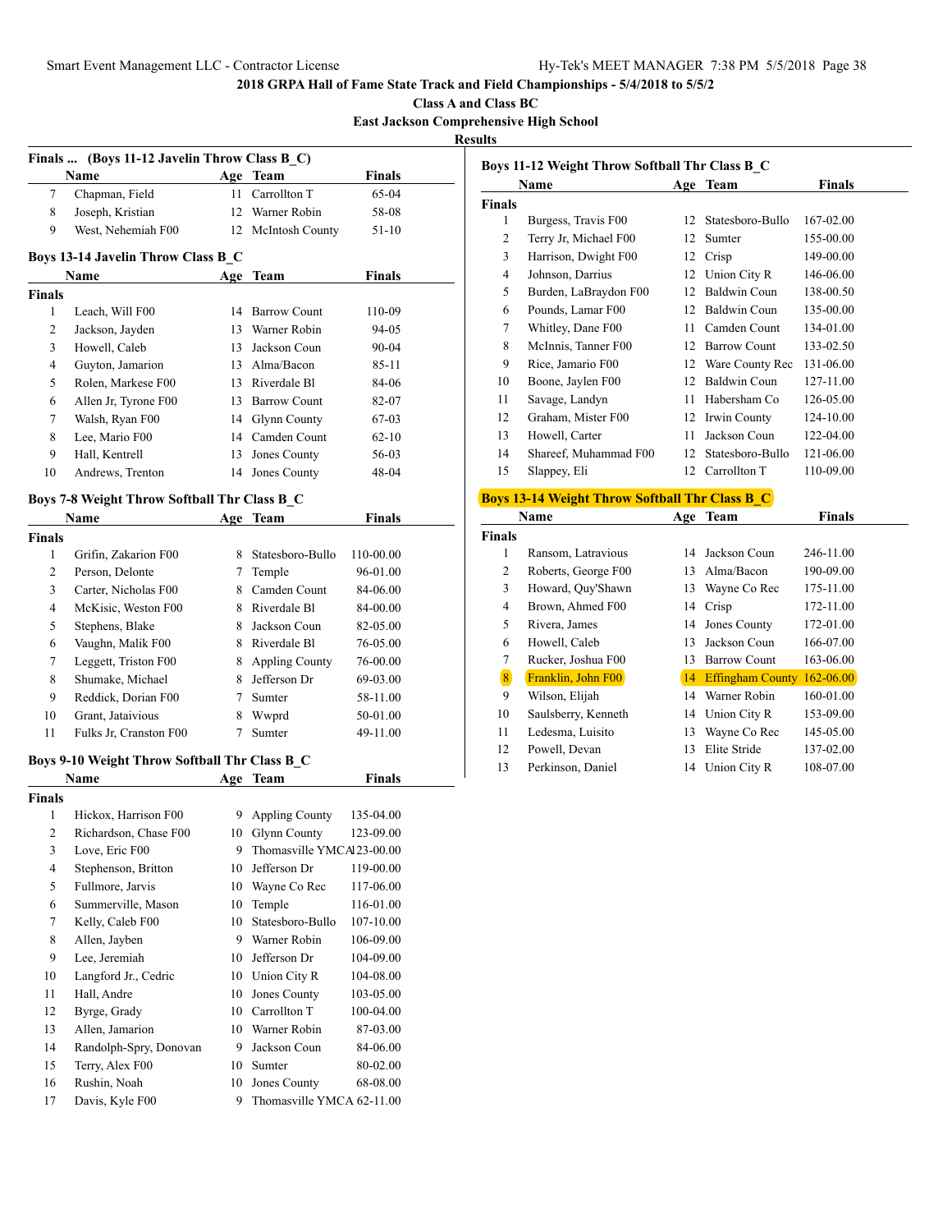## 2018 GRPA Hall of Fame State Track and Field Championships - 5/4/2018 to 5/5/2

### Class A and Class BC

### East Jackson Comprehensive High School

### Results

**Finals ... (Boys 11-12 Javelin Throw Class B_C)**

| | Name | Age | Team | Finals |
|---|---|---|---|---|
| 7 | Chapman, Field | 11 | Carrollton T | 65-04 |
| 8 | Joseph, Kristian | 12 | Warner Robin | 58-08 |
| 9 | West, Nehemiah F00 | 12 | McIntosh County | 51-10 |

**Boys 13-14 Javelin Throw Class B_C**

| | Name | Age | Team | Finals |
|---|---|---|---|---|
| **Finals** | | | | |
| 1 | Leach, Will F00 | 14 | Barrow Count | 110-09 |
| 2 | Jackson, Jayden | 13 | Warner Robin | 94-05 |
| 3 | Howell, Caleb | 13 | Jackson Coun | 90-04 |
| 4 | Guyton, Jamarion | 13 | Alma/Bacon | 85-11 |
| 5 | Rolen, Markese F00 | 13 | Riverdale Bl | 84-06 |
| 6 | Allen Jr, Tyrone F00 | 13 | Barrow Count | 82-07 |
| 7 | Walsh, Ryan F00 | 14 | Glynn County | 67-03 |
| 8 | Lee, Mario F00 | 14 | Camden Count | 62-10 |
| 9 | Hall, Kentrell | 13 | Jones County | 56-03 |
| 10 | Andrews, Trenton | 14 | Jones County | 48-04 |

**Boys 7-8 Weight Throw Softball Thr Class B_C**

| | Name | Age | Team | Finals |
|---|---|---|---|---|
| **Finals** | | | | |
| 1 | Grifin, Zakarion F00 | 8 | Statesboro-Bullo | 110-00.00 |
| 2 | Person, Delonte | 7 | Temple | 96-01.00 |
| 3 | Carter, Nicholas F00 | 8 | Camden Count | 84-06.00 |
| 4 | McKisic, Weston F00 | 8 | Riverdale Bl | 84-00.00 |
| 5 | Stephens, Blake | 8 | Jackson Coun | 82-05.00 |
| 6 | Vaughn, Malik F00 | 8 | Riverdale Bl | 76-05.00 |
| 7 | Leggett, Triston F00 | 8 | Appling County | 76-00.00 |
| 8 | Shumake, Michael | 8 | Jefferson Dr | 69-03.00 |
| 9 | Reddick, Dorian F00 | 7 | Sumter | 58-11.00 |
| 10 | Grant, Jataivious | 8 | Wwprd | 50-01.00 |
| 11 | Fulks Jr, Cranston F00 | 7 | Sumter | 49-11.00 |

**Boys 9-10 Weight Throw Softball Thr Class B_C**

| | Name | Age | Team | Finals |
|---|---|---|---|---|
| **Finals** | | | | |
| 1 | Hickox, Harrison F00 | 9 | Appling County | 135-04.00 |
| 2 | Richardson, Chase F00 | 10 | Glynn County | 123-09.00 |
| 3 | Love, Eric F00 | 9 | Thomasville YMCA | 123-00.00 |
| 4 | Stephenson, Britton | 10 | Jefferson Dr | 119-00.00 |
| 5 | Fullmore, Jarvis | 10 | Wayne Co Rec | 117-06.00 |
| 6 | Summerville, Mason | 10 | Temple | 116-01.00 |
| 7 | Kelly, Caleb F00 | 10 | Statesboro-Bullo | 107-10.00 |
| 8 | Allen, Jayben | 9 | Warner Robin | 106-09.00 |
| 9 | Lee, Jeremiah | 10 | Jefferson Dr | 104-09.00 |
| 10 | Langford Jr., Cedric | 10 | Union City R | 104-08.00 |
| 11 | Hall, Andre | 10 | Jones County | 103-05.00 |
| 12 | Byrge, Grady | 10 | Carrollton T | 100-04.00 |
| 13 | Allen, Jamarion | 10 | Warner Robin | 87-03.00 |
| 14 | Randolph-Spry, Donovan | 9 | Jackson Coun | 84-06.00 |
| 15 | Terry, Alex F00 | 10 | Sumter | 80-02.00 |
| 16 | Rushin, Noah | 10 | Jones County | 68-08.00 |
| 17 | Davis, Kyle F00 | 9 | Thomasville YMCA | 62-11.00 |

**Boys 11-12 Weight Throw Softball Thr Class B_C**

| | Name | Age | Team | Finals |
|---|---|---|---|---|
| **Finals** | | | | |
| 1 | Burgess, Travis F00 | 12 | Statesboro-Bullo | 167-02.00 |
| 2 | Terry Jr, Michael F00 | 12 | Sumter | 155-00.00 |
| 3 | Harrison, Dwight F00 | 12 | Crisp | 149-00.00 |
| 4 | Johnson, Darrius | 12 | Union City R | 146-06.00 |
| 5 | Burden, LaBraydon F00 | 12 | Baldwin Coun | 138-00.50 |
| 6 | Pounds, Lamar F00 | 12 | Baldwin Coun | 135-00.00 |
| 7 | Whitley, Dane F00 | 11 | Camden Count | 134-01.00 |
| 8 | McInnis, Tanner F00 | 12 | Barrow Count | 133-02.50 |
| 9 | Rice, Jamario F00 | 12 | Ware County Rec | 131-06.00 |
| 10 | Boone, Jaylen F00 | 12 | Baldwin Coun | 127-11.00 |
| 11 | Savage, Landyn | 11 | Habersham Co | 126-05.00 |
| 12 | Graham, Mister F00 | 12 | Irwin County | 124-10.00 |
| 13 | Howell, Carter | 11 | Jackson Coun | 122-04.00 |
| 14 | Shareef, Muhammad F00 | 12 | Statesboro-Bullo | 121-06.00 |
| 15 | Slappey, Eli | 12 | Carrollton T | 110-09.00 |

**Boys 13-14 Weight Throw Softball Thr Class B_C**

| | Name | Age | Team | Finals |
|---|---|---|---|---|
| **Finals** | | | | |
| 1 | Ransom, Latravious | 14 | Jackson Coun | 246-11.00 |
| 2 | Roberts, George F00 | 13 | Alma/Bacon | 190-09.00 |
| 3 | Howard, Quy'Shawn | 13 | Wayne Co Rec | 175-11.00 |
| 4 | Brown, Ahmed F00 | 14 | Crisp | 172-11.00 |
| 5 | Rivera, James | 14 | Jones County | 172-01.00 |
| 6 | Howell, Caleb | 13 | Jackson Coun | 166-07.00 |
| 7 | Rucker, Joshua F00 | 13 | Barrow Count | 163-06.00 |
| 8 | Franklin, John F00 | 14 | Effingham County | 162-06.00 |
| 9 | Wilson, Elijah | 14 | Warner Robin | 160-01.00 |
| 10 | Saulsberry, Kenneth | 14 | Union City R | 153-09.00 |
| 11 | Ledesma, Luisito | 13 | Wayne Co Rec | 145-05.00 |
| 12 | Powell, Devan | 13 | Elite Stride | 137-02.00 |
| 13 | Perkinson, Daniel | 14 | Union City R | 108-07.00 |